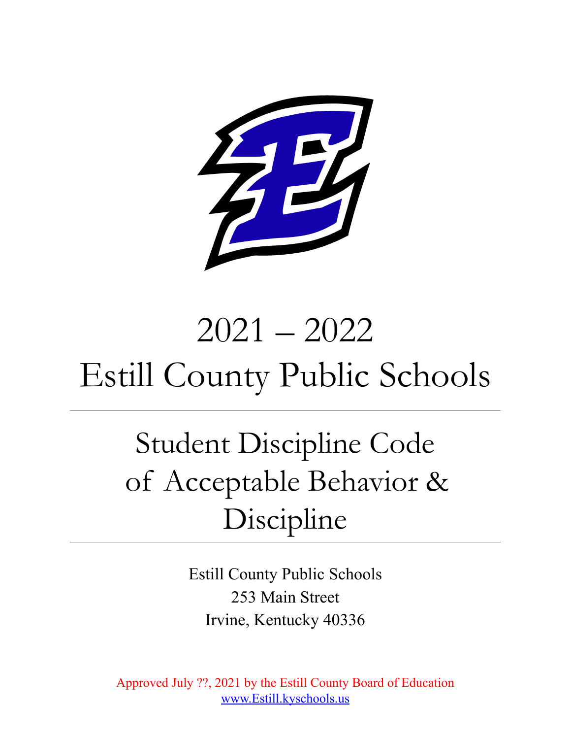# 2021 – 2022
# Estill County Public Schools

---

# Student Discipline Code of Acceptable Behavior & Discipline

---

Estill County Public Schools
253 Main Street
Irvine, Kentucky 40336

Approved July ??, 2021 by the Estill County Board of Education
www.Estill.kyschools.us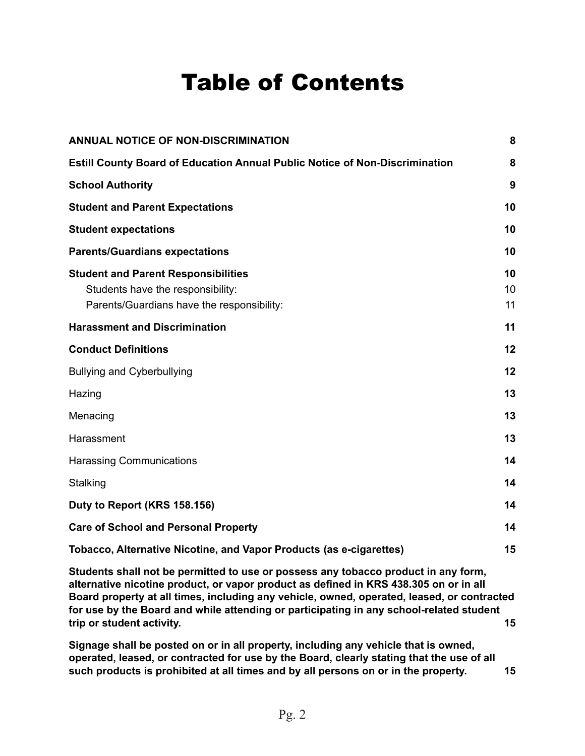# Table of Contents

| | |
|---|---|
| **ANNUAL NOTICE OF NON-DISCRIMINATION** | **8** |
| **Estill County Board of Education Annual Public Notice of Non-Discrimination** | **8** |
| **School Authority** | **9** |
| **Student and Parent Expectations** | **10** |
| **Student expectations** | **10** |
| **Parents/Guardians expectations** | **10** |
| **Student and Parent Responsibilities** | **10** |
| Students have the responsibility: | 10 |
| Parents/Guardians have the responsibility: | 11 |
| **Harassment and Discrimination** | **11** |
| **Conduct Definitions** | **12** |
| Bullying and Cyberbullying | **12** |
| Hazing | **13** |
| Menacing | **13** |
| Harassment | **13** |
| Harassing Communications | **14** |
| Stalking | **14** |
| **Duty to Report (KRS 158.156)** | **14** |
| **Care of School and Personal Property** | **14** |
| **Tobacco, Alternative Nicotine, and Vapor Products (as e-cigarettes)** | **15** |
| **Students shall not be permitted to use or possess any tobacco product in any form, alternative nicotine product, or vapor product as defined in KRS 438.305 on or in all Board property at all times, including any vehicle, owned, operated, leased, or contracted for use by the Board and while attending or participating in any school-related student trip or student activity.** | **15** |
| **Signage shall be posted on or in all property, including any vehicle that is owned, operated, leased, or contracted for use by the Board, clearly stating that the use of all such products is prohibited at all times and by all persons on or in the property.** | **15** |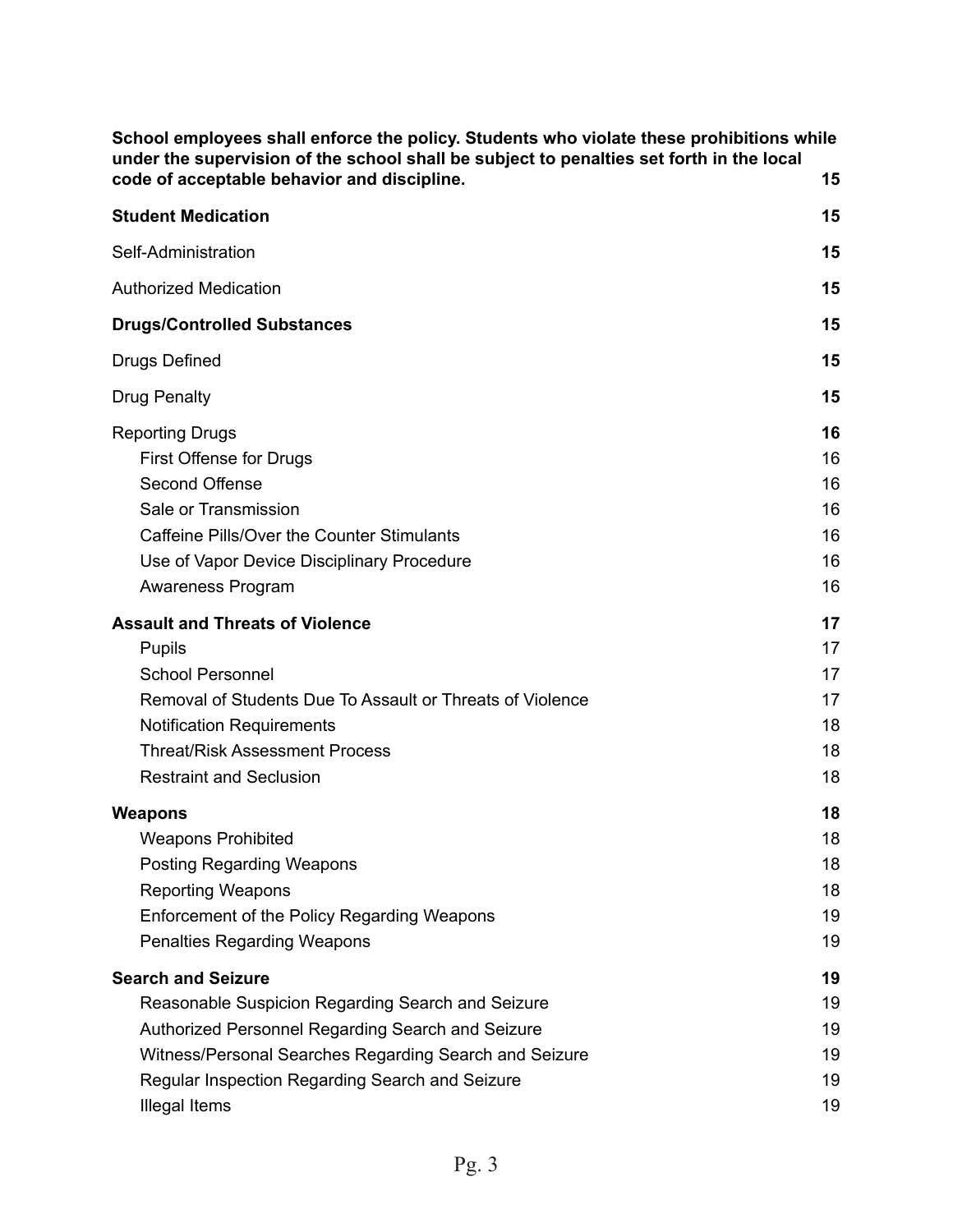**School employees shall enforce the policy. Students who violate these prohibitions while under the supervision of the school shall be subject to penalties set forth in the local code of acceptable behavior and discipline. 15**

**Student Medication 15**

Self-Administration **15**

Authorized Medication **15**

**Drugs/Controlled Substances 15**

Drugs Defined **15**

Drug Penalty **15**

Reporting Drugs **16**

- First Offense for Drugs 16
- Second Offense 16
- Sale or Transmission 16
- Caffeine Pills/Over the Counter Stimulants 16
- Use of Vapor Device Disciplinary Procedure 16
- Awareness Program 16

**Assault and Threats of Violence 17**

- Pupils 17
- School Personnel 17
- Removal of Students Due To Assault or Threats of Violence 17
- Notification Requirements 18
- Threat/Risk Assessment Process 18
- Restraint and Seclusion 18

**Weapons 18**

- Weapons Prohibited 18
- Posting Regarding Weapons 18
- Reporting Weapons 18
- Enforcement of the Policy Regarding Weapons 19
- Penalties Regarding Weapons 19

**Search and Seizure 19**

- Reasonable Suspicion Regarding Search and Seizure 19
- Authorized Personnel Regarding Search and Seizure 19
- Witness/Personal Searches Regarding Search and Seizure 19
- Regular Inspection Regarding Search and Seizure 19
- Illegal Items 19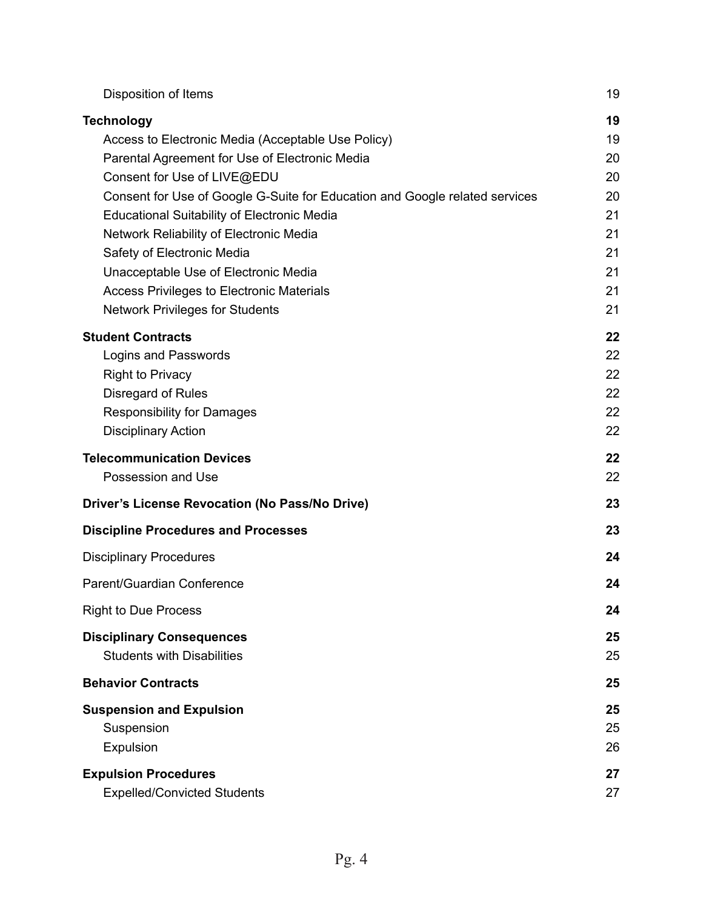| | |
|---|---|
| Disposition of Items | 19 |
| **Technology** | **19** |
| Access to Electronic Media (Acceptable Use Policy) | 19 |
| Parental Agreement for Use of Electronic Media | 20 |
| Consent for Use of LIVE@EDU | 20 |
| Consent for Use of Google G-Suite for Education and Google related services | 20 |
| Educational Suitability of Electronic Media | 21 |
| Network Reliability of Electronic Media | 21 |
| Safety of Electronic Media | 21 |
| Unacceptable Use of Electronic Media | 21 |
| Access Privileges to Electronic Materials | 21 |
| Network Privileges for Students | 21 |
| **Student Contracts** | **22** |
| Logins and Passwords | 22 |
| Right to Privacy | 22 |
| Disregard of Rules | 22 |
| Responsibility for Damages | 22 |
| Disciplinary Action | 22 |
| **Telecommunication Devices** | **22** |
| Possession and Use | 22 |
| **Driver's License Revocation (No Pass/No Drive)** | **23** |
| **Discipline Procedures and Processes** | **23** |
| Disciplinary Procedures | **24** |
| Parent/Guardian Conference | **24** |
| Right to Due Process | **24** |
| **Disciplinary Consequences** | **25** |
| Students with Disabilities | 25 |
| **Behavior Contracts** | **25** |
| **Suspension and Expulsion** | **25** |
| Suspension | 25 |
| Expulsion | 26 |
| **Expulsion Procedures** | **27** |
| Expelled/Convicted Students | 27 |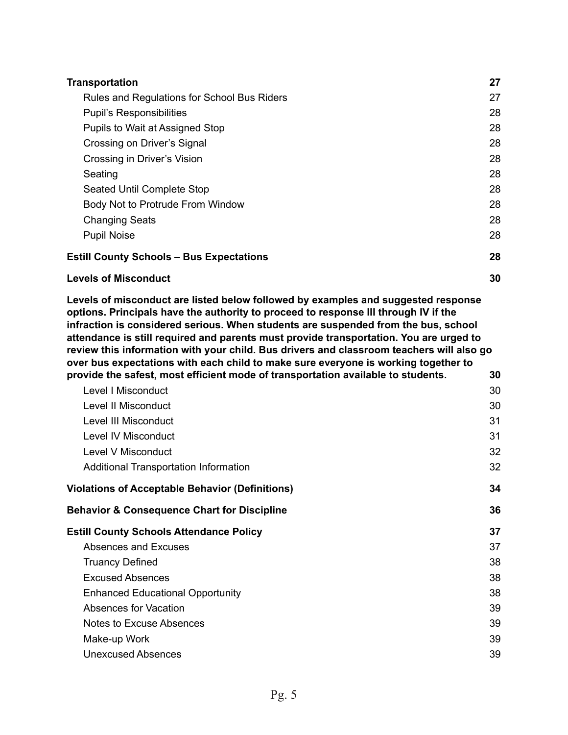**Transportation** 27

- Rules and Regulations for School Bus Riders 27
- Pupil's Responsibilities 28
- Pupils to Wait at Assigned Stop 28
- Crossing on Driver's Signal 28
- Crossing in Driver's Vision 28
- Seating 28
- Seated Until Complete Stop 28
- Body Not to Protrude From Window 28
- Changing Seats 28
- Pupil Noise 28

**Estill County Schools – Bus Expectations** 28

**Levels of Misconduct** 30

**Levels of misconduct are listed below followed by examples and suggested response options. Principals have the authority to proceed to response III through IV if the infraction is considered serious. When students are suspended from the bus, school attendance is still required and parents must provide transportation. You are urged to review this information with your child. Bus drivers and classroom teachers will also go over bus expectations with each child to make sure everyone is working together to provide the safest, most efficient mode of transportation available to students.** 30

- Level I Misconduct 30
- Level II Misconduct 30
- Level III Misconduct 31
- Level IV Misconduct 31
- Level V Misconduct 32
- Additional Transportation Information 32

**Violations of Acceptable Behavior (Definitions)** 34

**Behavior & Consequence Chart for Discipline** 36

**Estill County Schools Attendance Policy** 37

- Absences and Excuses 37
- Truancy Defined 38
- Excused Absences 38
- Enhanced Educational Opportunity 38
- Absences for Vacation 39
- Notes to Excuse Absences 39
- Make-up Work 39
- Unexcused Absences 39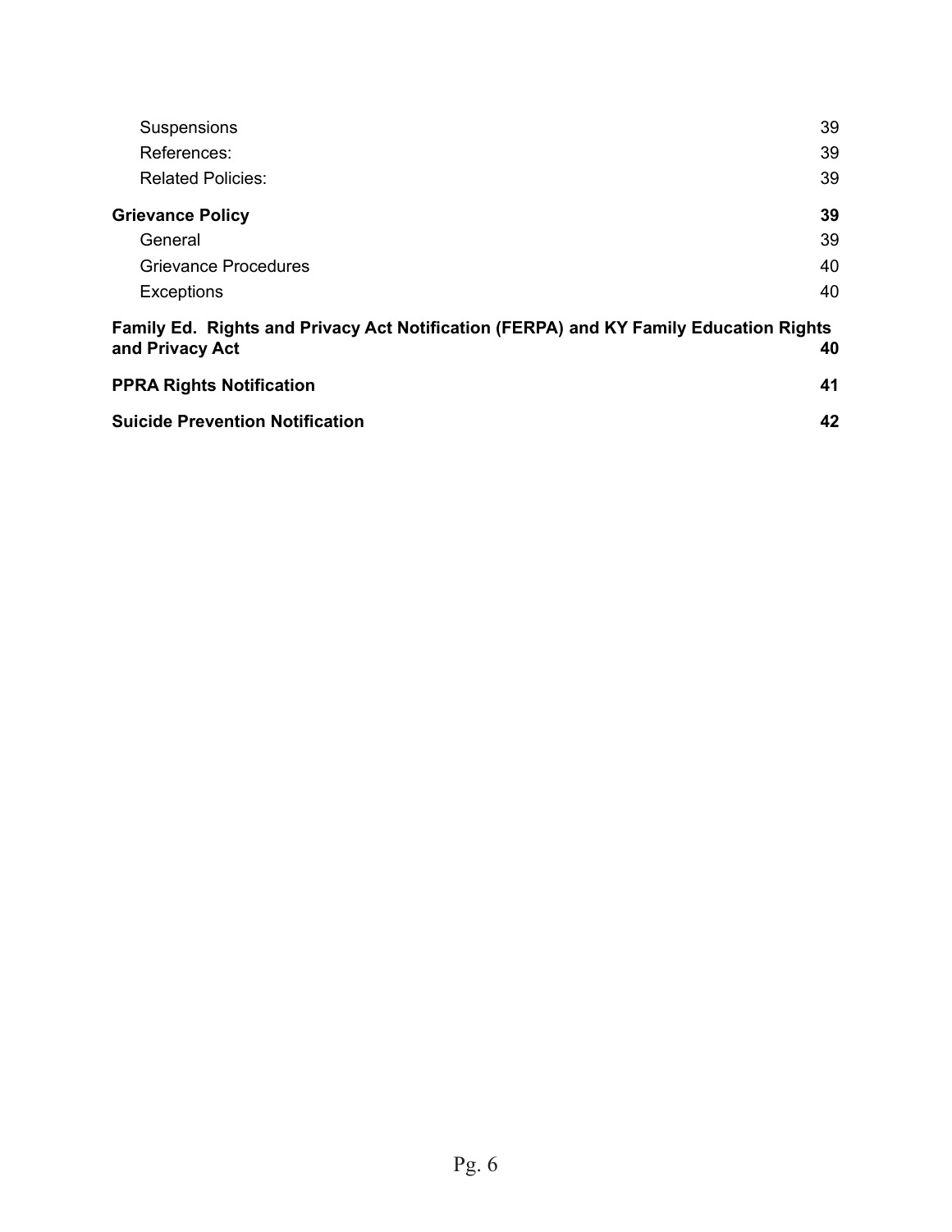Suspensions 39
References: 39
Related Policies: 39

**Grievance Policy 39**

General 39
Grievance Procedures 40
Exceptions 40

**Family Ed. Rights and Privacy Act Notification (FERPA) and KY Family Education Rights and Privacy Act 40**

**PPRA Rights Notification 41**

**Suicide Prevention Notification 42**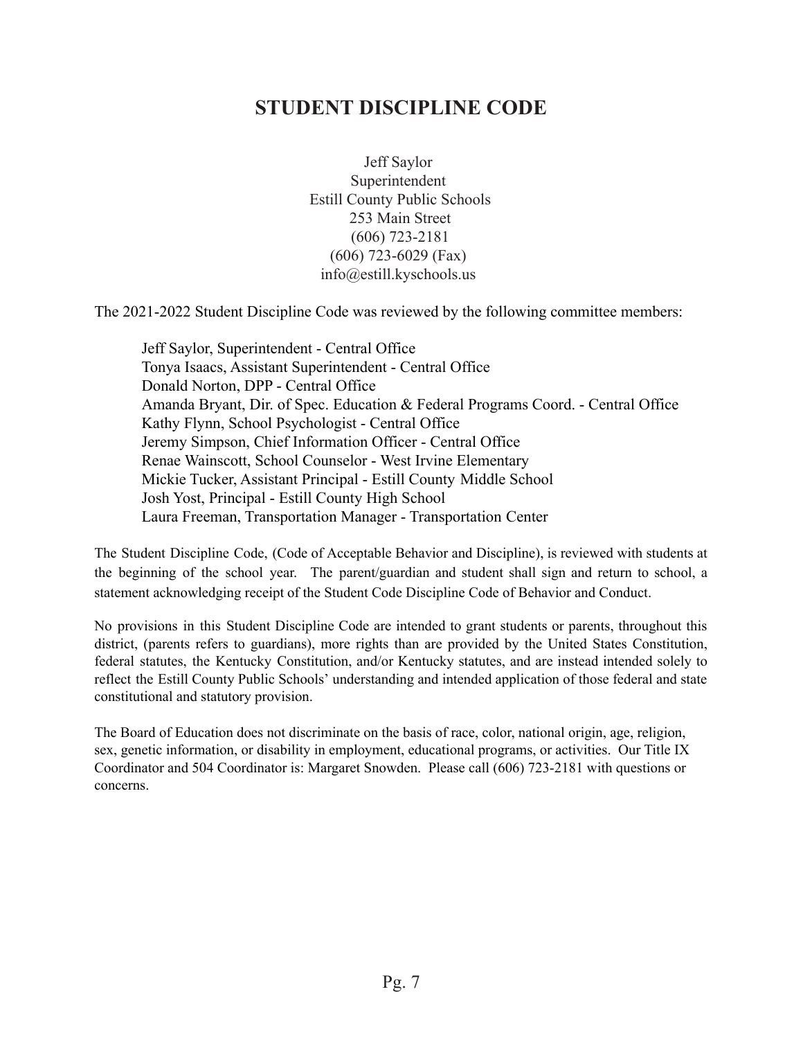# STUDENT DISCIPLINE CODE

Jeff Saylor
Superintendent
Estill County Public Schools
253 Main Street
(606) 723-2181
(606) 723-6029 (Fax)
info@estill.kyschools.us

The 2021-2022 Student Discipline Code was reviewed by the following committee members:

Jeff Saylor, Superintendent - Central Office
Tonya Isaacs, Assistant Superintendent - Central Office
Donald Norton, DPP - Central Office
Amanda Bryant, Dir. of Spec. Education & Federal Programs Coord. - Central Office
Kathy Flynn, School Psychologist - Central Office
Jeremy Simpson, Chief Information Officer - Central Office
Renae Wainscott, School Counselor - West Irvine Elementary
Mickie Tucker, Assistant Principal - Estill County Middle School
Josh Yost, Principal - Estill County High School
Laura Freeman, Transportation Manager - Transportation Center

The Student Discipline Code, (Code of Acceptable Behavior and Discipline), is reviewed with students at the beginning of the school year. The parent/guardian and student shall sign and return to school, a statement acknowledging receipt of the Student Code Discipline Code of Behavior and Conduct.

No provisions in this Student Discipline Code are intended to grant students or parents, throughout this district, (parents refers to guardians), more rights than are provided by the United States Constitution, federal statutes, the Kentucky Constitution, and/or Kentucky statutes, and are instead intended solely to reflect the Estill County Public Schools' understanding and intended application of those federal and state constitutional and statutory provision.

The Board of Education does not discriminate on the basis of race, color, national origin, age, religion, sex, genetic information, or disability in employment, educational programs, or activities. Our Title IX Coordinator and 504 Coordinator is: Margaret Snowden. Please call (606) 723-2181 with questions or concerns.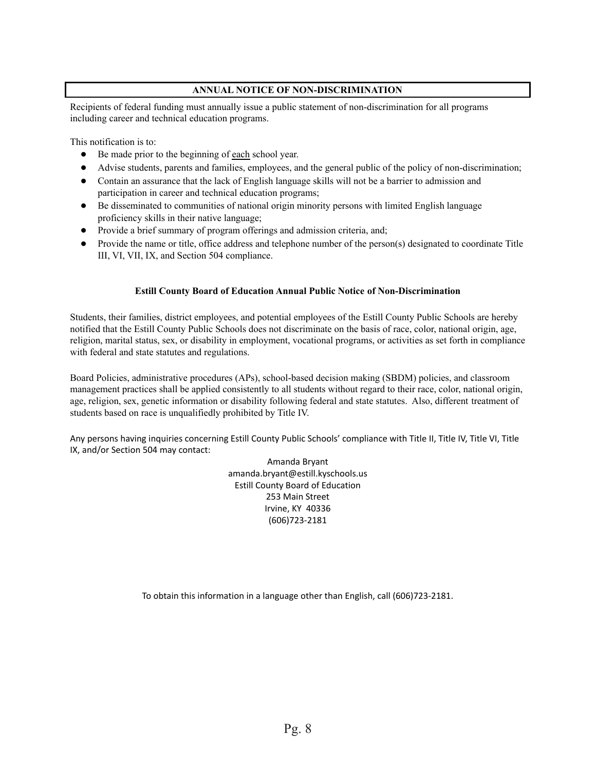## ANNUAL NOTICE OF NON-DISCRIMINATION

Recipients of federal funding must annually issue a public statement of non-discrimination for all programs including career and technical education programs.

This notification is to:

- Be made prior to the beginning of each school year.
- Advise students, parents and families, employees, and the general public of the policy of non-discrimination;
- Contain an assurance that the lack of English language skills will not be a barrier to admission and participation in career and technical education programs;
- Be disseminated to communities of national origin minority persons with limited English language proficiency skills in their native language;
- Provide a brief summary of program offerings and admission criteria, and;
- Provide the name or title, office address and telephone number of the person(s) designated to coordinate Title III, VI, VII, IX, and Section 504 compliance.

### Estill County Board of Education Annual Public Notice of Non-Discrimination

Students, their families, district employees, and potential employees of the Estill County Public Schools are hereby notified that the Estill County Public Schools does not discriminate on the basis of race, color, national origin, age, religion, marital status, sex, or disability in employment, vocational programs, or activities as set forth in compliance with federal and state statutes and regulations.

Board Policies, administrative procedures (APs), school-based decision making (SBDM) policies, and classroom management practices shall be applied consistently to all students without regard to their race, color, national origin, age, religion, sex, genetic information or disability following federal and state statutes. Also, different treatment of students based on race is unqualifiedly prohibited by Title IV.

Any persons having inquiries concerning Estill County Public Schools' compliance with Title II, Title IV, Title VI, Title IX, and/or Section 504 may contact:

Amanda Bryant
amanda.bryant@estill.kyschools.us
Estill County Board of Education
253 Main Street
Irvine, KY 40336
(606)723-2181

To obtain this information in a language other than English, call (606)723-2181.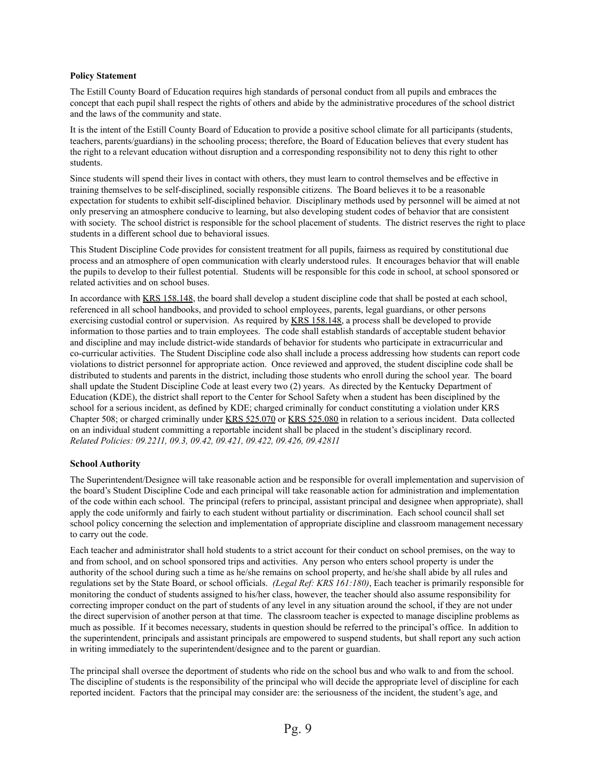**Policy Statement**

The Estill County Board of Education requires high standards of personal conduct from all pupils and embraces the concept that each pupil shall respect the rights of others and abide by the administrative procedures of the school district and the laws of the community and state.

It is the intent of the Estill County Board of Education to provide a positive school climate for all participants (students, teachers, parents/guardians) in the schooling process; therefore, the Board of Education believes that every student has the right to a relevant education without disruption and a corresponding responsibility not to deny this right to other students.

Since students will spend their lives in contact with others, they must learn to control themselves and be effective in training themselves to be self-disciplined, socially responsible citizens. The Board believes it to be a reasonable expectation for students to exhibit self-disciplined behavior. Disciplinary methods used by personnel will be aimed at not only preserving an atmosphere conducive to learning, but also developing student codes of behavior that are consistent with society. The school district is responsible for the school placement of students. The district reserves the right to place students in a different school due to behavioral issues.

This Student Discipline Code provides for consistent treatment for all pupils, fairness as required by constitutional due process and an atmosphere of open communication with clearly understood rules. It encourages behavior that will enable the pupils to develop to their fullest potential. Students will be responsible for this code in school, at school sponsored or related activities and on school buses.

In accordance with KRS 158.148, the board shall develop a student discipline code that shall be posted at each school, referenced in all school handbooks, and provided to school employees, parents, legal guardians, or other persons exercising custodial control or supervision. As required by KRS 158.148, a process shall be developed to provide information to those parties and to train employees. The code shall establish standards of acceptable student behavior and discipline and may include district-wide standards of behavior for students who participate in extracurricular and co-curricular activities. The Student Discipline code also shall include a process addressing how students can report code violations to district personnel for appropriate action. Once reviewed and approved, the student discipline code shall be distributed to students and parents in the district, including those students who enroll during the school year. The board shall update the Student Discipline Code at least every two (2) years. As directed by the Kentucky Department of Education (KDE), the district shall report to the Center for School Safety when a student has been disciplined by the school for a serious incident, as defined by KDE; charged criminally for conduct constituting a violation under KRS Chapter 508; or charged criminally under KRS 525.070 or KRS 525.080 in relation to a serious incident. Data collected on an individual student committing a reportable incident shall be placed in the student's disciplinary record.
*Related Policies: 09.2211, 09.3, 09.42, 09.421, 09.422, 09.426, 09.42811*

**School Authority**

The Superintendent/Designee will take reasonable action and be responsible for overall implementation and supervision of the board's Student Discipline Code and each principal will take reasonable action for administration and implementation of the code within each school. The principal (refers to principal, assistant principal and designee when appropriate), shall apply the code uniformly and fairly to each student without partiality or discrimination. Each school council shall set school policy concerning the selection and implementation of appropriate discipline and classroom management necessary to carry out the code.

Each teacher and administrator shall hold students to a strict account for their conduct on school premises, on the way to and from school, and on school sponsored trips and activities. Any person who enters school property is under the authority of the school during such a time as he/she remains on school property, and he/she shall abide by all rules and regulations set by the State Board, or school officials. *(Legal Ref: KRS 161:180)*, Each teacher is primarily responsible for monitoring the conduct of students assigned to his/her class, however, the teacher should also assume responsibility for correcting improper conduct on the part of students of any level in any situation around the school, if they are not under the direct supervision of another person at that time. The classroom teacher is expected to manage discipline problems as much as possible. If it becomes necessary, students in question should be referred to the principal's office. In addition to the superintendent, principals and assistant principals are empowered to suspend students, but shall report any such action in writing immediately to the superintendent/designee and to the parent or guardian.

The principal shall oversee the deportment of students who ride on the school bus and who walk to and from the school. The discipline of students is the responsibility of the principal who will decide the appropriate level of discipline for each reported incident. Factors that the principal may consider are: the seriousness of the incident, the student's age, and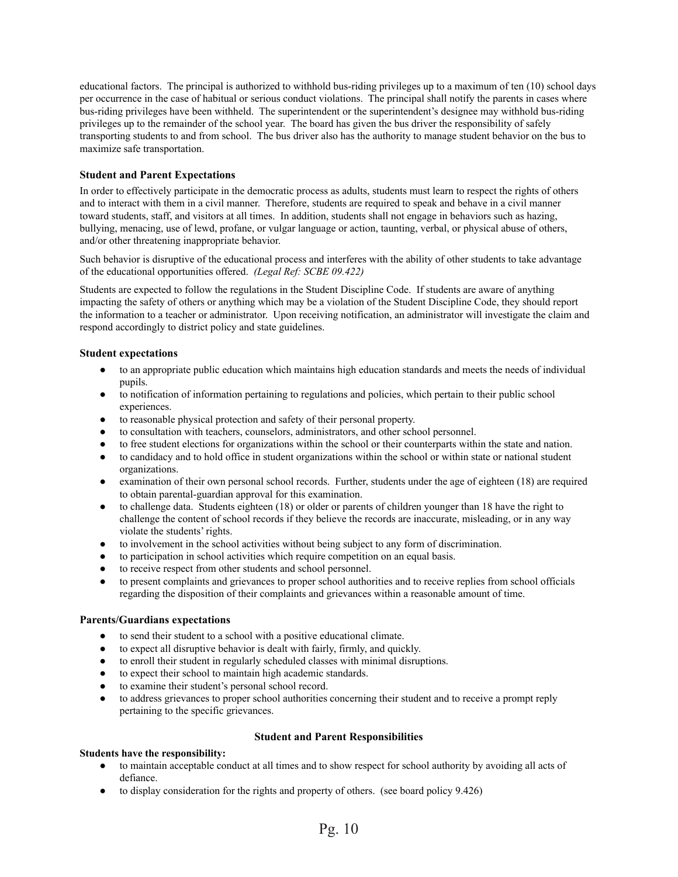educational factors. The principal is authorized to withhold bus-riding privileges up to a maximum of ten (10) school days per occurrence in the case of habitual or serious conduct violations. The principal shall notify the parents in cases where bus-riding privileges have been withheld. The superintendent or the superintendent's designee may withhold bus-riding privileges up to the remainder of the school year. The board has given the bus driver the responsibility of safely transporting students to and from school. The bus driver also has the authority to manage student behavior on the bus to maximize safe transportation.

### Student and Parent Expectations

In order to effectively participate in the democratic process as adults, students must learn to respect the rights of others and to interact with them in a civil manner. Therefore, students are required to speak and behave in a civil manner toward students, staff, and visitors at all times. In addition, students shall not engage in behaviors such as hazing, bullying, menacing, use of lewd, profane, or vulgar language or action, taunting, verbal, or physical abuse of others, and/or other threatening inappropriate behavior.

Such behavior is disruptive of the educational process and interferes with the ability of other students to take advantage of the educational opportunities offered. *(Legal Ref: SCBE 09.422)*

Students are expected to follow the regulations in the Student Discipline Code. If students are aware of anything impacting the safety of others or anything which may be a violation of the Student Discipline Code, they should report the information to a teacher or administrator. Upon receiving notification, an administrator will investigate the claim and respond accordingly to district policy and state guidelines.

### Student expectations

- to an appropriate public education which maintains high education standards and meets the needs of individual pupils.
- to notification of information pertaining to regulations and policies, which pertain to their public school experiences.
- to reasonable physical protection and safety of their personal property.
- to consultation with teachers, counselors, administrators, and other school personnel.
- to free student elections for organizations within the school or their counterparts within the state and nation.
- to candidacy and to hold office in student organizations within the school or within state or national student organizations.
- examination of their own personal school records. Further, students under the age of eighteen (18) are required to obtain parental-guardian approval for this examination.
- to challenge data. Students eighteen (18) or older or parents of children younger than 18 have the right to challenge the content of school records if they believe the records are inaccurate, misleading, or in any way violate the students' rights.
- to involvement in the school activities without being subject to any form of discrimination.
- to participation in school activities which require competition on an equal basis.
- to receive respect from other students and school personnel.
- to present complaints and grievances to proper school authorities and to receive replies from school officials regarding the disposition of their complaints and grievances within a reasonable amount of time.

### Parents/Guardians expectations

- to send their student to a school with a positive educational climate.
- to expect all disruptive behavior is dealt with fairly, firmly, and quickly.
- to enroll their student in regularly scheduled classes with minimal disruptions.
- to expect their school to maintain high academic standards.
- to examine their student's personal school record.
- to address grievances to proper school authorities concerning their student and to receive a prompt reply pertaining to the specific grievances.

## Student and Parent Responsibilities

**Students have the responsibility:**

- to maintain acceptable conduct at all times and to show respect for school authority by avoiding all acts of defiance.
- to display consideration for the rights and property of others. (see board policy 9.426)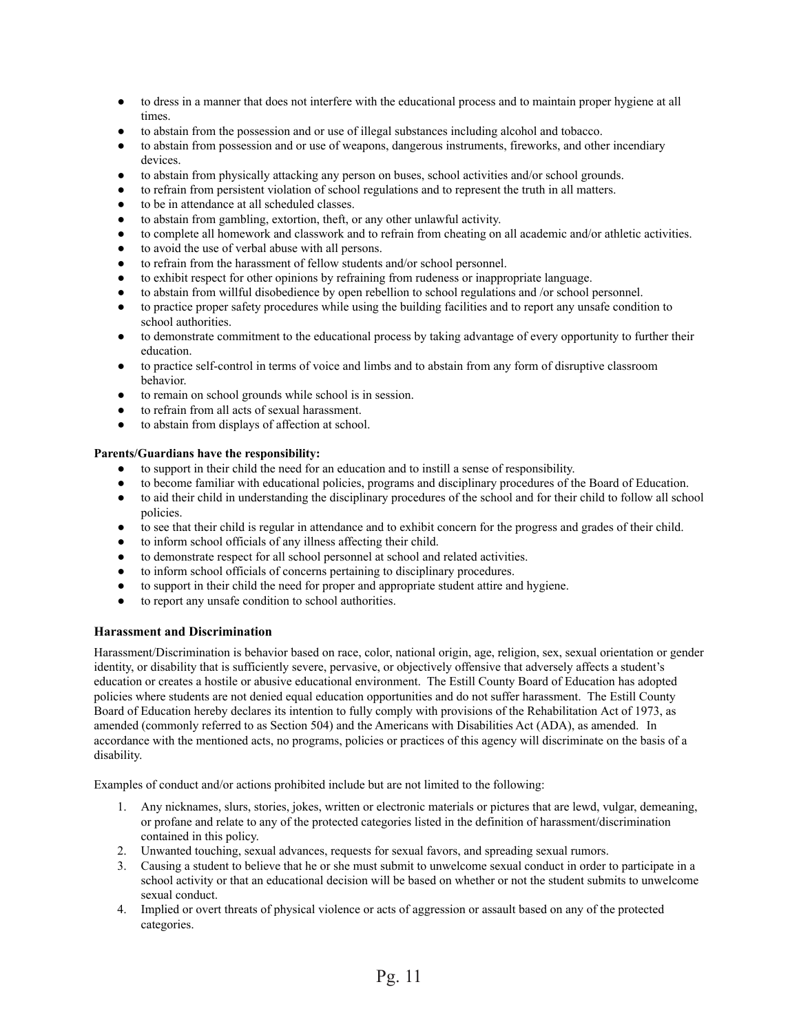- to dress in a manner that does not interfere with the educational process and to maintain proper hygiene at all times.
- to abstain from the possession and or use of illegal substances including alcohol and tobacco.
- to abstain from possession and or use of weapons, dangerous instruments, fireworks, and other incendiary devices.
- to abstain from physically attacking any person on buses, school activities and/or school grounds.
- to refrain from persistent violation of school regulations and to represent the truth in all matters.
- to be in attendance at all scheduled classes.
- to abstain from gambling, extortion, theft, or any other unlawful activity.
- to complete all homework and classwork and to refrain from cheating on all academic and/or athletic activities.
- to avoid the use of verbal abuse with all persons.
- to refrain from the harassment of fellow students and/or school personnel.
- to exhibit respect for other opinions by refraining from rudeness or inappropriate language.
- to abstain from willful disobedience by open rebellion to school regulations and /or school personnel.
- to practice proper safety procedures while using the building facilities and to report any unsafe condition to school authorities.
- to demonstrate commitment to the educational process by taking advantage of every opportunity to further their education.
- to practice self-control in terms of voice and limbs and to abstain from any form of disruptive classroom behavior.
- to remain on school grounds while school is in session.
- to refrain from all acts of sexual harassment.
- to abstain from displays of affection at school.

**Parents/Guardians have the responsibility:**

- to support in their child the need for an education and to instill a sense of responsibility.
- to become familiar with educational policies, programs and disciplinary procedures of the Board of Education.
- to aid their child in understanding the disciplinary procedures of the school and for their child to follow all school policies.
- to see that their child is regular in attendance and to exhibit concern for the progress and grades of their child.
- to inform school officials of any illness affecting their child.
- to demonstrate respect for all school personnel at school and related activities.
- to inform school officials of concerns pertaining to disciplinary procedures.
- to support in their child the need for proper and appropriate student attire and hygiene.
- to report any unsafe condition to school authorities.

### Harassment and Discrimination

Harassment/Discrimination is behavior based on race, color, national origin, age, religion, sex, sexual orientation or gender identity, or disability that is sufficiently severe, pervasive, or objectively offensive that adversely affects a student's education or creates a hostile or abusive educational environment. The Estill County Board of Education has adopted policies where students are not denied equal education opportunities and do not suffer harassment. The Estill County Board of Education hereby declares its intention to fully comply with provisions of the Rehabilitation Act of 1973, as amended (commonly referred to as Section 504) and the Americans with Disabilities Act (ADA), as amended. In accordance with the mentioned acts, no programs, policies or practices of this agency will discriminate on the basis of a disability.

Examples of conduct and/or actions prohibited include but are not limited to the following:

1. Any nicknames, slurs, stories, jokes, written or electronic materials or pictures that are lewd, vulgar, demeaning, or profane and relate to any of the protected categories listed in the definition of harassment/discrimination contained in this policy.
2. Unwanted touching, sexual advances, requests for sexual favors, and spreading sexual rumors.
3. Causing a student to believe that he or she must submit to unwelcome sexual conduct in order to participate in a school activity or that an educational decision will be based on whether or not the student submits to unwelcome sexual conduct.
4. Implied or overt threats of physical violence or acts of aggression or assault based on any of the protected categories.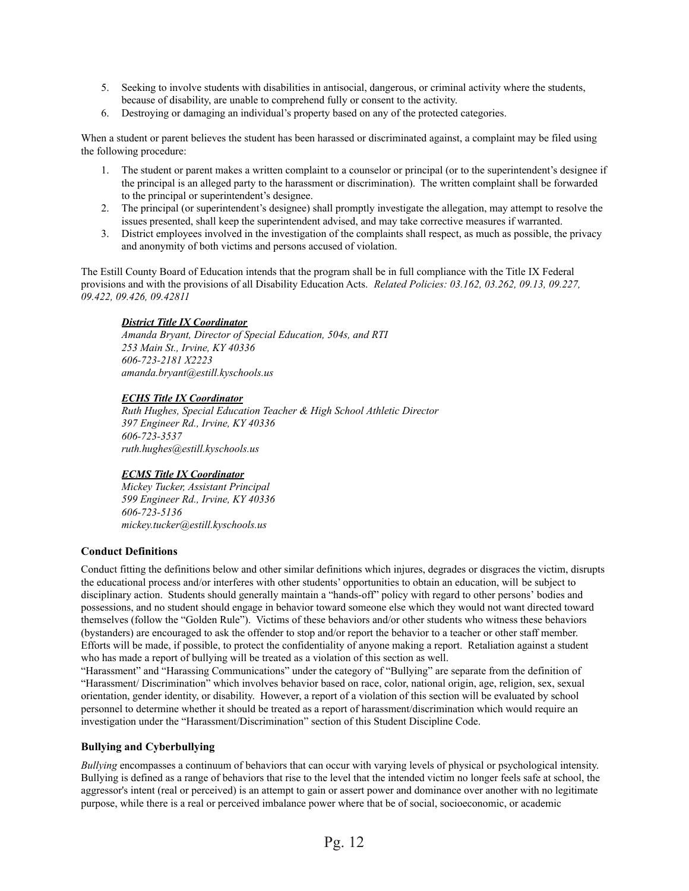5. Seeking to involve students with disabilities in antisocial, dangerous, or criminal activity where the students, because of disability, are unable to comprehend fully or consent to the activity.
6. Destroying or damaging an individual's property based on any of the protected categories.

When a student or parent believes the student has been harassed or discriminated against, a complaint may be filed using the following procedure:

1. The student or parent makes a written complaint to a counselor or principal (or to the superintendent's designee if the principal is an alleged party to the harassment or discrimination). The written complaint shall be forwarded to the principal or superintendent's designee.
2. The principal (or superintendent's designee) shall promptly investigate the allegation, may attempt to resolve the issues presented, shall keep the superintendent advised, and may take corrective measures if warranted.
3. District employees involved in the investigation of the complaints shall respect, as much as possible, the privacy and anonymity of both victims and persons accused of violation.

The Estill County Board of Education intends that the program shall be in full compliance with the Title IX Federal provisions and with the provisions of all Disability Education Acts. *Related Policies: 03.162, 03.262, 09.13, 09.227, 09.422, 09.426, 09.42811*

***District Title IX Coordinator***
*Amanda Bryant, Director of Special Education, 504s, and RTI*
*253 Main St., Irvine, KY 40336*
*606-723-2181 X2223*
*amanda.bryant@estill.kyschools.us*

***ECHS Title IX Coordinator***
*Ruth Hughes, Special Education Teacher & High School Athletic Director*
*397 Engineer Rd., Irvine, KY 40336*
*606-723-3537*
*ruth.hughes@estill.kyschools.us*

***ECMS Title IX Coordinator***
*Mickey Tucker, Assistant Principal*
*599 Engineer Rd., Irvine, KY 40336*
*606-723-5136*
*mickey.tucker@estill.kyschools.us*

### Conduct Definitions

Conduct fitting the definitions below and other similar definitions which injures, degrades or disgraces the victim, disrupts the educational process and/or interferes with other students' opportunities to obtain an education, will be subject to disciplinary action. Students should generally maintain a "hands-off" policy with regard to other persons' bodies and possessions, and no student should engage in behavior toward someone else which they would not want directed toward themselves (follow the "Golden Rule"). Victims of these behaviors and/or other students who witness these behaviors (bystanders) are encouraged to ask the offender to stop and/or report the behavior to a teacher or other staff member. Efforts will be made, if possible, to protect the confidentiality of anyone making a report. Retaliation against a student who has made a report of bullying will be treated as a violation of this section as well.
"Harassment" and "Harassing Communications" under the category of "Bullying" are separate from the definition of "Harassment/ Discrimination" which involves behavior based on race, color, national origin, age, religion, sex, sexual orientation, gender identity, or disability. However, a report of a violation of this section will be evaluated by school personnel to determine whether it should be treated as a report of harassment/discrimination which would require an investigation under the "Harassment/Discrimination" section of this Student Discipline Code.

### Bullying and Cyberbullying

*Bullying* encompasses a continuum of behaviors that can occur with varying levels of physical or psychological intensity. Bullying is defined as a range of behaviors that rise to the level that the intended victim no longer feels safe at school, the aggressor's intent (real or perceived) is an attempt to gain or assert power and dominance over another with no legitimate purpose, while there is a real or perceived imbalance power where that be of social, socioeconomic, or academic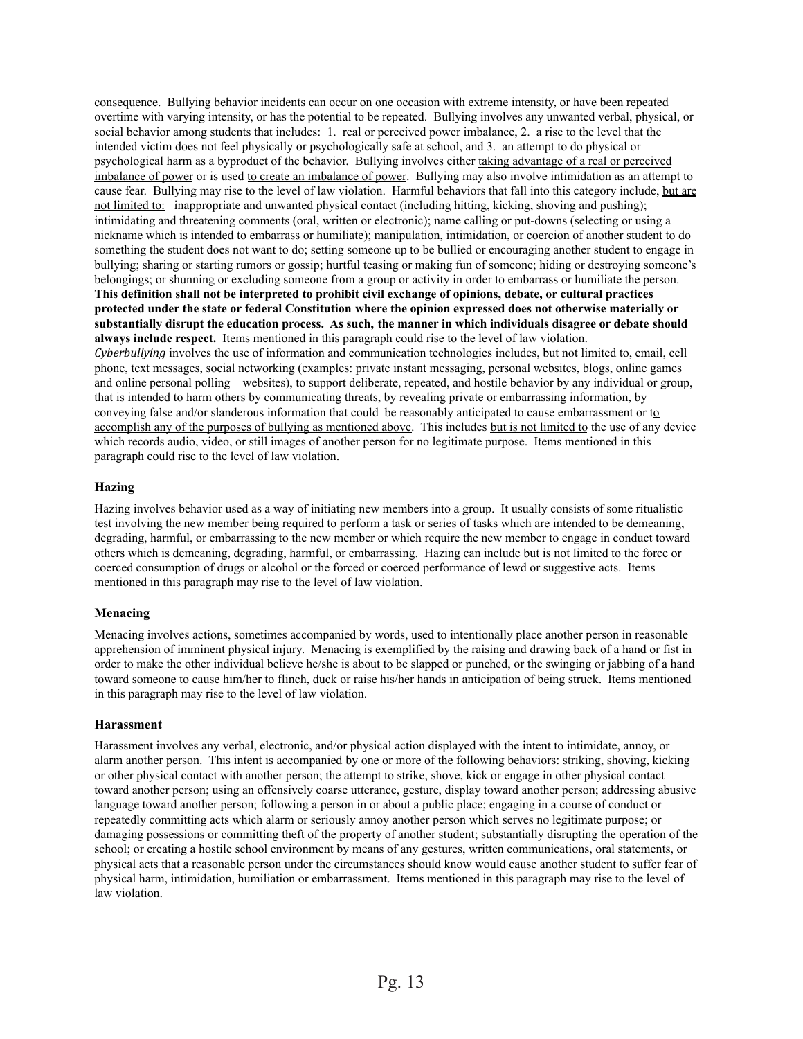consequence. Bullying behavior incidents can occur on one occasion with extreme intensity, or have been repeated overtime with varying intensity, or has the potential to be repeated. Bullying involves any unwanted verbal, physical, or social behavior among students that includes: 1. real or perceived power imbalance, 2. a rise to the level that the intended victim does not feel physically or psychologically safe at school, and 3. an attempt to do physical or psychological harm as a byproduct of the behavior. Bullying involves either <u>taking advantage of a real or perceived imbalance of power</u> or is used <u>to create an imbalance of power</u>. Bullying may also involve intimidation as an attempt to cause fear. Bullying may rise to the level of law violation. Harmful behaviors that fall into this category include, <u>but are not limited to:</u> inappropriate and unwanted physical contact (including hitting, kicking, shoving and pushing); intimidating and threatening comments (oral, written or electronic); name calling or put-downs (selecting or using a nickname which is intended to embarrass or humiliate); manipulation, intimidation, or coercion of another student to do something the student does not want to do; setting someone up to be bullied or encouraging another student to engage in bullying; sharing or starting rumors or gossip; hurtful teasing or making fun of someone; hiding or destroying someone's belongings; or shunning or excluding someone from a group or activity in order to embarrass or humiliate the person. **This definition shall not be interpreted to prohibit civil exchange of opinions, debate, or cultural practices protected under the state or federal Constitution where the opinion expressed does not otherwise materially or substantially disrupt the education process. As such, the manner in which individuals disagree or debate should always include respect.** Items mentioned in this paragraph could rise to the level of law violation.

*Cyberbullying* involves the use of information and communication technologies includes, but not limited to, email, cell phone, text messages, social networking (examples: private instant messaging, personal websites, blogs, online games and online personal polling websites), to support deliberate, repeated, and hostile behavior by any individual or group, that is intended to harm others by communicating threats, by revealing private or embarrassing information, by conveying false and/or slanderous information that could be reasonably anticipated to cause embarrassment or <u>to accomplish any of the purposes of bullying as mentioned above</u>. This includes <u>but is not limited to</u> the use of any device which records audio, video, or still images of another person for no legitimate purpose. Items mentioned in this paragraph could rise to the level of law violation.

### Hazing

Hazing involves behavior used as a way of initiating new members into a group. It usually consists of some ritualistic test involving the new member being required to perform a task or series of tasks which are intended to be demeaning, degrading, harmful, or embarrassing to the new member or which require the new member to engage in conduct toward others which is demeaning, degrading, harmful, or embarrassing. Hazing can include but is not limited to the force or coerced consumption of drugs or alcohol or the forced or coerced performance of lewd or suggestive acts. Items mentioned in this paragraph may rise to the level of law violation.

### Menacing

Menacing involves actions, sometimes accompanied by words, used to intentionally place another person in reasonable apprehension of imminent physical injury. Menacing is exemplified by the raising and drawing back of a hand or fist in order to make the other individual believe he/she is about to be slapped or punched, or the swinging or jabbing of a hand toward someone to cause him/her to flinch, duck or raise his/her hands in anticipation of being struck. Items mentioned in this paragraph may rise to the level of law violation.

### Harassment

Harassment involves any verbal, electronic, and/or physical action displayed with the intent to intimidate, annoy, or alarm another person. This intent is accompanied by one or more of the following behaviors: striking, shoving, kicking or other physical contact with another person; the attempt to strike, shove, kick or engage in other physical contact toward another person; using an offensively coarse utterance, gesture, display toward another person; addressing abusive language toward another person; following a person in or about a public place; engaging in a course of conduct or repeatedly committing acts which alarm or seriously annoy another person which serves no legitimate purpose; or damaging possessions or committing theft of the property of another student; substantially disrupting the operation of the school; or creating a hostile school environment by means of any gestures, written communications, oral statements, or physical acts that a reasonable person under the circumstances should know would cause another student to suffer fear of physical harm, intimidation, humiliation or embarrassment. Items mentioned in this paragraph may rise to the level of law violation.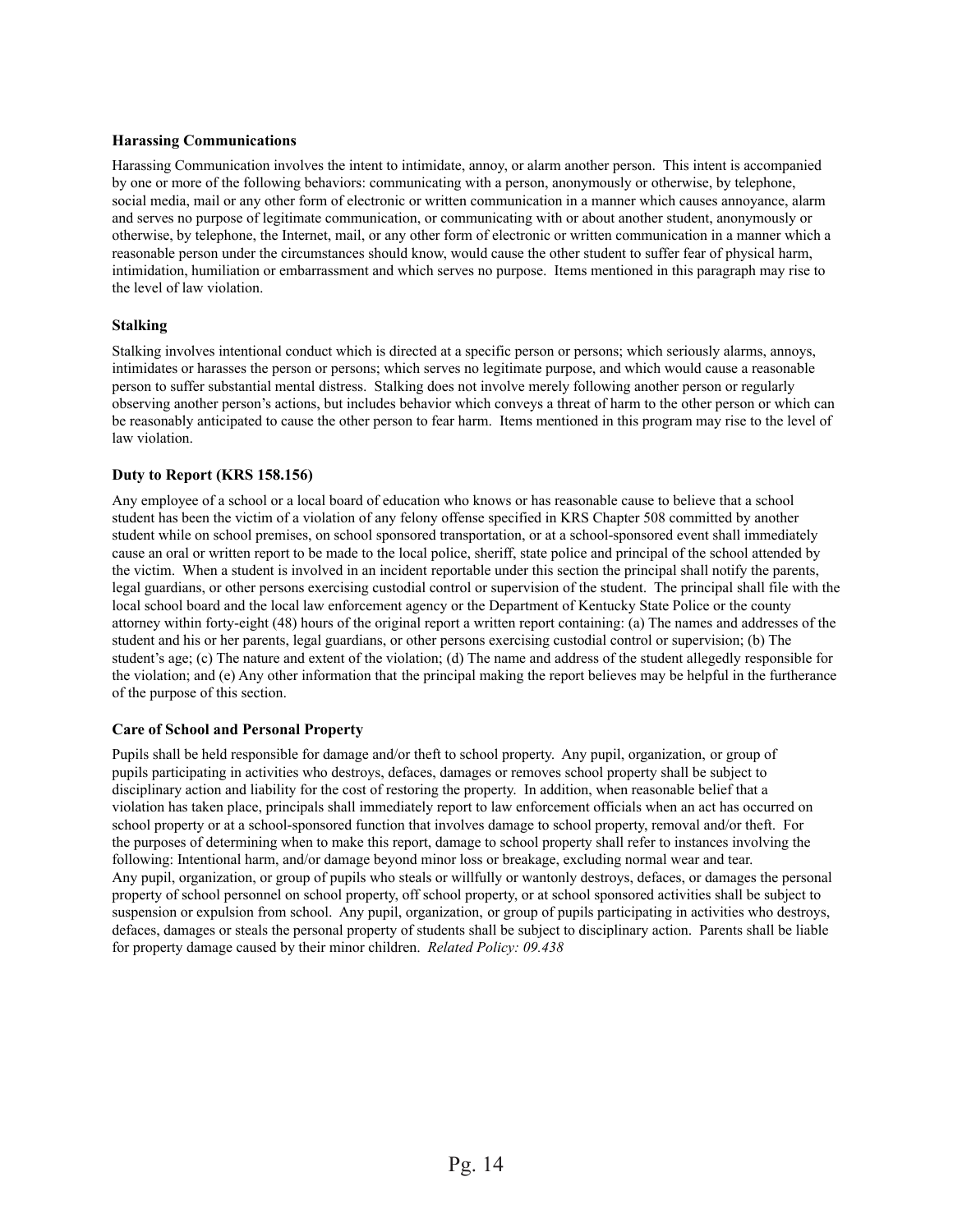### Harassing Communications

Harassing Communication involves the intent to intimidate, annoy, or alarm another person. This intent is accompanied by one or more of the following behaviors: communicating with a person, anonymously or otherwise, by telephone, social media, mail or any other form of electronic or written communication in a manner which causes annoyance, alarm and serves no purpose of legitimate communication, or communicating with or about another student, anonymously or otherwise, by telephone, the Internet, mail, or any other form of electronic or written communication in a manner which a reasonable person under the circumstances should know, would cause the other student to suffer fear of physical harm, intimidation, humiliation or embarrassment and which serves no purpose. Items mentioned in this paragraph may rise to the level of law violation.

### Stalking

Stalking involves intentional conduct which is directed at a specific person or persons; which seriously alarms, annoys, intimidates or harasses the person or persons; which serves no legitimate purpose, and which would cause a reasonable person to suffer substantial mental distress. Stalking does not involve merely following another person or regularly observing another person's actions, but includes behavior which conveys a threat of harm to the other person or which can be reasonably anticipated to cause the other person to fear harm. Items mentioned in this program may rise to the level of law violation.

### Duty to Report (KRS 158.156)

Any employee of a school or a local board of education who knows or has reasonable cause to believe that a school student has been the victim of a violation of any felony offense specified in KRS Chapter 508 committed by another student while on school premises, on school sponsored transportation, or at a school-sponsored event shall immediately cause an oral or written report to be made to the local police, sheriff, state police and principal of the school attended by the victim. When a student is involved in an incident reportable under this section the principal shall notify the parents, legal guardians, or other persons exercising custodial control or supervision of the student. The principal shall file with the local school board and the local law enforcement agency or the Department of Kentucky State Police or the county attorney within forty-eight (48) hours of the original report a written report containing: (a) The names and addresses of the student and his or her parents, legal guardians, or other persons exercising custodial control or supervision; (b) The student's age; (c) The nature and extent of the violation; (d) The name and address of the student allegedly responsible for the violation; and (e) Any other information that the principal making the report believes may be helpful in the furtherance of the purpose of this section.

### Care of School and Personal Property

Pupils shall be held responsible for damage and/or theft to school property. Any pupil, organization, or group of pupils participating in activities who destroys, defaces, damages or removes school property shall be subject to disciplinary action and liability for the cost of restoring the property. In addition, when reasonable belief that a violation has taken place, principals shall immediately report to law enforcement officials when an act has occurred on school property or at a school-sponsored function that involves damage to school property, removal and/or theft. For the purposes of determining when to make this report, damage to school property shall refer to instances involving the following: Intentional harm, and/or damage beyond minor loss or breakage, excluding normal wear and tear.
Any pupil, organization, or group of pupils who steals or willfully or wantonly destroys, defaces, or damages the personal property of school personnel on school property, off school property, or at school sponsored activities shall be subject to suspension or expulsion from school. Any pupil, organization, or group of pupils participating in activities who destroys, defaces, damages or steals the personal property of students shall be subject to disciplinary action. Parents shall be liable for property damage caused by their minor children. *Related Policy: 09.438*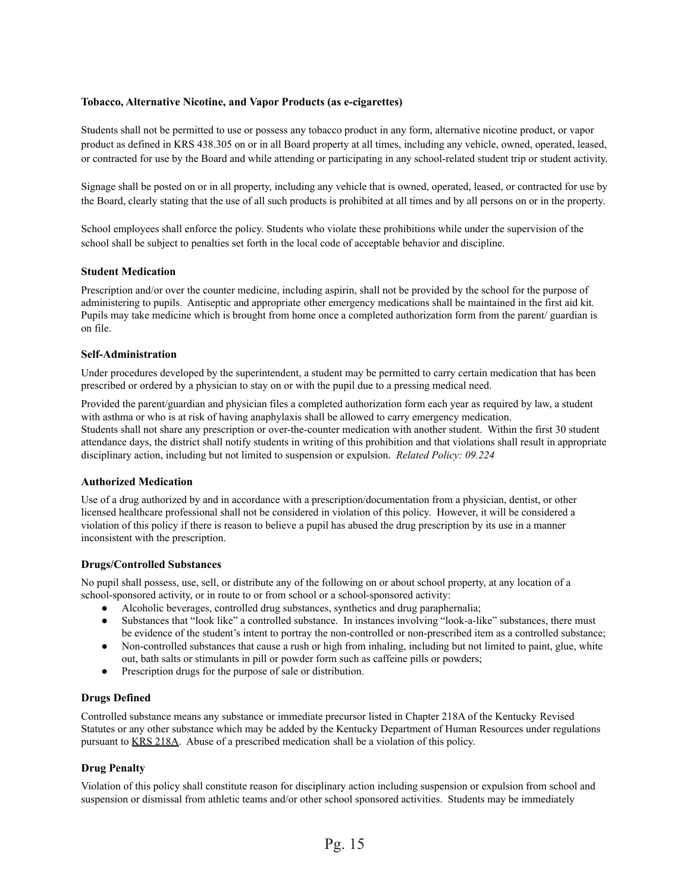### Tobacco, Alternative Nicotine, and Vapor Products (as e-cigarettes)

Students shall not be permitted to use or possess any tobacco product in any form, alternative nicotine product, or vapor product as defined in KRS 438.305 on or in all Board property at all times, including any vehicle, owned, operated, leased, or contracted for use by the Board and while attending or participating in any school-related student trip or student activity.

Signage shall be posted on or in all property, including any vehicle that is owned, operated, leased, or contracted for use by the Board, clearly stating that the use of all such products is prohibited at all times and by all persons on or in the property.

School employees shall enforce the policy. Students who violate these prohibitions while under the supervision of the school shall be subject to penalties set forth in the local code of acceptable behavior and discipline.

### Student Medication

Prescription and/or over the counter medicine, including aspirin, shall not be provided by the school for the purpose of administering to pupils. Antiseptic and appropriate other emergency medications shall be maintained in the first aid kit. Pupils may take medicine which is brought from home once a completed authorization form from the parent/ guardian is on file.

### Self-Administration

Under procedures developed by the superintendent, a student may be permitted to carry certain medication that has been prescribed or ordered by a physician to stay on or with the pupil due to a pressing medical need.

Provided the parent/guardian and physician files a completed authorization form each year as required by law, a student with asthma or who is at risk of having anaphylaxis shall be allowed to carry emergency medication.
Students shall not share any prescription or over-the-counter medication with another student. Within the first 30 student attendance days, the district shall notify students in writing of this prohibition and that violations shall result in appropriate disciplinary action, including but not limited to suspension or expulsion. *Related Policy: 09.224*

### Authorized Medication

Use of a drug authorized by and in accordance with a prescription/documentation from a physician, dentist, or other licensed healthcare professional shall not be considered in violation of this policy. However, it will be considered a violation of this policy if there is reason to believe a pupil has abused the drug prescription by its use in a manner inconsistent with the prescription.

### Drugs/Controlled Substances

No pupil shall possess, use, sell, or distribute any of the following on or about school property, at any location of a school-sponsored activity, or in route to or from school or a school-sponsored activity:

- Alcoholic beverages, controlled drug substances, synthetics and drug paraphernalia;
- Substances that "look like" a controlled substance. In instances involving "look-a-like" substances, there must be evidence of the student's intent to portray the non-controlled or non-prescribed item as a controlled substance;
- Non-controlled substances that cause a rush or high from inhaling, including but not limited to paint, glue, white out, bath salts or stimulants in pill or powder form such as caffeine pills or powders;
- Prescription drugs for the purpose of sale or distribution.

### Drugs Defined

Controlled substance means any substance or immediate precursor listed in Chapter 218A of the Kentucky Revised Statutes or any other substance which may be added by the Kentucky Department of Human Resources under regulations pursuant to KRS 218A. Abuse of a prescribed medication shall be a violation of this policy.

### Drug Penalty

Violation of this policy shall constitute reason for disciplinary action including suspension or expulsion from school and suspension or dismissal from athletic teams and/or other school sponsored activities. Students may be immediately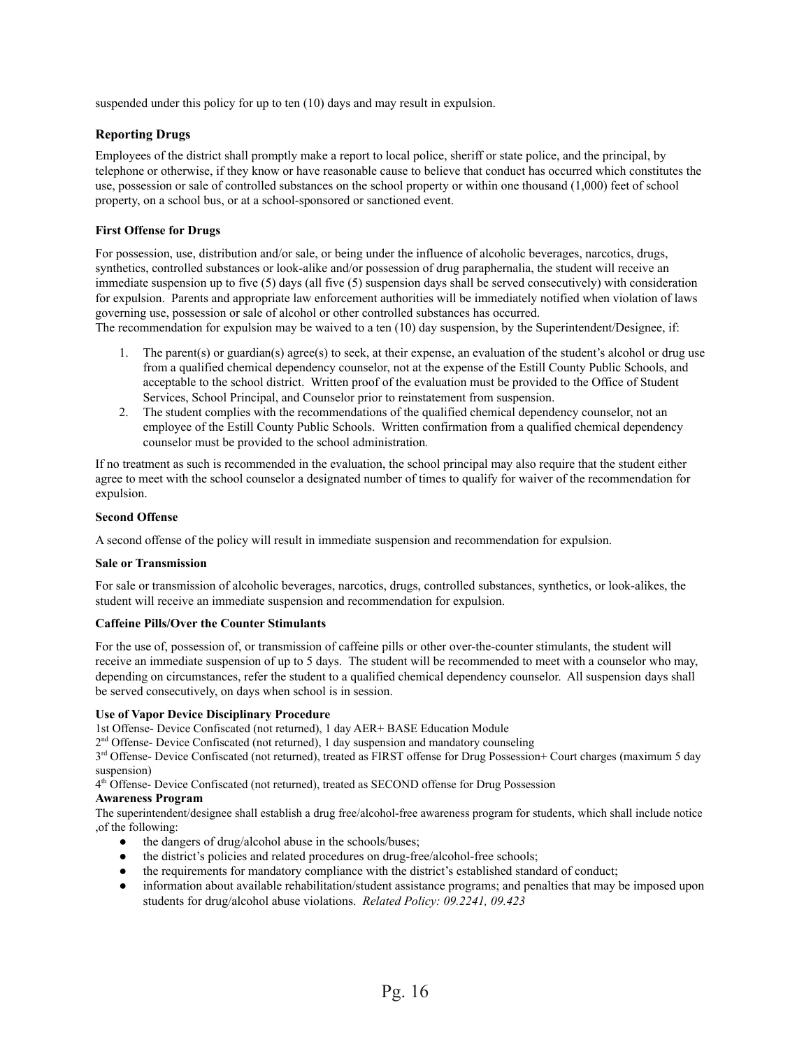suspended under this policy for up to ten (10) days and may result in expulsion.

### Reporting Drugs

Employees of the district shall promptly make a report to local police, sheriff or state police, and the principal, by telephone or otherwise, if they know or have reasonable cause to believe that conduct has occurred which constitutes the use, possession or sale of controlled substances on the school property or within one thousand (1,000) feet of school property, on a school bus, or at a school-sponsored or sanctioned event.

#### First Offense for Drugs

For possession, use, distribution and/or sale, or being under the influence of alcoholic beverages, narcotics, drugs, synthetics, controlled substances or look-alike and/or possession of drug paraphernalia, the student will receive an immediate suspension up to five (5) days (all five (5) suspension days shall be served consecutively) with consideration for expulsion. Parents and appropriate law enforcement authorities will be immediately notified when violation of laws governing use, possession or sale of alcohol or other controlled substances has occurred.
The recommendation for expulsion may be waived to a ten (10) day suspension, by the Superintendent/Designee, if:

1. The parent(s) or guardian(s) agree(s) to seek, at their expense, an evaluation of the student's alcohol or drug use from a qualified chemical dependency counselor, not at the expense of the Estill County Public Schools, and acceptable to the school district. Written proof of the evaluation must be provided to the Office of Student Services, School Principal, and Counselor prior to reinstatement from suspension.
2. The student complies with the recommendations of the qualified chemical dependency counselor, not an employee of the Estill County Public Schools. Written confirmation from a qualified chemical dependency counselor must be provided to the school administration.

If no treatment as such is recommended in the evaluation, the school principal may also require that the student either agree to meet with the school counselor a designated number of times to qualify for waiver of the recommendation for expulsion.

#### Second Offense

A second offense of the policy will result in immediate suspension and recommendation for expulsion.

#### Sale or Transmission

For sale or transmission of alcoholic beverages, narcotics, drugs, controlled substances, synthetics, or look-alikes, the student will receive an immediate suspension and recommendation for expulsion.

#### Caffeine Pills/Over the Counter Stimulants

For the use of, possession of, or transmission of caffeine pills or other over-the-counter stimulants, the student will receive an immediate suspension of up to 5 days. The student will be recommended to meet with a counselor who may, depending on circumstances, refer the student to a qualified chemical dependency counselor. All suspension days shall be served consecutively, on days when school is in session.

#### Use of Vapor Device Disciplinary Procedure

1st Offense- Device Confiscated (not returned), 1 day AER+ BASE Education Module
2nd Offense- Device Confiscated (not returned), 1 day suspension and mandatory counseling
3rd Offense- Device Confiscated (not returned), treated as FIRST offense for Drug Possession+ Court charges (maximum 5 day suspension)
4th Offense- Device Confiscated (not returned), treated as SECOND offense for Drug Possession

#### Awareness Program

The superintendent/designee shall establish a drug free/alcohol-free awareness program for students, which shall include notice ,of the following:

- the dangers of drug/alcohol abuse in the schools/buses;
- the district's policies and related procedures on drug-free/alcohol-free schools;
- the requirements for mandatory compliance with the district's established standard of conduct;
- information about available rehabilitation/student assistance programs; and penalties that may be imposed upon students for drug/alcohol abuse violations. *Related Policy: 09.2241, 09.423*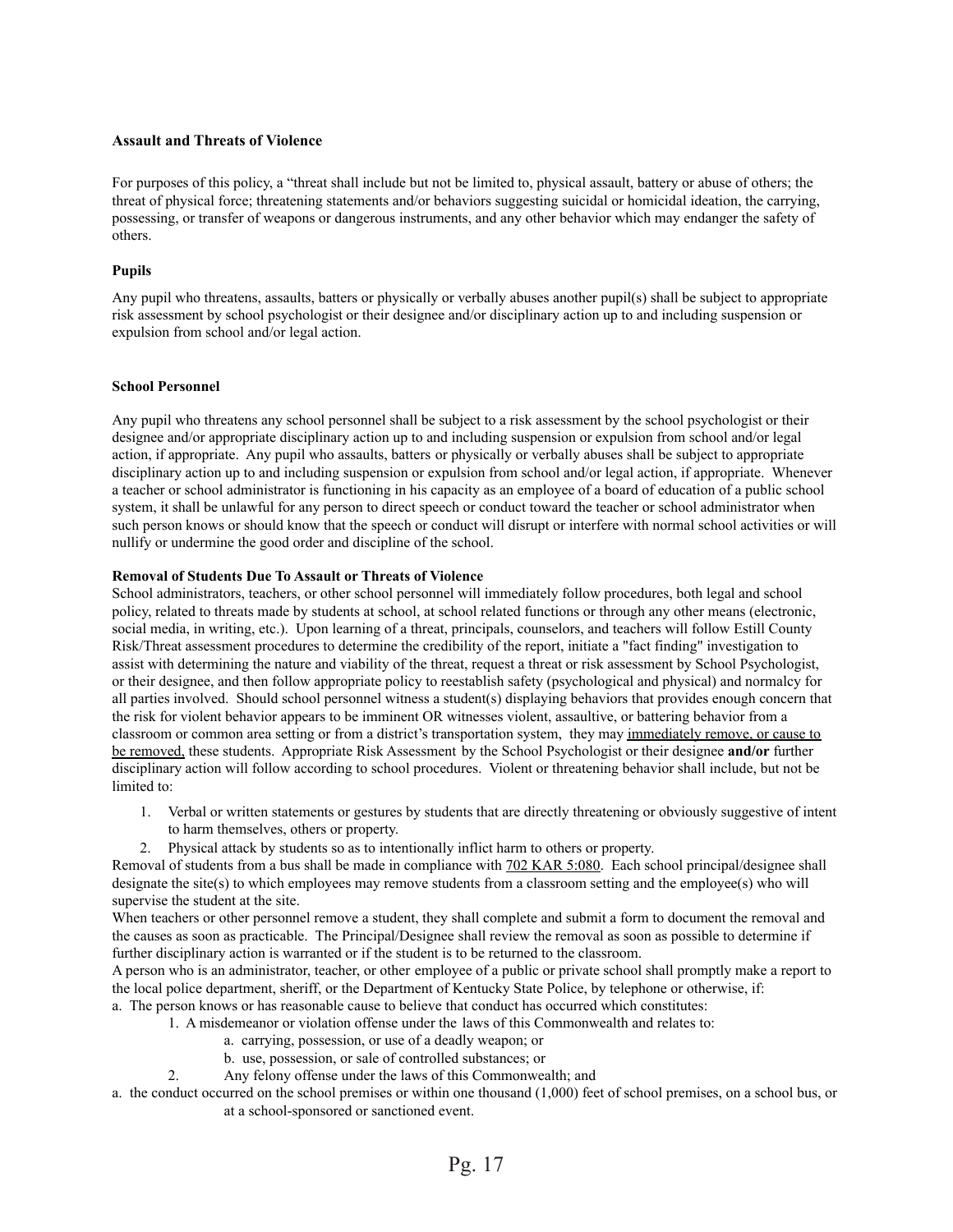**Assault and Threats of Violence**

For purposes of this policy, a "threat shall include but not be limited to, physical assault, battery or abuse of others; the threat of physical force; threatening statements and/or behaviors suggesting suicidal or homicidal ideation, the carrying, possessing, or transfer of weapons or dangerous instruments, and any other behavior which may endanger the safety of others.

**Pupils**

Any pupil who threatens, assaults, batters or physically or verbally abuses another pupil(s) shall be subject to appropriate risk assessment by school psychologist or their designee and/or disciplinary action up to and including suspension or expulsion from school and/or legal action.

**School Personnel**

Any pupil who threatens any school personnel shall be subject to a risk assessment by the school psychologist or their designee and/or appropriate disciplinary action up to and including suspension or expulsion from school and/or legal action, if appropriate. Any pupil who assaults, batters or physically or verbally abuses shall be subject to appropriate disciplinary action up to and including suspension or expulsion from school and/or legal action, if appropriate. Whenever a teacher or school administrator is functioning in his capacity as an employee of a board of education of a public school system, it shall be unlawful for any person to direct speech or conduct toward the teacher or school administrator when such person knows or should know that the speech or conduct will disrupt or interfere with normal school activities or will nullify or undermine the good order and discipline of the school.

**Removal of Students Due To Assault or Threats of Violence**

School administrators, teachers, or other school personnel will immediately follow procedures, both legal and school policy, related to threats made by students at school, at school related functions or through any other means (electronic, social media, in writing, etc.). Upon learning of a threat, principals, counselors, and teachers will follow Estill County Risk/Threat assessment procedures to determine the credibility of the report, initiate a "fact finding" investigation to assist with determining the nature and viability of the threat, request a threat or risk assessment by School Psychologist, or their designee, and then follow appropriate policy to reestablish safety (psychological and physical) and normalcy for all parties involved. Should school personnel witness a student(s) displaying behaviors that provides enough concern that the risk for violent behavior appears to be imminent OR witnesses violent, assaultive, or battering behavior from a classroom or common area setting or from a district's transportation system, they may <u>immediately remove, or cause to be removed,</u> these students. Appropriate Risk Assessment by the School Psychologist or their designee **and/or** further disciplinary action will follow according to school procedures. Violent or threatening behavior shall include, but not be limited to:

1. Verbal or written statements or gestures by students that are directly threatening or obviously suggestive of intent to harm themselves, others or property.
2. Physical attack by students so as to intentionally inflict harm to others or property.

Removal of students from a bus shall be made in compliance with <u>702 KAR 5:080</u>. Each school principal/designee shall designate the site(s) to which employees may remove students from a classroom setting and the employee(s) who will supervise the student at the site.

When teachers or other personnel remove a student, they shall complete and submit a form to document the removal and the causes as soon as practicable. The Principal/Designee shall review the removal as soon as possible to determine if further disciplinary action is warranted or if the student is to be returned to the classroom.

A person who is an administrator, teacher, or other employee of a public or private school shall promptly make a report to the local police department, sheriff, or the Department of Kentucky State Police, by telephone or otherwise, if:

a. The person knows or has reasonable cause to believe that conduct has occurred which constitutes:
   1. A misdemeanor or violation offense under the laws of this Commonwealth and relates to:
      a. carrying, possession, or use of a deadly weapon; or
      b. use, possession, or sale of controlled substances; or
   2. Any felony offense under the laws of this Commonwealth; and

a. the conduct occurred on the school premises or within one thousand (1,000) feet of school premises, on a school bus, or at a school-sponsored or sanctioned event.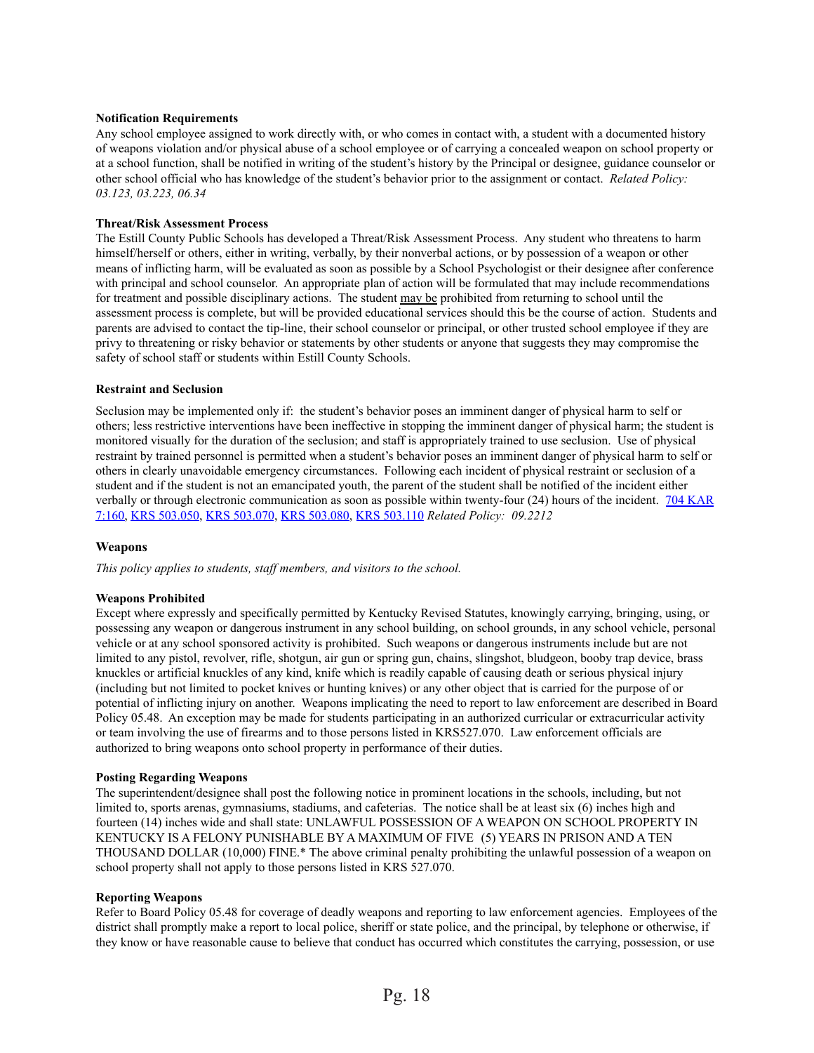**Notification Requirements**

Any school employee assigned to work directly with, or who comes in contact with, a student with a documented history of weapons violation and/or physical abuse of a school employee or of carrying a concealed weapon on school property or at a school function, shall be notified in writing of the student's history by the Principal or designee, guidance counselor or other school official who has knowledge of the student's behavior prior to the assignment or contact. *Related Policy: 03.123, 03.223, 06.34*

**Threat/Risk Assessment Process**

The Estill County Public Schools has developed a Threat/Risk Assessment Process. Any student who threatens to harm himself/herself or others, either in writing, verbally, by their nonverbal actions, or by possession of a weapon or other means of inflicting harm, will be evaluated as soon as possible by a School Psychologist or their designee after conference with principal and school counselor. An appropriate plan of action will be formulated that may include recommendations for treatment and possible disciplinary actions. The student may be prohibited from returning to school until the assessment process is complete, but will be provided educational services should this be the course of action. Students and parents are advised to contact the tip-line, their school counselor or principal, or other trusted school employee if they are privy to threatening or risky behavior or statements by other students or anyone that suggests they may compromise the safety of school staff or students within Estill County Schools.

**Restraint and Seclusion**

Seclusion may be implemented only if: the student's behavior poses an imminent danger of physical harm to self or others; less restrictive interventions have been ineffective in stopping the imminent danger of physical harm; the student is monitored visually for the duration of the seclusion; and staff is appropriately trained to use seclusion. Use of physical restraint by trained personnel is permitted when a student's behavior poses an imminent danger of physical harm to self or others in clearly unavoidable emergency circumstances. Following each incident of physical restraint or seclusion of a student and if the student is not an emancipated youth, the parent of the student shall be notified of the incident either verbally or through electronic communication as soon as possible within twenty-four (24) hours of the incident. 704 KAR 7:160, KRS 503.050, KRS 503.070, KRS 503.080, KRS 503.110 *Related Policy: 09.2212*

## Weapons

*This policy applies to students, staff members, and visitors to the school.*

**Weapons Prohibited**

Except where expressly and specifically permitted by Kentucky Revised Statutes, knowingly carrying, bringing, using, or possessing any weapon or dangerous instrument in any school building, on school grounds, in any school vehicle, personal vehicle or at any school sponsored activity is prohibited. Such weapons or dangerous instruments include but are not limited to any pistol, revolver, rifle, shotgun, air gun or spring gun, chains, slingshot, bludgeon, booby trap device, brass knuckles or artificial knuckles of any kind, knife which is readily capable of causing death or serious physical injury (including but not limited to pocket knives or hunting knives) or any other object that is carried for the purpose of or potential of inflicting injury on another. Weapons implicating the need to report to law enforcement are described in Board Policy 05.48. An exception may be made for students participating in an authorized curricular or extracurricular activity or team involving the use of firearms and to those persons listed in KRS527.070. Law enforcement officials are authorized to bring weapons onto school property in performance of their duties.

**Posting Regarding Weapons**

The superintendent/designee shall post the following notice in prominent locations in the schools, including, but not limited to, sports arenas, gymnasiums, stadiums, and cafeterias. The notice shall be at least six (6) inches high and fourteen (14) inches wide and shall state: UNLAWFUL POSSESSION OF A WEAPON ON SCHOOL PROPERTY IN KENTUCKY IS A FELONY PUNISHABLE BY A MAXIMUM OF FIVE (5) YEARS IN PRISON AND A TEN THOUSAND DOLLAR (10,000) FINE.* The above criminal penalty prohibiting the unlawful possession of a weapon on school property shall not apply to those persons listed in KRS 527.070.

**Reporting Weapons**

Refer to Board Policy 05.48 for coverage of deadly weapons and reporting to law enforcement agencies. Employees of the district shall promptly make a report to local police, sheriff or state police, and the principal, by telephone or otherwise, if they know or have reasonable cause to believe that conduct has occurred which constitutes the carrying, possession, or use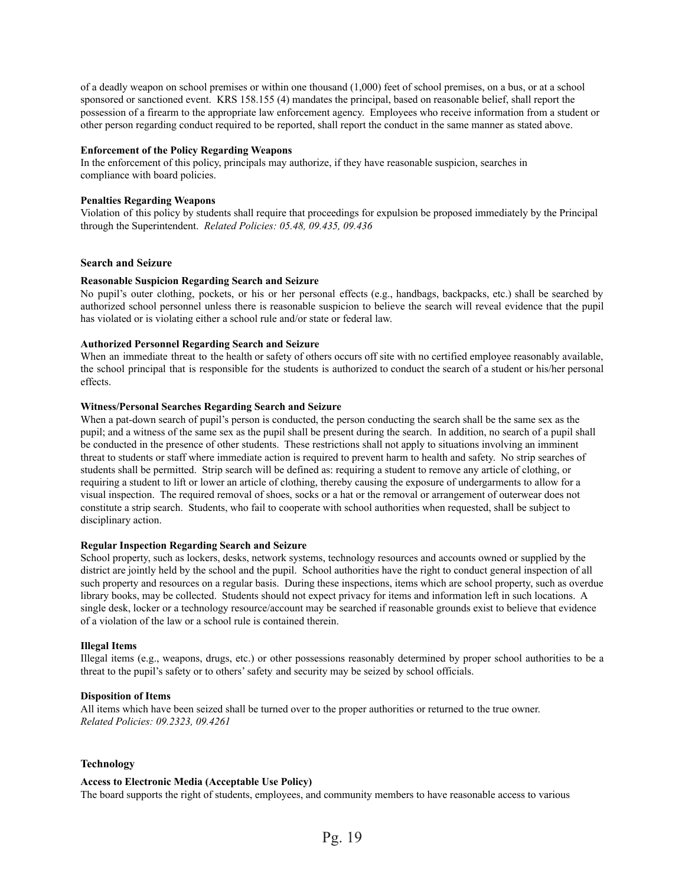of a deadly weapon on school premises or within one thousand (1,000) feet of school premises, on a bus, or at a school sponsored or sanctioned event. KRS 158.155 (4) mandates the principal, based on reasonable belief, shall report the possession of a firearm to the appropriate law enforcement agency. Employees who receive information from a student or other person regarding conduct required to be reported, shall report the conduct in the same manner as stated above.

**Enforcement of the Policy Regarding Weapons**
In the enforcement of this policy, principals may authorize, if they have reasonable suspicion, searches in compliance with board policies.

**Penalties Regarding Weapons**
Violation of this policy by students shall require that proceedings for expulsion be proposed immediately by the Principal through the Superintendent. *Related Policies: 05.48, 09.435, 09.436*

## Search and Seizure

**Reasonable Suspicion Regarding Search and Seizure**
No pupil's outer clothing, pockets, or his or her personal effects (e.g., handbags, backpacks, etc.) shall be searched by authorized school personnel unless there is reasonable suspicion to believe the search will reveal evidence that the pupil has violated or is violating either a school rule and/or state or federal law.

**Authorized Personnel Regarding Search and Seizure**
When an immediate threat to the health or safety of others occurs off site with no certified employee reasonably available, the school principal that is responsible for the students is authorized to conduct the search of a student or his/her personal effects.

**Witness/Personal Searches Regarding Search and Seizure**
When a pat-down search of pupil's person is conducted, the person conducting the search shall be the same sex as the pupil; and a witness of the same sex as the pupil shall be present during the search. In addition, no search of a pupil shall be conducted in the presence of other students. These restrictions shall not apply to situations involving an imminent threat to students or staff where immediate action is required to prevent harm to health and safety. No strip searches of students shall be permitted. Strip search will be defined as: requiring a student to remove any article of clothing, or requiring a student to lift or lower an article of clothing, thereby causing the exposure of undergarments to allow for a visual inspection. The required removal of shoes, socks or a hat or the removal or arrangement of outerwear does not constitute a strip search. Students, who fail to cooperate with school authorities when requested, shall be subject to disciplinary action.

**Regular Inspection Regarding Search and Seizure**
School property, such as lockers, desks, network systems, technology resources and accounts owned or supplied by the district are jointly held by the school and the pupil. School authorities have the right to conduct general inspection of all such property and resources on a regular basis. During these inspections, items which are school property, such as overdue library books, may be collected. Students should not expect privacy for items and information left in such locations. A single desk, locker or a technology resource/account may be searched if reasonable grounds exist to believe that evidence of a violation of the law or a school rule is contained therein.

**Illegal Items**
Illegal items (e.g., weapons, drugs, etc.) or other possessions reasonably determined by proper school authorities to be a threat to the pupil's safety or to others' safety and security may be seized by school officials.

**Disposition of Items**
All items which have been seized shall be turned over to the proper authorities or returned to the true owner.
*Related Policies: 09.2323, 09.4261*

## Technology

**Access to Electronic Media (Acceptable Use Policy)**
The board supports the right of students, employees, and community members to have reasonable access to various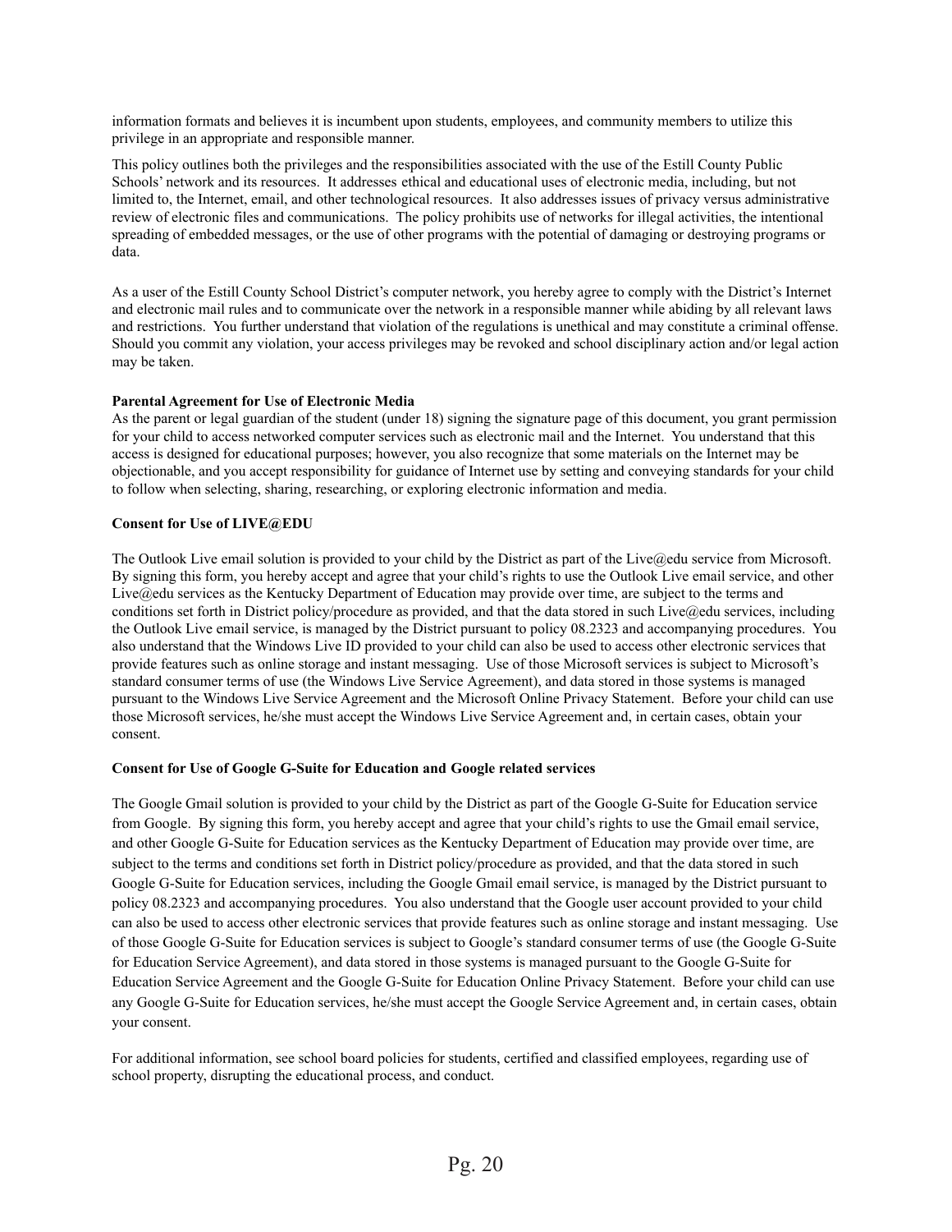information formats and believes it is incumbent upon students, employees, and community members to utilize this privilege in an appropriate and responsible manner.

This policy outlines both the privileges and the responsibilities associated with the use of the Estill County Public Schools' network and its resources. It addresses ethical and educational uses of electronic media, including, but not limited to, the Internet, email, and other technological resources. It also addresses issues of privacy versus administrative review of electronic files and communications. The policy prohibits use of networks for illegal activities, the intentional spreading of embedded messages, or the use of other programs with the potential of damaging or destroying programs or data.

As a user of the Estill County School District's computer network, you hereby agree to comply with the District's Internet and electronic mail rules and to communicate over the network in a responsible manner while abiding by all relevant laws and restrictions. You further understand that violation of the regulations is unethical and may constitute a criminal offense. Should you commit any violation, your access privileges may be revoked and school disciplinary action and/or legal action may be taken.

**Parental Agreement for Use of Electronic Media**

As the parent or legal guardian of the student (under 18) signing the signature page of this document, you grant permission for your child to access networked computer services such as electronic mail and the Internet. You understand that this access is designed for educational purposes; however, you also recognize that some materials on the Internet may be objectionable, and you accept responsibility for guidance of Internet use by setting and conveying standards for your child to follow when selecting, sharing, researching, or exploring electronic information and media.

**Consent for Use of LIVE@EDU**

The Outlook Live email solution is provided to your child by the District as part of the Live@edu service from Microsoft. By signing this form, you hereby accept and agree that your child's rights to use the Outlook Live email service, and other Live@edu services as the Kentucky Department of Education may provide over time, are subject to the terms and conditions set forth in District policy/procedure as provided, and that the data stored in such Live@edu services, including the Outlook Live email service, is managed by the District pursuant to policy 08.2323 and accompanying procedures. You also understand that the Windows Live ID provided to your child can also be used to access other electronic services that provide features such as online storage and instant messaging. Use of those Microsoft services is subject to Microsoft's standard consumer terms of use (the Windows Live Service Agreement), and data stored in those systems is managed pursuant to the Windows Live Service Agreement and the Microsoft Online Privacy Statement. Before your child can use those Microsoft services, he/she must accept the Windows Live Service Agreement and, in certain cases, obtain your consent.

**Consent for Use of Google G-Suite for Education and Google related services**

The Google Gmail solution is provided to your child by the District as part of the Google G-Suite for Education service from Google. By signing this form, you hereby accept and agree that your child's rights to use the Gmail email service, and other Google G-Suite for Education services as the Kentucky Department of Education may provide over time, are subject to the terms and conditions set forth in District policy/procedure as provided, and that the data stored in such Google G-Suite for Education services, including the Google Gmail email service, is managed by the District pursuant to policy 08.2323 and accompanying procedures. You also understand that the Google user account provided to your child can also be used to access other electronic services that provide features such as online storage and instant messaging. Use of those Google G-Suite for Education services is subject to Google's standard consumer terms of use (the Google G-Suite for Education Service Agreement), and data stored in those systems is managed pursuant to the Google G-Suite for Education Service Agreement and the Google G-Suite for Education Online Privacy Statement. Before your child can use any Google G-Suite for Education services, he/she must accept the Google Service Agreement and, in certain cases, obtain your consent.

For additional information, see school board policies for students, certified and classified employees, regarding use of school property, disrupting the educational process, and conduct.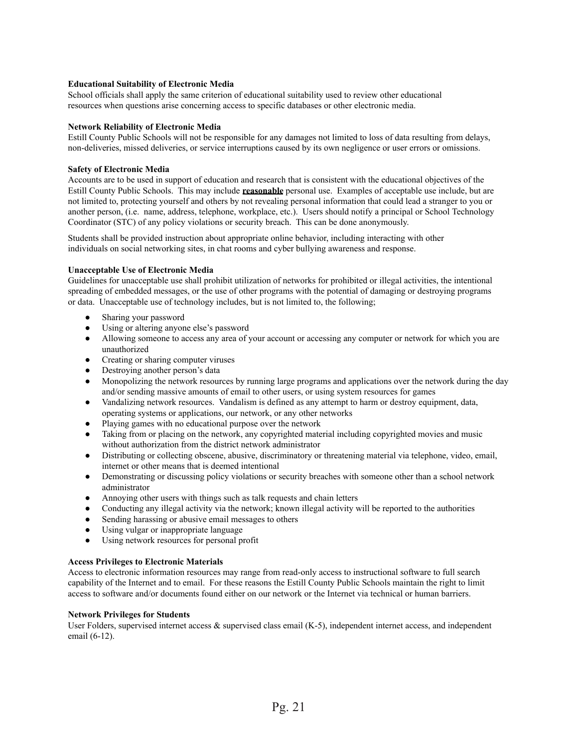**Educational Suitability of Electronic Media**

School officials shall apply the same criterion of educational suitability used to review other educational resources when questions arise concerning access to specific databases or other electronic media.

**Network Reliability of Electronic Media**

Estill County Public Schools will not be responsible for any damages not limited to loss of data resulting from delays, non-deliveries, missed deliveries, or service interruptions caused by its own negligence or user errors or omissions.

**Safety of Electronic Media**

Accounts are to be used in support of education and research that is consistent with the educational objectives of the Estill County Public Schools. This may include **reasonable** personal use. Examples of acceptable use include, but are not limited to, protecting yourself and others by not revealing personal information that could lead a stranger to you or another person, (i.e. name, address, telephone, workplace, etc.). Users should notify a principal or School Technology Coordinator (STC) of any policy violations or security breach. This can be done anonymously.

Students shall be provided instruction about appropriate online behavior, including interacting with other individuals on social networking sites, in chat rooms and cyber bullying awareness and response.

**Unacceptable Use of Electronic Media**

Guidelines for unacceptable use shall prohibit utilization of networks for prohibited or illegal activities, the intentional spreading of embedded messages, or the use of other programs with the potential of damaging or destroying programs or data. Unacceptable use of technology includes, but is not limited to, the following;

- Sharing your password
- Using or altering anyone else's password
- Allowing someone to access any area of your account or accessing any computer or network for which you are unauthorized
- Creating or sharing computer viruses
- Destroying another person's data
- Monopolizing the network resources by running large programs and applications over the network during the day and/or sending massive amounts of email to other users, or using system resources for games
- Vandalizing network resources. Vandalism is defined as any attempt to harm or destroy equipment, data, operating systems or applications, our network, or any other networks
- Playing games with no educational purpose over the network
- Taking from or placing on the network, any copyrighted material including copyrighted movies and music without authorization from the district network administrator
- Distributing or collecting obscene, abusive, discriminatory or threatening material via telephone, video, email, internet or other means that is deemed intentional
- Demonstrating or discussing policy violations or security breaches with someone other than a school network administrator
- Annoying other users with things such as talk requests and chain letters
- Conducting any illegal activity via the network; known illegal activity will be reported to the authorities
- Sending harassing or abusive email messages to others
- Using vulgar or inappropriate language
- Using network resources for personal profit

**Access Privileges to Electronic Materials**

Access to electronic information resources may range from read-only access to instructional software to full search capability of the Internet and to email. For these reasons the Estill County Public Schools maintain the right to limit access to software and/or documents found either on our network or the Internet via technical or human barriers.

**Network Privileges for Students**

User Folders, supervised internet access & supervised class email (K-5), independent internet access, and independent email (6-12).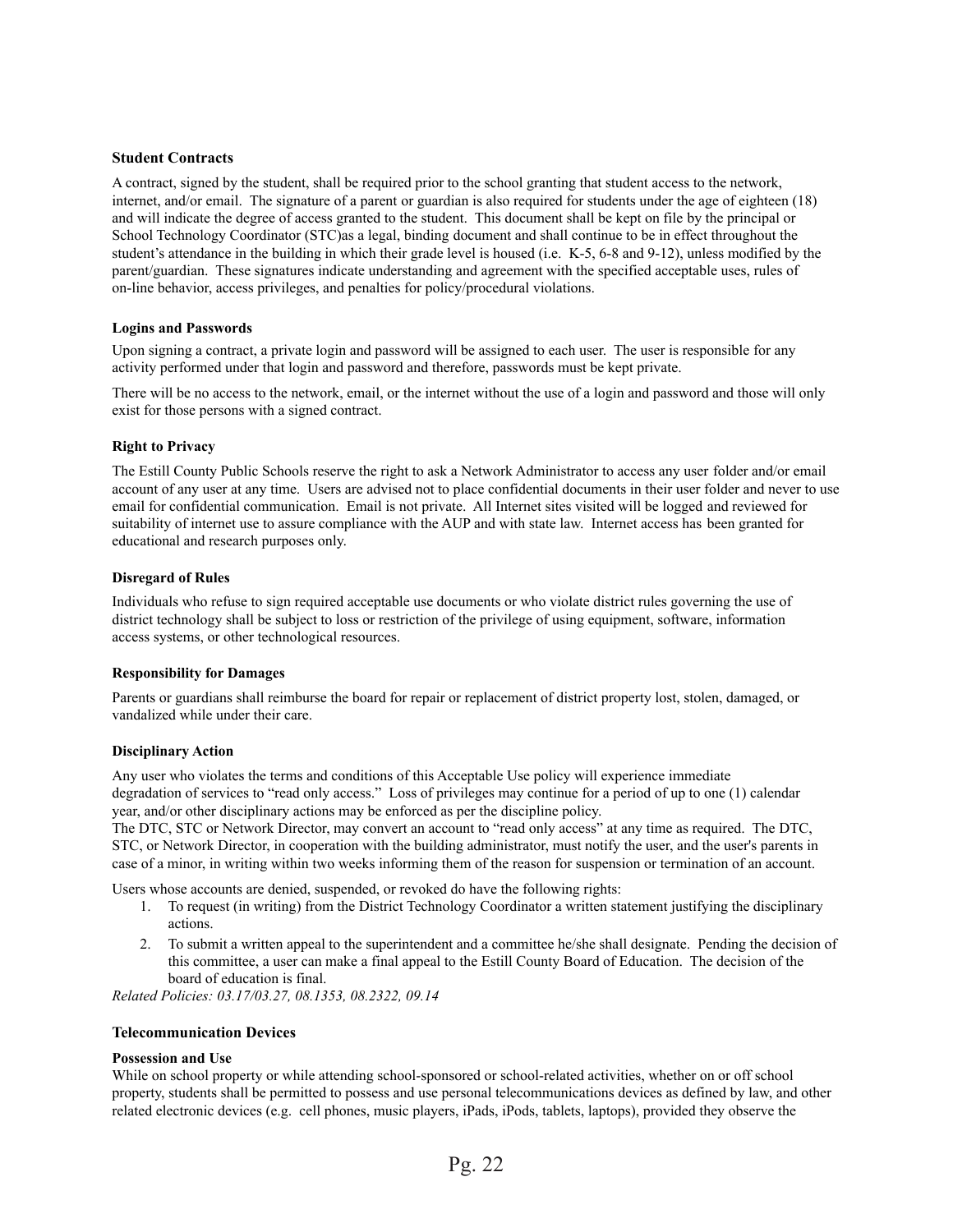**Student Contracts**

A contract, signed by the student, shall be required prior to the school granting that student access to the network, internet, and/or email. The signature of a parent or guardian is also required for students under the age of eighteen (18) and will indicate the degree of access granted to the student. This document shall be kept on file by the principal or School Technology Coordinator (STC)as a legal, binding document and shall continue to be in effect throughout the student's attendance in the building in which their grade level is housed (i.e. K-5, 6-8 and 9-12), unless modified by the parent/guardian. These signatures indicate understanding and agreement with the specified acceptable uses, rules of on-line behavior, access privileges, and penalties for policy/procedural violations.

**Logins and Passwords**

Upon signing a contract, a private login and password will be assigned to each user. The user is responsible for any activity performed under that login and password and therefore, passwords must be kept private.

There will be no access to the network, email, or the internet without the use of a login and password and those will only exist for those persons with a signed contract.

**Right to Privacy**

The Estill County Public Schools reserve the right to ask a Network Administrator to access any user folder and/or email account of any user at any time. Users are advised not to place confidential documents in their user folder and never to use email for confidential communication. Email is not private. All Internet sites visited will be logged and reviewed for suitability of internet use to assure compliance with the AUP and with state law. Internet access has been granted for educational and research purposes only.

**Disregard of Rules**

Individuals who refuse to sign required acceptable use documents or who violate district rules governing the use of district technology shall be subject to loss or restriction of the privilege of using equipment, software, information access systems, or other technological resources.

**Responsibility for Damages**

Parents or guardians shall reimburse the board for repair or replacement of district property lost, stolen, damaged, or vandalized while under their care.

**Disciplinary Action**

Any user who violates the terms and conditions of this Acceptable Use policy will experience immediate degradation of services to "read only access." Loss of privileges may continue for a period of up to one (1) calendar year, and/or other disciplinary actions may be enforced as per the discipline policy.
The DTC, STC or Network Director, may convert an account to "read only access" at any time as required. The DTC, STC, or Network Director, in cooperation with the building administrator, must notify the user, and the user's parents in case of a minor, in writing within two weeks informing them of the reason for suspension or termination of an account.

Users whose accounts are denied, suspended, or revoked do have the following rights:

1. To request (in writing) from the District Technology Coordinator a written statement justifying the disciplinary actions.
2. To submit a written appeal to the superintendent and a committee he/she shall designate. Pending the decision of this committee, a user can make a final appeal to the Estill County Board of Education. The decision of the board of education is final.

*Related Policies: 03.17/03.27, 08.1353, 08.2322, 09.14*

### Telecommunication Devices

**Possession and Use**
While on school property or while attending school-sponsored or school-related activities, whether on or off school property, students shall be permitted to possess and use personal telecommunications devices as defined by law, and other related electronic devices (e.g. cell phones, music players, iPads, iPods, tablets, laptops), provided they observe the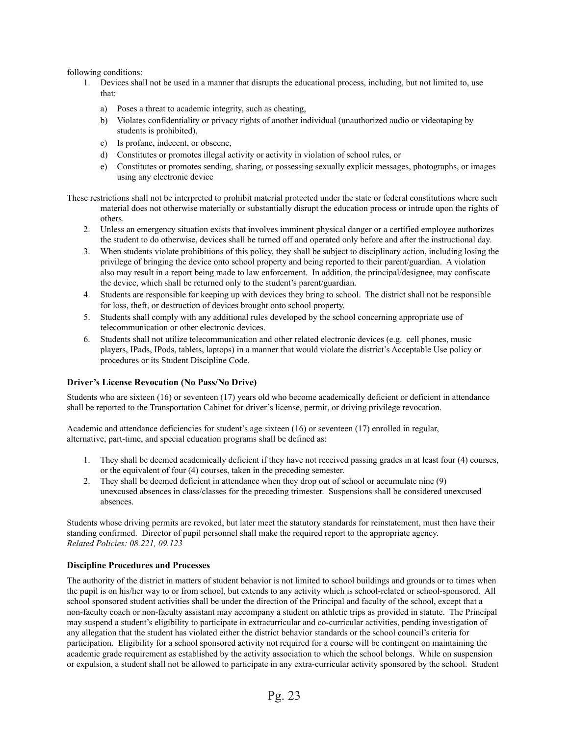following conditions:

1. Devices shall not be used in a manner that disrupts the educational process, including, but not limited to, use that:

    a) Poses a threat to academic integrity, such as cheating,
    b) Violates confidentiality or privacy rights of another individual (unauthorized audio or videotaping by students is prohibited),
    c) Is profane, indecent, or obscene,
    d) Constitutes or promotes illegal activity or activity in violation of school rules, or
    e) Constitutes or promotes sending, sharing, or possessing sexually explicit messages, photographs, or images using any electronic device

These restrictions shall not be interpreted to prohibit material protected under the state or federal constitutions where such material does not otherwise materially or substantially disrupt the education process or intrude upon the rights of others.

2. Unless an emergency situation exists that involves imminent physical danger or a certified employee authorizes the student to do otherwise, devices shall be turned off and operated only before and after the instructional day.
3. When students violate prohibitions of this policy, they shall be subject to disciplinary action, including losing the privilege of bringing the device onto school property and being reported to their parent/guardian. A violation also may result in a report being made to law enforcement. In addition, the principal/designee, may confiscate the device, which shall be returned only to the student's parent/guardian.
4. Students are responsible for keeping up with devices they bring to school. The district shall not be responsible for loss, theft, or destruction of devices brought onto school property.
5. Students shall comply with any additional rules developed by the school concerning appropriate use of telecommunication or other electronic devices.
6. Students shall not utilize telecommunication and other related electronic devices (e.g. cell phones, music players, IPads, IPods, tablets, laptops) in a manner that would violate the district's Acceptable Use policy or procedures or its Student Discipline Code.

**Driver's License Revocation (No Pass/No Drive)**

Students who are sixteen (16) or seventeen (17) years old who become academically deficient or deficient in attendance shall be reported to the Transportation Cabinet for driver's license, permit, or driving privilege revocation.

Academic and attendance deficiencies for student's age sixteen (16) or seventeen (17) enrolled in regular, alternative, part-time, and special education programs shall be defined as:

1. They shall be deemed academically deficient if they have not received passing grades in at least four (4) courses, or the equivalent of four (4) courses, taken in the preceding semester.
2. They shall be deemed deficient in attendance when they drop out of school or accumulate nine (9) unexcused absences in class/classes for the preceding trimester. Suspensions shall be considered unexcused absences.

Students whose driving permits are revoked, but later meet the statutory standards for reinstatement, must then have their standing confirmed. Director of pupil personnel shall make the required report to the appropriate agency.
*Related Policies: 08.221, 09.123*

**Discipline Procedures and Processes**

The authority of the district in matters of student behavior is not limited to school buildings and grounds or to times when the pupil is on his/her way to or from school, but extends to any activity which is school-related or school-sponsored. All school sponsored student activities shall be under the direction of the Principal and faculty of the school, except that a non-faculty coach or non-faculty assistant may accompany a student on athletic trips as provided in statute. The Principal may suspend a student's eligibility to participate in extracurricular and co-curricular activities, pending investigation of any allegation that the student has violated either the district behavior standards or the school council's criteria for participation. Eligibility for a school sponsored activity not required for a course will be contingent on maintaining the academic grade requirement as established by the activity association to which the school belongs. While on suspension or expulsion, a student shall not be allowed to participate in any extra-curricular activity sponsored by the school. Student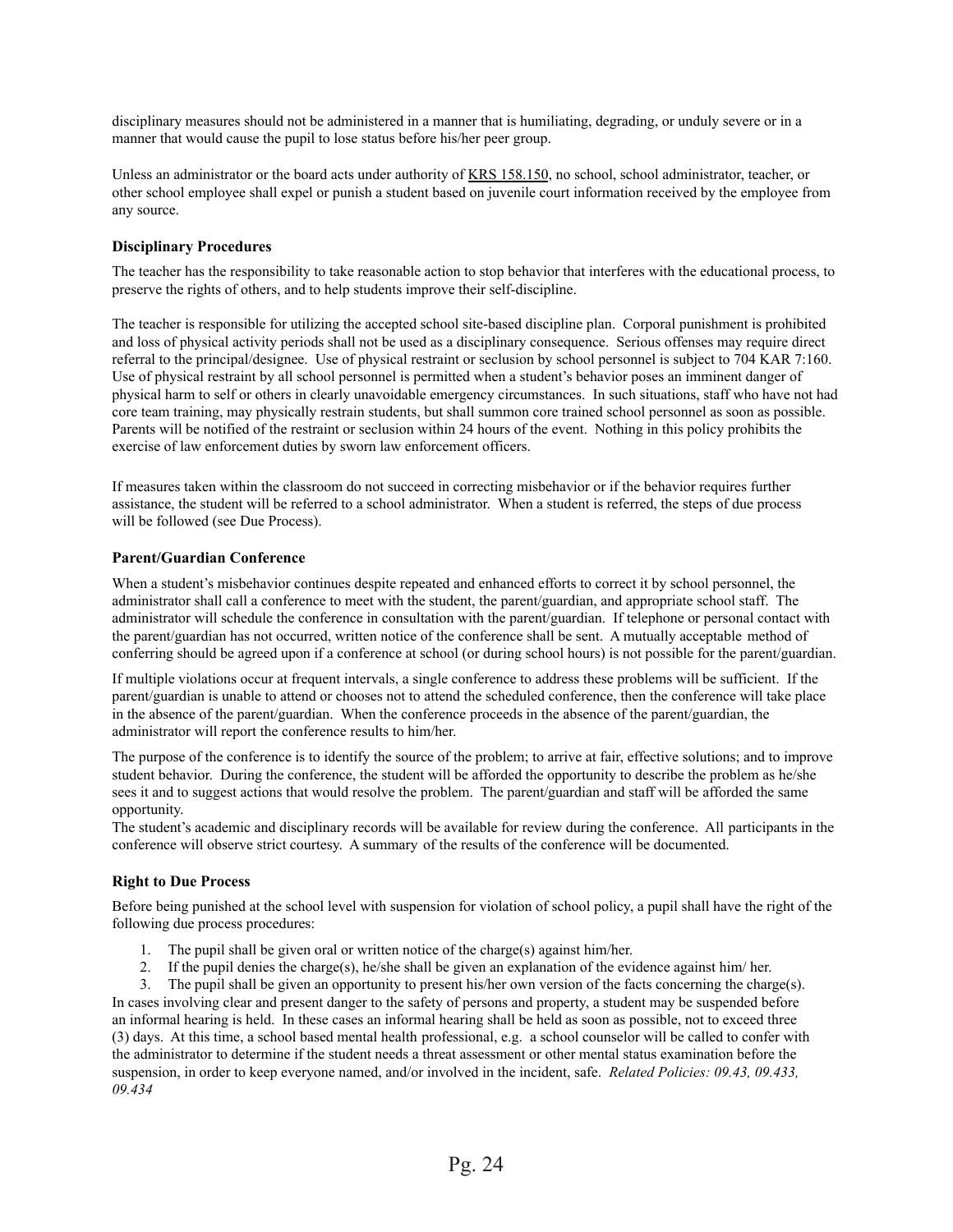disciplinary measures should not be administered in a manner that is humiliating, degrading, or unduly severe or in a manner that would cause the pupil to lose status before his/her peer group.

Unless an administrator or the board acts under authority of KRS 158.150, no school, school administrator, teacher, or other school employee shall expel or punish a student based on juvenile court information received by the employee from any source.

### Disciplinary Procedures

The teacher has the responsibility to take reasonable action to stop behavior that interferes with the educational process, to preserve the rights of others, and to help students improve their self-discipline.

The teacher is responsible for utilizing the accepted school site-based discipline plan. Corporal punishment is prohibited and loss of physical activity periods shall not be used as a disciplinary consequence. Serious offenses may require direct referral to the principal/designee. Use of physical restraint or seclusion by school personnel is subject to 704 KAR 7:160. Use of physical restraint by all school personnel is permitted when a student's behavior poses an imminent danger of physical harm to self or others in clearly unavoidable emergency circumstances. In such situations, staff who have not had core team training, may physically restrain students, but shall summon core trained school personnel as soon as possible. Parents will be notified of the restraint or seclusion within 24 hours of the event. Nothing in this policy prohibits the exercise of law enforcement duties by sworn law enforcement officers.

If measures taken within the classroom do not succeed in correcting misbehavior or if the behavior requires further assistance, the student will be referred to a school administrator. When a student is referred, the steps of due process will be followed (see Due Process).

### Parent/Guardian Conference

When a student's misbehavior continues despite repeated and enhanced efforts to correct it by school personnel, the administrator shall call a conference to meet with the student, the parent/guardian, and appropriate school staff. The administrator will schedule the conference in consultation with the parent/guardian. If telephone or personal contact with the parent/guardian has not occurred, written notice of the conference shall be sent. A mutually acceptable method of conferring should be agreed upon if a conference at school (or during school hours) is not possible for the parent/guardian.

If multiple violations occur at frequent intervals, a single conference to address these problems will be sufficient. If the parent/guardian is unable to attend or chooses not to attend the scheduled conference, then the conference will take place in the absence of the parent/guardian. When the conference proceeds in the absence of the parent/guardian, the administrator will report the conference results to him/her.

The purpose of the conference is to identify the source of the problem; to arrive at fair, effective solutions; and to improve student behavior. During the conference, the student will be afforded the opportunity to describe the problem as he/she sees it and to suggest actions that would resolve the problem. The parent/guardian and staff will be afforded the same opportunity.

The student's academic and disciplinary records will be available for review during the conference. All participants in the conference will observe strict courtesy. A summary of the results of the conference will be documented.

### Right to Due Process

Before being punished at the school level with suspension for violation of school policy, a pupil shall have the right of the following due process procedures:

1. The pupil shall be given oral or written notice of the charge(s) against him/her.
2. If the pupil denies the charge(s), he/she shall be given an explanation of the evidence against him/ her.
3. The pupil shall be given an opportunity to present his/her own version of the facts concerning the charge(s).

In cases involving clear and present danger to the safety of persons and property, a student may be suspended before an informal hearing is held. In these cases an informal hearing shall be held as soon as possible, not to exceed three (3) days. At this time, a school based mental health professional, e.g. a school counselor will be called to confer with the administrator to determine if the student needs a threat assessment or other mental status examination before the suspension, in order to keep everyone named, and/or involved in the incident, safe. *Related Policies: 09.43, 09.433, 09.434*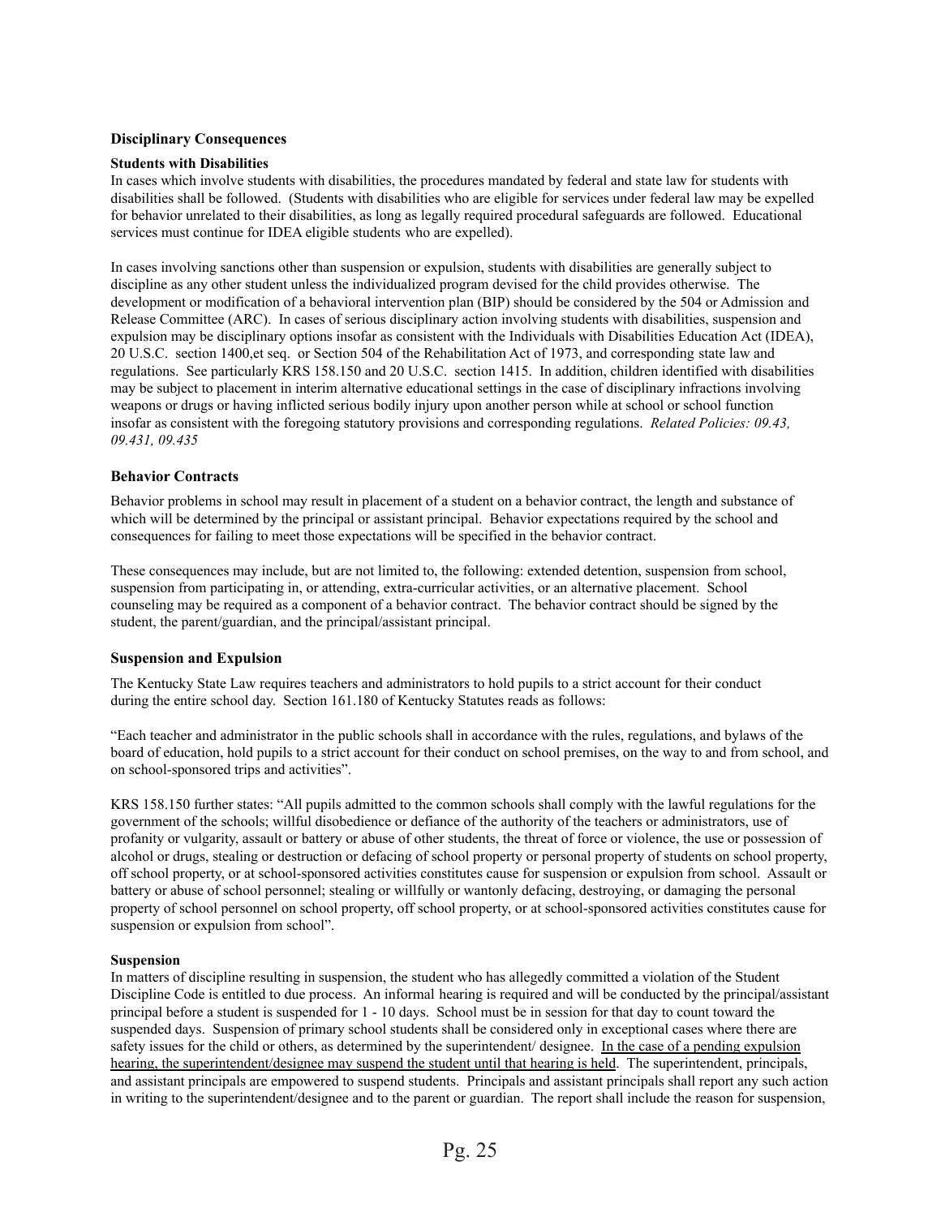## Disciplinary Consequences

### Students with Disabilities

In cases which involve students with disabilities, the procedures mandated by federal and state law for students with disabilities shall be followed. (Students with disabilities who are eligible for services under federal law may be expelled for behavior unrelated to their disabilities, as long as legally required procedural safeguards are followed. Educational services must continue for IDEA eligible students who are expelled).

In cases involving sanctions other than suspension or expulsion, students with disabilities are generally subject to discipline as any other student unless the individualized program devised for the child provides otherwise. The development or modification of a behavioral intervention plan (BIP) should be considered by the 504 or Admission and Release Committee (ARC). In cases of serious disciplinary action involving students with disabilities, suspension and expulsion may be disciplinary options insofar as consistent with the Individuals with Disabilities Education Act (IDEA), 20 U.S.C. section 1400,et seq. or Section 504 of the Rehabilitation Act of 1973, and corresponding state law and regulations. See particularly KRS 158.150 and 20 U.S.C. section 1415. In addition, children identified with disabilities may be subject to placement in interim alternative educational settings in the case of disciplinary infractions involving weapons or drugs or having inflicted serious bodily injury upon another person while at school or school function insofar as consistent with the foregoing statutory provisions and corresponding regulations. *Related Policies: 09.43, 09.431, 09.435*

### Behavior Contracts

Behavior problems in school may result in placement of a student on a behavior contract, the length and substance of which will be determined by the principal or assistant principal. Behavior expectations required by the school and consequences for failing to meet those expectations will be specified in the behavior contract.

These consequences may include, but are not limited to, the following: extended detention, suspension from school, suspension from participating in, or attending, extra-curricular activities, or an alternative placement. School counseling may be required as a component of a behavior contract. The behavior contract should be signed by the student, the parent/guardian, and the principal/assistant principal.

### Suspension and Expulsion

The Kentucky State Law requires teachers and administrators to hold pupils to a strict account for their conduct during the entire school day. Section 161.180 of Kentucky Statutes reads as follows:

"Each teacher and administrator in the public schools shall in accordance with the rules, regulations, and bylaws of the board of education, hold pupils to a strict account for their conduct on school premises, on the way to and from school, and on school-sponsored trips and activities".

KRS 158.150 further states: "All pupils admitted to the common schools shall comply with the lawful regulations for the government of the schools; willful disobedience or defiance of the authority of the teachers or administrators, use of profanity or vulgarity, assault or battery or abuse of other students, the threat of force or violence, the use or possession of alcohol or drugs, stealing or destruction or defacing of school property or personal property of students on school property, off school property, or at school-sponsored activities constitutes cause for suspension or expulsion from school. Assault or battery or abuse of school personnel; stealing or willfully or wantonly defacing, destroying, or damaging the personal property of school personnel on school property, off school property, or at school-sponsored activities constitutes cause for suspension or expulsion from school".

#### Suspension

In matters of discipline resulting in suspension, the student who has allegedly committed a violation of the Student Discipline Code is entitled to due process. An informal hearing is required and will be conducted by the principal/assistant principal before a student is suspended for 1 - 10 days. School must be in session for that day to count toward the suspended days. Suspension of primary school students shall be considered only in exceptional cases where there are safety issues for the child or others, as determined by the superintendent/ designee. <u>In the case of a pending expulsion hearing, the superintendent/designee may suspend the student until that hearing is held</u>. The superintendent, principals, and assistant principals are empowered to suspend students. Principals and assistant principals shall report any such action in writing to the superintendent/designee and to the parent or guardian. The report shall include the reason for suspension,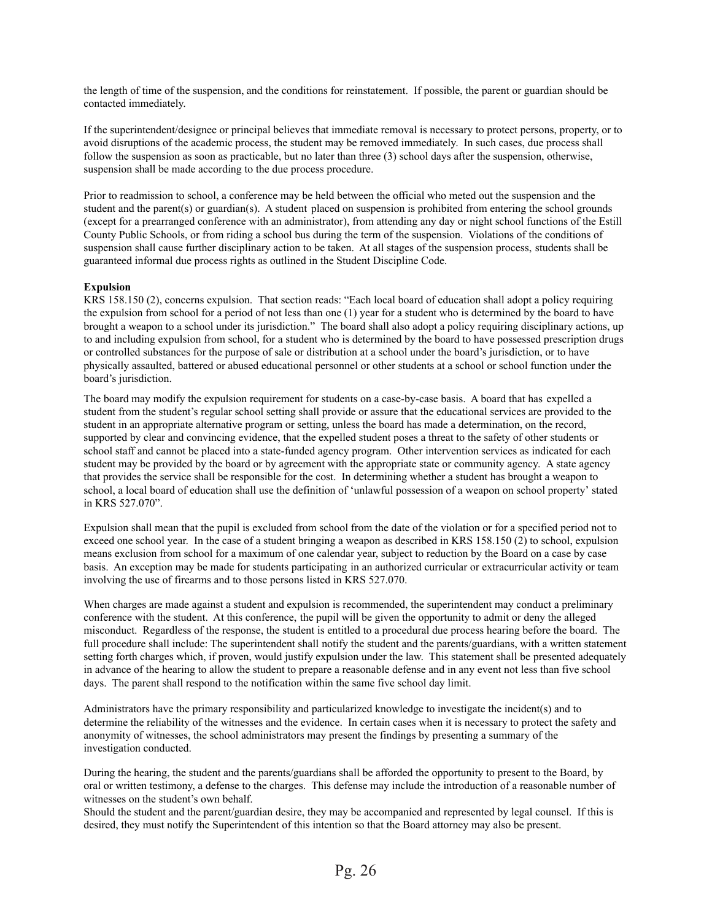the length of time of the suspension, and the conditions for reinstatement. If possible, the parent or guardian should be contacted immediately.

If the superintendent/designee or principal believes that immediate removal is necessary to protect persons, property, or to avoid disruptions of the academic process, the student may be removed immediately. In such cases, due process shall follow the suspension as soon as practicable, but no later than three (3) school days after the suspension, otherwise, suspension shall be made according to the due process procedure.

Prior to readmission to school, a conference may be held between the official who meted out the suspension and the student and the parent(s) or guardian(s). A student placed on suspension is prohibited from entering the school grounds (except for a prearranged conference with an administrator), from attending any day or night school functions of the Estill County Public Schools, or from riding a school bus during the term of the suspension. Violations of the conditions of suspension shall cause further disciplinary action to be taken. At all stages of the suspension process, students shall be guaranteed informal due process rights as outlined in the Student Discipline Code.

**Expulsion**

KRS 158.150 (2), concerns expulsion. That section reads: "Each local board of education shall adopt a policy requiring the expulsion from school for a period of not less than one (1) year for a student who is determined by the board to have brought a weapon to a school under its jurisdiction." The board shall also adopt a policy requiring disciplinary actions, up to and including expulsion from school, for a student who is determined by the board to have possessed prescription drugs or controlled substances for the purpose of sale or distribution at a school under the board's jurisdiction, or to have physically assaulted, battered or abused educational personnel or other students at a school or school function under the board's jurisdiction.

The board may modify the expulsion requirement for students on a case-by-case basis. A board that has expelled a student from the student's regular school setting shall provide or assure that the educational services are provided to the student in an appropriate alternative program or setting, unless the board has made a determination, on the record, supported by clear and convincing evidence, that the expelled student poses a threat to the safety of other students or school staff and cannot be placed into a state-funded agency program. Other intervention services as indicated for each student may be provided by the board or by agreement with the appropriate state or community agency. A state agency that provides the service shall be responsible for the cost. In determining whether a student has brought a weapon to school, a local board of education shall use the definition of 'unlawful possession of a weapon on school property' stated in KRS 527.070".

Expulsion shall mean that the pupil is excluded from school from the date of the violation or for a specified period not to exceed one school year. In the case of a student bringing a weapon as described in KRS 158.150 (2) to school, expulsion means exclusion from school for a maximum of one calendar year, subject to reduction by the Board on a case by case basis. An exception may be made for students participating in an authorized curricular or extracurricular activity or team involving the use of firearms and to those persons listed in KRS 527.070.

When charges are made against a student and expulsion is recommended, the superintendent may conduct a preliminary conference with the student. At this conference, the pupil will be given the opportunity to admit or deny the alleged misconduct. Regardless of the response, the student is entitled to a procedural due process hearing before the board. The full procedure shall include: The superintendent shall notify the student and the parents/guardians, with a written statement setting forth charges which, if proven, would justify expulsion under the law. This statement shall be presented adequately in advance of the hearing to allow the student to prepare a reasonable defense and in any event not less than five school days. The parent shall respond to the notification within the same five school day limit.

Administrators have the primary responsibility and particularized knowledge to investigate the incident(s) and to determine the reliability of the witnesses and the evidence. In certain cases when it is necessary to protect the safety and anonymity of witnesses, the school administrators may present the findings by presenting a summary of the investigation conducted.

During the hearing, the student and the parents/guardians shall be afforded the opportunity to present to the Board, by oral or written testimony, a defense to the charges. This defense may include the introduction of a reasonable number of witnesses on the student's own behalf.

Should the student and the parent/guardian desire, they may be accompanied and represented by legal counsel. If this is desired, they must notify the Superintendent of this intention so that the Board attorney may also be present.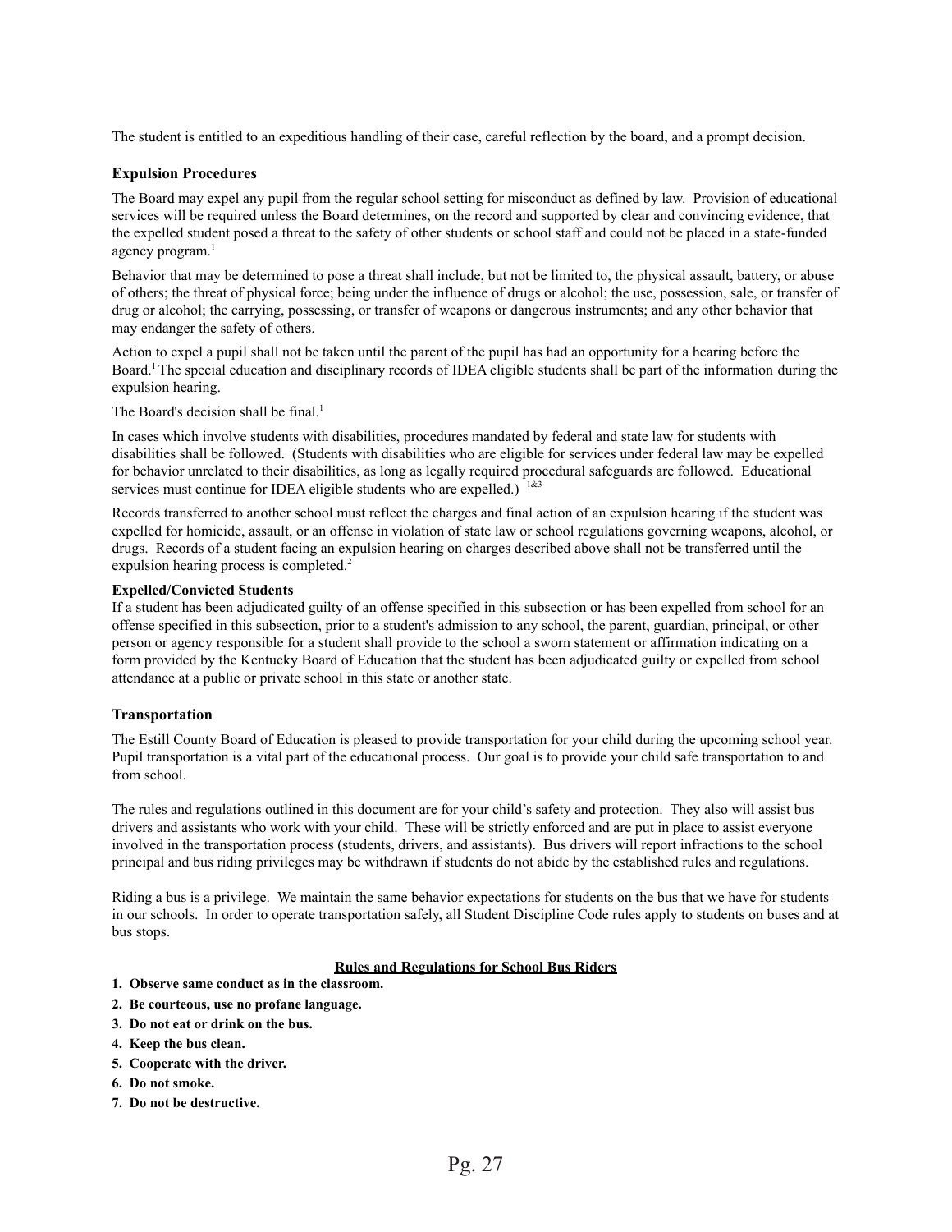The student is entitled to an expeditious handling of their case, careful reflection by the board, and a prompt decision.

### Expulsion Procedures

The Board may expel any pupil from the regular school setting for misconduct as defined by law. Provision of educational services will be required unless the Board determines, on the record and supported by clear and convincing evidence, that the expelled student posed a threat to the safety of other students or school staff and could not be placed in a state-funded agency program.[1]

Behavior that may be determined to pose a threat shall include, but not be limited to, the physical assault, battery, or abuse of others; the threat of physical force; being under the influence of drugs or alcohol; the use, possession, sale, or transfer of drug or alcohol; the carrying, possessing, or transfer of weapons or dangerous instruments; and any other behavior that may endanger the safety of others.

Action to expel a pupil shall not be taken until the parent of the pupil has had an opportunity for a hearing before the Board.[1] The special education and disciplinary records of IDEA eligible students shall be part of the information during the expulsion hearing.

The Board's decision shall be final.[1]

In cases which involve students with disabilities, procedures mandated by federal and state law for students with disabilities shall be followed. (Students with disabilities who are eligible for services under federal law may be expelled for behavior unrelated to their disabilities, as long as legally required procedural safeguards are followed. Educational services must continue for IDEA eligible students who are expelled.) [1&3]

Records transferred to another school must reflect the charges and final action of an expulsion hearing if the student was expelled for homicide, assault, or an offense in violation of state law or school regulations governing weapons, alcohol, or drugs. Records of a student facing an expulsion hearing on charges described above shall not be transferred until the expulsion hearing process is completed.[2]

**Expelled/Convicted Students**

If a student has been adjudicated guilty of an offense specified in this subsection or has been expelled from school for an offense specified in this subsection, prior to a student's admission to any school, the parent, guardian, principal, or other person or agency responsible for a student shall provide to the school a sworn statement or affirmation indicating on a form provided by the Kentucky Board of Education that the student has been adjudicated guilty or expelled from school attendance at a public or private school in this state or another state.

### Transportation

The Estill County Board of Education is pleased to provide transportation for your child during the upcoming school year. Pupil transportation is a vital part of the educational process. Our goal is to provide your child safe transportation to and from school.

The rules and regulations outlined in this document are for your child's safety and protection. They also will assist bus drivers and assistants who work with your child. These will be strictly enforced and are put in place to assist everyone involved in the transportation process (students, drivers, and assistants). Bus drivers will report infractions to the school principal and bus riding privileges may be withdrawn if students do not abide by the established rules and regulations.

Riding a bus is a privilege. We maintain the same behavior expectations for students on the bus that we have for students in our schools. In order to operate transportation safely, all Student Discipline Code rules apply to students on buses and at bus stops.

**Rules and Regulations for School Bus Riders**

1. **Observe same conduct as in the classroom.**
2. **Be courteous, use no profane language.**
3. **Do not eat or drink on the bus.**
4. **Keep the bus clean.**
5. **Cooperate with the driver.**
6. **Do not smoke.**
7. **Do not be destructive.**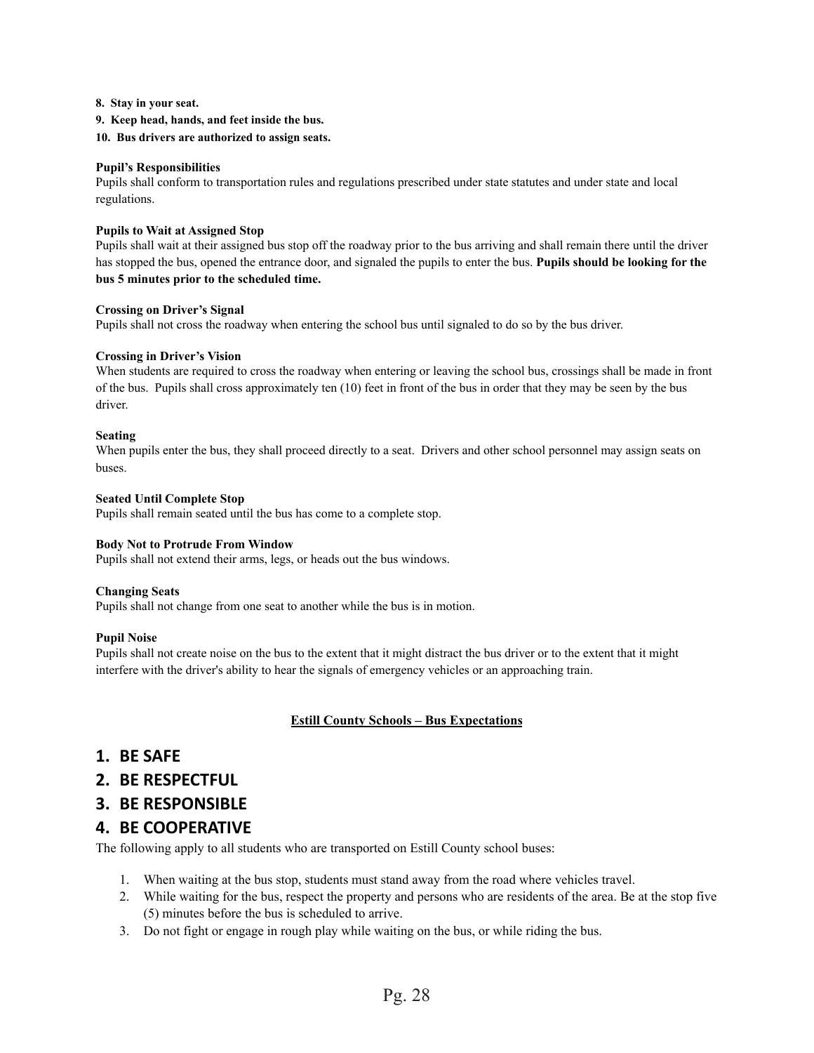**8. Stay in your seat.**

**9. Keep head, hands, and feet inside the bus.**

**10. Bus drivers are authorized to assign seats.**

**Pupil's Responsibilities**

Pupils shall conform to transportation rules and regulations prescribed under state statutes and under state and local regulations.

**Pupils to Wait at Assigned Stop**

Pupils shall wait at their assigned bus stop off the roadway prior to the bus arriving and shall remain there until the driver has stopped the bus, opened the entrance door, and signaled the pupils to enter the bus. **Pupils should be looking for the bus 5 minutes prior to the scheduled time.**

**Crossing on Driver's Signal**

Pupils shall not cross the roadway when entering the school bus until signaled to do so by the bus driver.

**Crossing in Driver's Vision**

When students are required to cross the roadway when entering or leaving the school bus, crossings shall be made in front of the bus. Pupils shall cross approximately ten (10) feet in front of the bus in order that they may be seen by the bus driver.

**Seating**

When pupils enter the bus, they shall proceed directly to a seat. Drivers and other school personnel may assign seats on buses.

**Seated Until Complete Stop**

Pupils shall remain seated until the bus has come to a complete stop.

**Body Not to Protrude From Window**

Pupils shall not extend their arms, legs, or heads out the bus windows.

**Changing Seats**

Pupils shall not change from one seat to another while the bus is in motion.

**Pupil Noise**

Pupils shall not create noise on the bus to the extent that it might distract the bus driver or to the extent that it might interfere with the driver's ability to hear the signals of emergency vehicles or an approaching train.

## Estill County Schools – Bus Expectations

1. **BE SAFE**
2. **BE RESPECTFUL**
3. **BE RESPONSIBLE**
4. **BE COOPERATIVE**

The following apply to all students who are transported on Estill County school buses:

1. When waiting at the bus stop, students must stand away from the road where vehicles travel.
2. While waiting for the bus, respect the property and persons who are residents of the area. Be at the stop five (5) minutes before the bus is scheduled to arrive.
3. Do not fight or engage in rough play while waiting on the bus, or while riding the bus.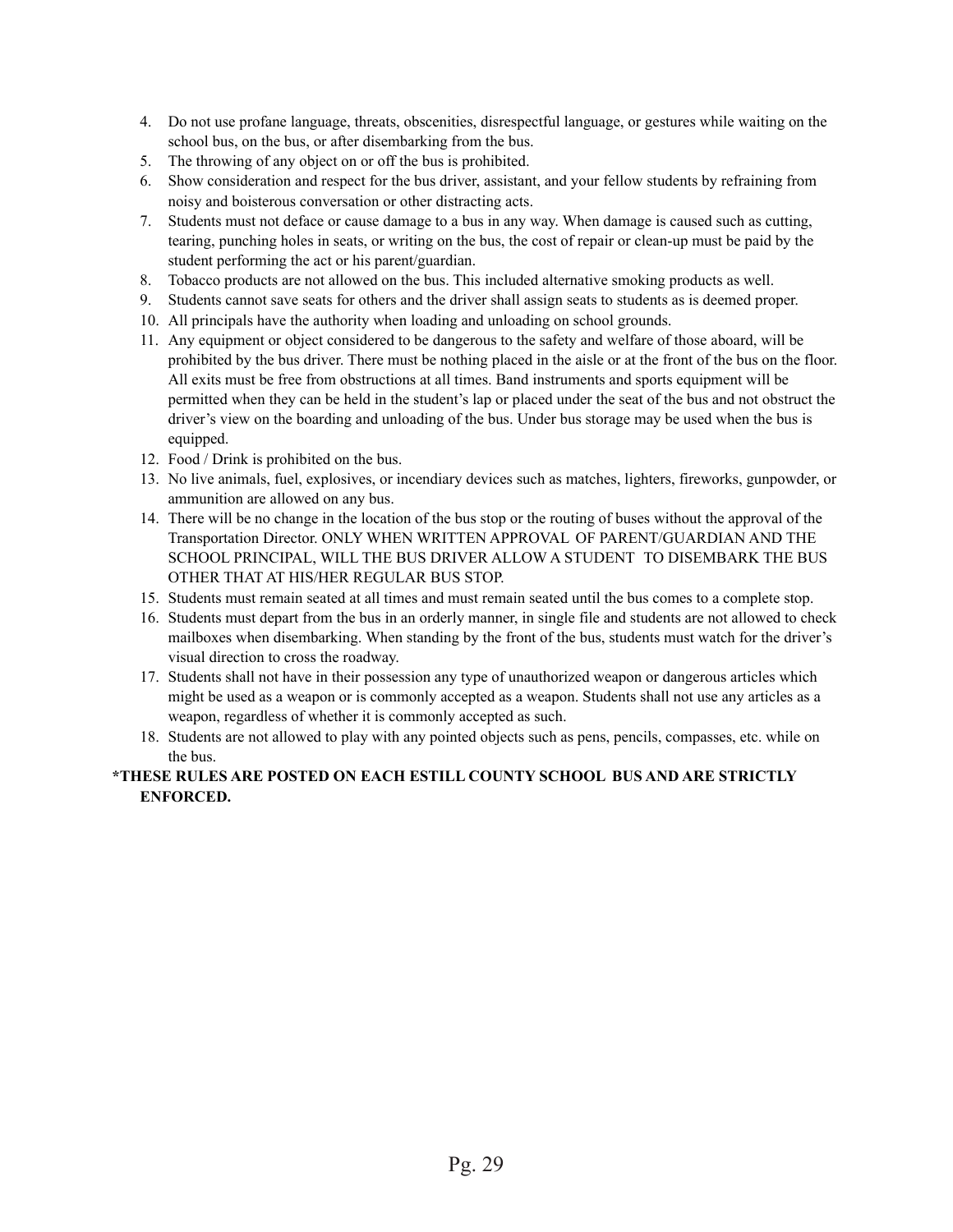4. Do not use profane language, threats, obscenities, disrespectful language, or gestures while waiting on the school bus, on the bus, or after disembarking from the bus.
5. The throwing of any object on or off the bus is prohibited.
6. Show consideration and respect for the bus driver, assistant, and your fellow students by refraining from noisy and boisterous conversation or other distracting acts.
7. Students must not deface or cause damage to a bus in any way. When damage is caused such as cutting, tearing, punching holes in seats, or writing on the bus, the cost of repair or clean-up must be paid by the student performing the act or his parent/guardian.
8. Tobacco products are not allowed on the bus. This included alternative smoking products as well.
9. Students cannot save seats for others and the driver shall assign seats to students as is deemed proper.
10. All principals have the authority when loading and unloading on school grounds.
11. Any equipment or object considered to be dangerous to the safety and welfare of those aboard, will be prohibited by the bus driver. There must be nothing placed in the aisle or at the front of the bus on the floor. All exits must be free from obstructions at all times. Band instruments and sports equipment will be permitted when they can be held in the student's lap or placed under the seat of the bus and not obstruct the driver's view on the boarding and unloading of the bus. Under bus storage may be used when the bus is equipped.
12. Food / Drink is prohibited on the bus.
13. No live animals, fuel, explosives, or incendiary devices such as matches, lighters, fireworks, gunpowder, or ammunition are allowed on any bus.
14. There will be no change in the location of the bus stop or the routing of buses without the approval of the Transportation Director. ONLY WHEN WRITTEN APPROVAL OF PARENT/GUARDIAN AND THE SCHOOL PRINCIPAL, WILL THE BUS DRIVER ALLOW A STUDENT TO DISEMBARK THE BUS OTHER THAT AT HIS/HER REGULAR BUS STOP.
15. Students must remain seated at all times and must remain seated until the bus comes to a complete stop.
16. Students must depart from the bus in an orderly manner, in single file and students are not allowed to check mailboxes when disembarking. When standing by the front of the bus, students must watch for the driver's visual direction to cross the roadway.
17. Students shall not have in their possession any type of unauthorized weapon or dangerous articles which might be used as a weapon or is commonly accepted as a weapon. Students shall not use any articles as a weapon, regardless of whether it is commonly accepted as such.
18. Students are not allowed to play with any pointed objects such as pens, pencils, compasses, etc. while on the bus.

**\*THESE RULES ARE POSTED ON EACH ESTILL COUNTY SCHOOL BUS AND ARE STRICTLY ENFORCED.**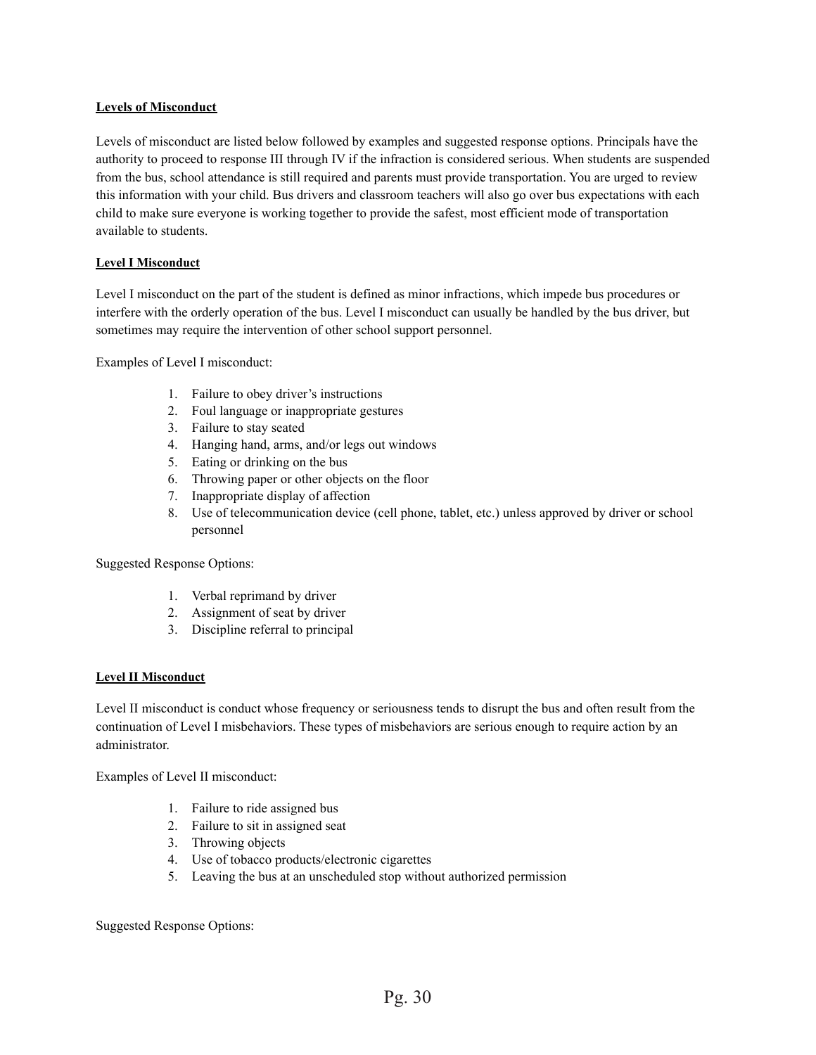## Levels of Misconduct

Levels of misconduct are listed below followed by examples and suggested response options. Principals have the authority to proceed to response III through IV if the infraction is considered serious. When students are suspended from the bus, school attendance is still required and parents must provide transportation. You are urged to review this information with your child. Bus drivers and classroom teachers will also go over bus expectations with each child to make sure everyone is working together to provide the safest, most efficient mode of transportation available to students.

### Level I Misconduct

Level I misconduct on the part of the student is defined as minor infractions, which impede bus procedures or interfere with the orderly operation of the bus. Level I misconduct can usually be handled by the bus driver, but sometimes may require the intervention of other school support personnel.

Examples of Level I misconduct:

1. Failure to obey driver's instructions
2. Foul language or inappropriate gestures
3. Failure to stay seated
4. Hanging hand, arms, and/or legs out windows
5. Eating or drinking on the bus
6. Throwing paper or other objects on the floor
7. Inappropriate display of affection
8. Use of telecommunication device (cell phone, tablet, etc.) unless approved by driver or school personnel

Suggested Response Options:

1. Verbal reprimand by driver
2. Assignment of seat by driver
3. Discipline referral to principal

### Level II Misconduct

Level II misconduct is conduct whose frequency or seriousness tends to disrupt the bus and often result from the continuation of Level I misbehaviors. These types of misbehaviors are serious enough to require action by an administrator.

Examples of Level II misconduct:

1. Failure to ride assigned bus
2. Failure to sit in assigned seat
3. Throwing objects
4. Use of tobacco products/electronic cigarettes
5. Leaving the bus at an unscheduled stop without authorized permission

Suggested Response Options: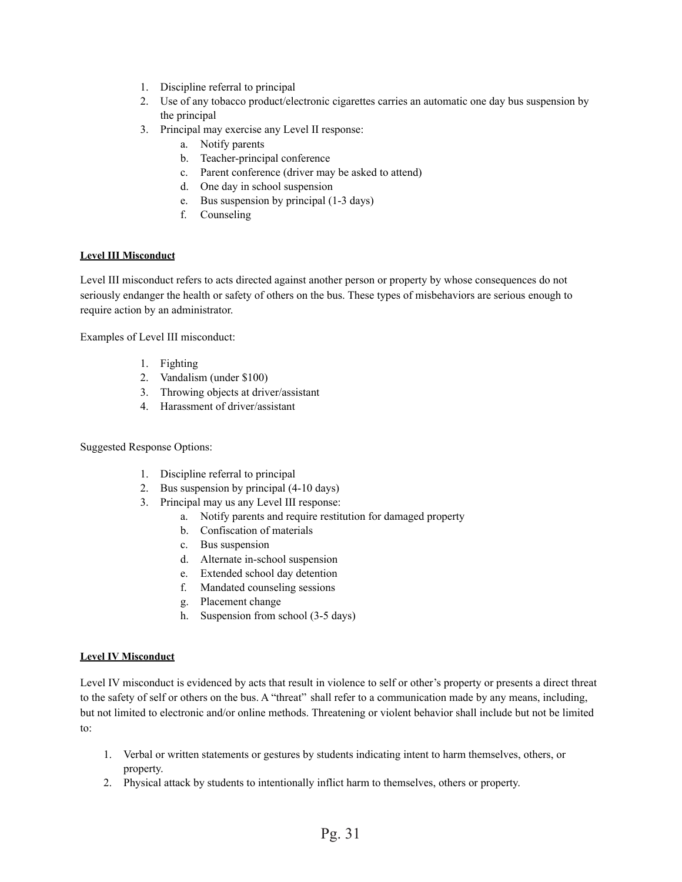1. Discipline referral to principal
2. Use of any tobacco product/electronic cigarettes carries an automatic one day bus suspension by the principal
3. Principal may exercise any Level II response:
   a. Notify parents
   b. Teacher-principal conference
   c. Parent conference (driver may be asked to attend)
   d. One day in school suspension
   e. Bus suspension by principal (1-3 days)
   f. Counseling

**Level III Misconduct**

Level III misconduct refers to acts directed against another person or property by whose consequences do not seriously endanger the health or safety of others on the bus. These types of misbehaviors are serious enough to require action by an administrator.

Examples of Level III misconduct:

1. Fighting
2. Vandalism (under $100)
3. Throwing objects at driver/assistant
4. Harassment of driver/assistant

Suggested Response Options:

1. Discipline referral to principal
2. Bus suspension by principal (4-10 days)
3. Principal may us any Level III response:
   a. Notify parents and require restitution for damaged property
   b. Confiscation of materials
   c. Bus suspension
   d. Alternate in-school suspension
   e. Extended school day detention
   f. Mandated counseling sessions
   g. Placement change
   h. Suspension from school (3-5 days)

**Level IV Misconduct**

Level IV misconduct is evidenced by acts that result in violence to self or other's property or presents a direct threat to the safety of self or others on the bus. A "threat" shall refer to a communication made by any means, including, but not limited to electronic and/or online methods. Threatening or violent behavior shall include but not be limited to:

1. Verbal or written statements or gestures by students indicating intent to harm themselves, others, or property.
2. Physical attack by students to intentionally inflict harm to themselves, others or property.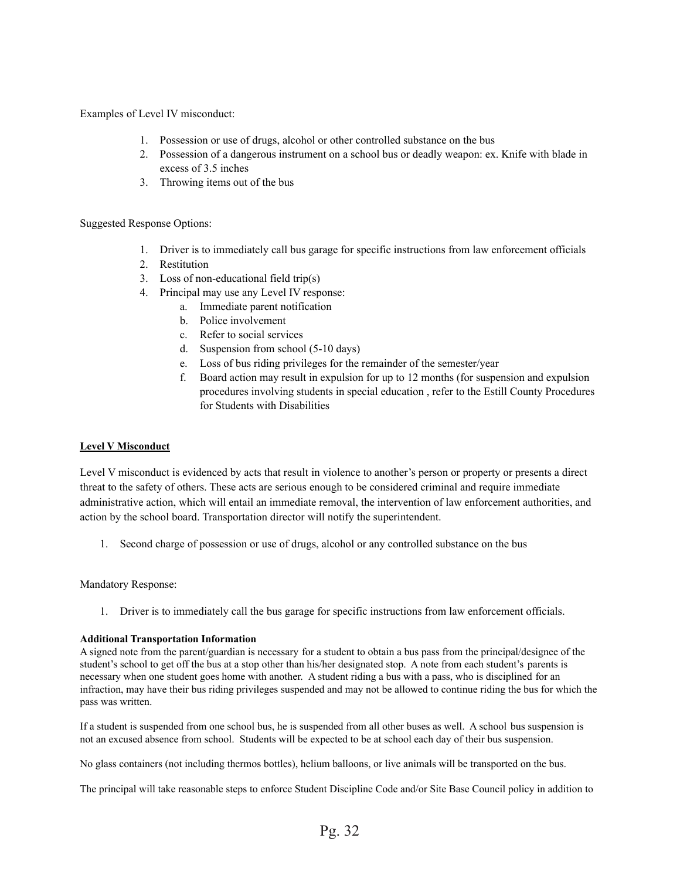Examples of Level IV misconduct:

1. Possession or use of drugs, alcohol or other controlled substance on the bus
2. Possession of a dangerous instrument on a school bus or deadly weapon: ex. Knife with blade in excess of 3.5 inches
3. Throwing items out of the bus

Suggested Response Options:

1. Driver is to immediately call bus garage for specific instructions from law enforcement officials
2. Restitution
3. Loss of non-educational field trip(s)
4. Principal may use any Level IV response:
   a. Immediate parent notification
   b. Police involvement
   c. Refer to social services
   d. Suspension from school (5-10 days)
   e. Loss of bus riding privileges for the remainder of the semester/year
   f. Board action may result in expulsion for up to 12 months (for suspension and expulsion procedures involving students in special education , refer to the Estill County Procedures for Students with Disabilities

**Level V Misconduct**

Level V misconduct is evidenced by acts that result in violence to another's person or property or presents a direct threat to the safety of others. These acts are serious enough to be considered criminal and require immediate administrative action, which will entail an immediate removal, the intervention of law enforcement authorities, and action by the school board. Transportation director will notify the superintendent.

1. Second charge of possession or use of drugs, alcohol or any controlled substance on the bus

Mandatory Response:

1. Driver is to immediately call the bus garage for specific instructions from law enforcement officials.

**Additional Transportation Information**

A signed note from the parent/guardian is necessary for a student to obtain a bus pass from the principal/designee of the student's school to get off the bus at a stop other than his/her designated stop. A note from each student's parents is necessary when one student goes home with another. A student riding a bus with a pass, who is disciplined for an infraction, may have their bus riding privileges suspended and may not be allowed to continue riding the bus for which the pass was written.

If a student is suspended from one school bus, he is suspended from all other buses as well. A school bus suspension is not an excused absence from school. Students will be expected to be at school each day of their bus suspension.

No glass containers (not including thermos bottles), helium balloons, or live animals will be transported on the bus.

The principal will take reasonable steps to enforce Student Discipline Code and/or Site Base Council policy in addition to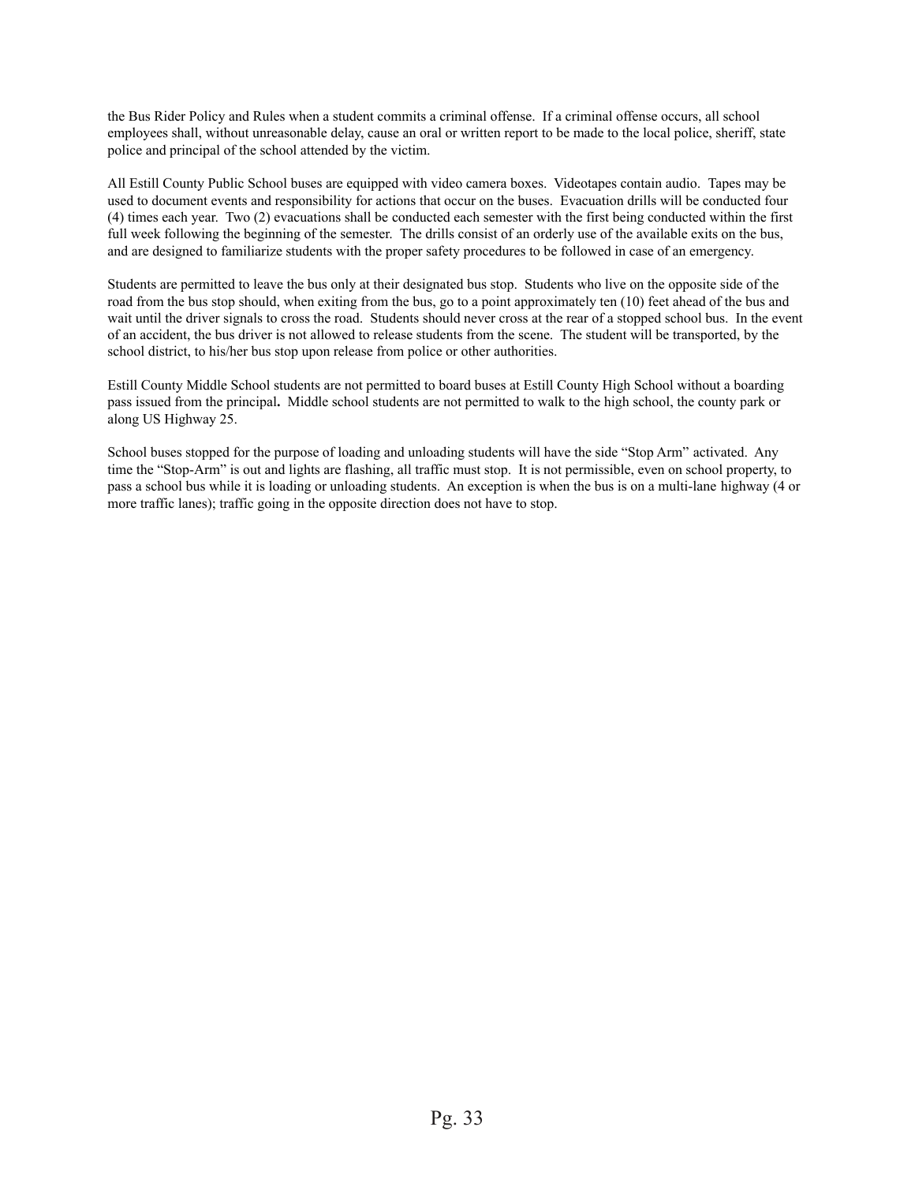the Bus Rider Policy and Rules when a student commits a criminal offense. If a criminal offense occurs, all school employees shall, without unreasonable delay, cause an oral or written report to be made to the local police, sheriff, state police and principal of the school attended by the victim.

All Estill County Public School buses are equipped with video camera boxes. Videotapes contain audio. Tapes may be used to document events and responsibility for actions that occur on the buses. Evacuation drills will be conducted four (4) times each year. Two (2) evacuations shall be conducted each semester with the first being conducted within the first full week following the beginning of the semester. The drills consist of an orderly use of the available exits on the bus, and are designed to familiarize students with the proper safety procedures to be followed in case of an emergency.

Students are permitted to leave the bus only at their designated bus stop. Students who live on the opposite side of the road from the bus stop should, when exiting from the bus, go to a point approximately ten (10) feet ahead of the bus and wait until the driver signals to cross the road. Students should never cross at the rear of a stopped school bus. In the event of an accident, the bus driver is not allowed to release students from the scene. The student will be transported, by the school district, to his/her bus stop upon release from police or other authorities.

Estill County Middle School students are not permitted to board buses at Estill County High School without a boarding pass issued from the principal**.** Middle school students are not permitted to walk to the high school, the county park or along US Highway 25.

School buses stopped for the purpose of loading and unloading students will have the side "Stop Arm" activated. Any time the "Stop-Arm" is out and lights are flashing, all traffic must stop. It is not permissible, even on school property, to pass a school bus while it is loading or unloading students. An exception is when the bus is on a multi-lane highway (4 or more traffic lanes); traffic going in the opposite direction does not have to stop.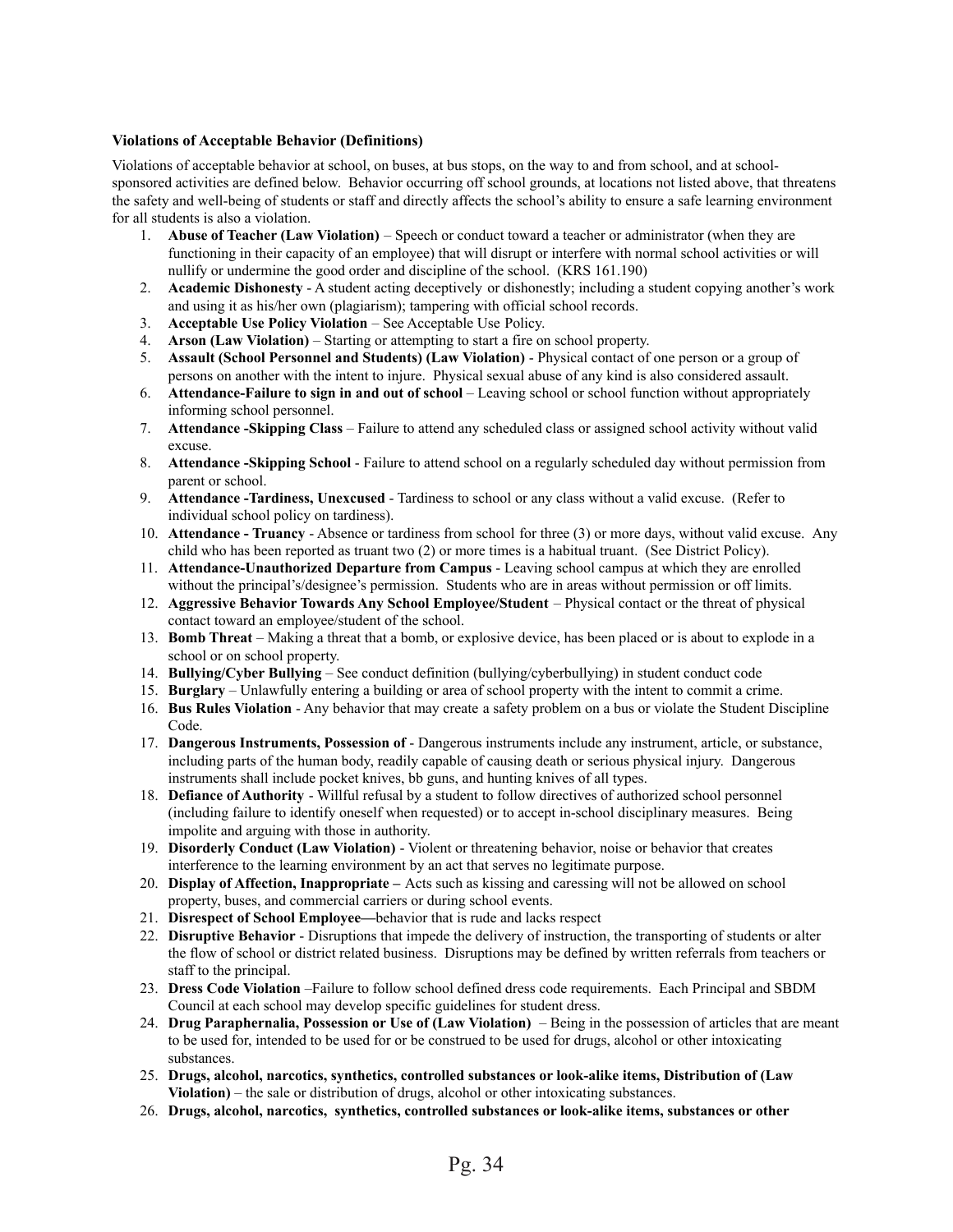**Violations of Acceptable Behavior (Definitions)**

Violations of acceptable behavior at school, on buses, at bus stops, on the way to and from school, and at school-sponsored activities are defined below. Behavior occurring off school grounds, at locations not listed above, that threatens the safety and well-being of students or staff and directly affects the school's ability to ensure a safe learning environment for all students is also a violation.

1. **Abuse of Teacher (Law Violation)** – Speech or conduct toward a teacher or administrator (when they are functioning in their capacity of an employee) that will disrupt or interfere with normal school activities or will nullify or undermine the good order and discipline of the school. (KRS 161.190)
2. **Academic Dishonesty** - A student acting deceptively or dishonestly; including a student copying another's work and using it as his/her own (plagiarism); tampering with official school records.
3. **Acceptable Use Policy Violation** – See Acceptable Use Policy.
4. **Arson (Law Violation)** – Starting or attempting to start a fire on school property.
5. **Assault (School Personnel and Students) (Law Violation)** - Physical contact of one person or a group of persons on another with the intent to injure. Physical sexual abuse of any kind is also considered assault.
6. **Attendance-Failure to sign in and out of school** – Leaving school or school function without appropriately informing school personnel.
7. **Attendance -Skipping Class** – Failure to attend any scheduled class or assigned school activity without valid excuse.
8. **Attendance -Skipping School** - Failure to attend school on a regularly scheduled day without permission from parent or school.
9. **Attendance -Tardiness, Unexcused** - Tardiness to school or any class without a valid excuse. (Refer to individual school policy on tardiness).
10. **Attendance - Truancy** - Absence or tardiness from school for three (3) or more days, without valid excuse. Any child who has been reported as truant two (2) or more times is a habitual truant. (See District Policy).
11. **Attendance-Unauthorized Departure from Campus** - Leaving school campus at which they are enrolled without the principal's/designee's permission. Students who are in areas without permission or off limits.
12. **Aggressive Behavior Towards Any School Employee/Student** – Physical contact or the threat of physical contact toward an employee/student of the school.
13. **Bomb Threat** – Making a threat that a bomb, or explosive device, has been placed or is about to explode in a school or on school property.
14. **Bullying/Cyber Bullying** – See conduct definition (bullying/cyberbullying) in student conduct code
15. **Burglary** – Unlawfully entering a building or area of school property with the intent to commit a crime.
16. **Bus Rules Violation** - Any behavior that may create a safety problem on a bus or violate the Student Discipline Code.
17. **Dangerous Instruments, Possession of** - Dangerous instruments include any instrument, article, or substance, including parts of the human body, readily capable of causing death or serious physical injury. Dangerous instruments shall include pocket knives, bb guns, and hunting knives of all types.
18. **Defiance of Authority** - Willful refusal by a student to follow directives of authorized school personnel (including failure to identify oneself when requested) or to accept in-school disciplinary measures. Being impolite and arguing with those in authority.
19. **Disorderly Conduct (Law Violation)** - Violent or threatening behavior, noise or behavior that creates interference to the learning environment by an act that serves no legitimate purpose.
20. **Display of Affection, Inappropriate –** Acts such as kissing and caressing will not be allowed on school property, buses, and commercial carriers or during school events.
21. **Disrespect of School Employee—**behavior that is rude and lacks respect
22. **Disruptive Behavior** - Disruptions that impede the delivery of instruction, the transporting of students or alter the flow of school or district related business. Disruptions may be defined by written referrals from teachers or staff to the principal.
23. **Dress Code Violation** –Failure to follow school defined dress code requirements. Each Principal and SBDM Council at each school may develop specific guidelines for student dress.
24. **Drug Paraphernalia, Possession or Use of (Law Violation)** – Being in the possession of articles that are meant to be used for, intended to be used for or be construed to be used for drugs, alcohol or other intoxicating substances.
25. **Drugs, alcohol, narcotics, synthetics, controlled substances or look-alike items, Distribution of (Law Violation)** – the sale or distribution of drugs, alcohol or other intoxicating substances.
26. **Drugs, alcohol, narcotics, synthetics, controlled substances or look-alike items, substances or other**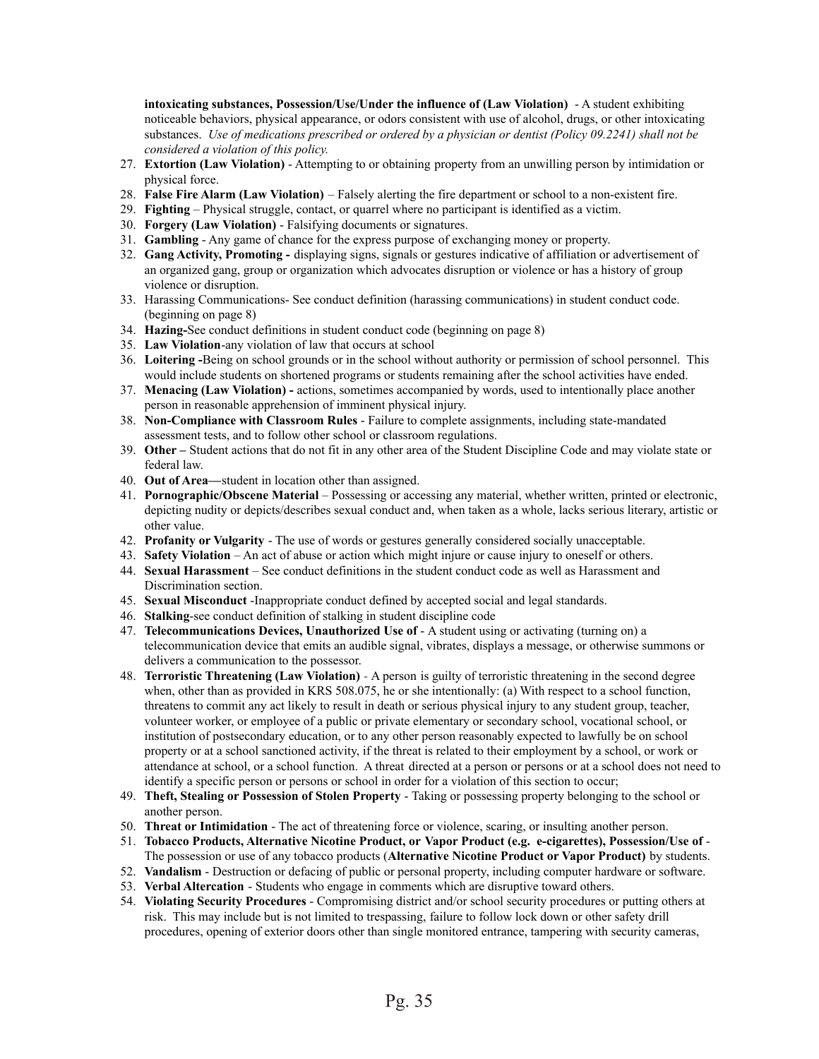**intoxicating substances, Possession/Use/Under the influence of (Law Violation)** - A student exhibiting noticeable behaviors, physical appearance, or odors consistent with use of alcohol, drugs, or other intoxicating substances. *Use of medications prescribed or ordered by a physician or dentist (Policy 09.2241) shall not be considered a violation of this policy.*

27. **Extortion (Law Violation)** - Attempting to or obtaining property from an unwilling person by intimidation or physical force.
28. **False Fire Alarm (Law Violation)** – Falsely alerting the fire department or school to a non-existent fire.
29. **Fighting** – Physical struggle, contact, or quarrel where no participant is identified as a victim.
30. **Forgery (Law Violation)** - Falsifying documents or signatures.
31. **Gambling** - Any game of chance for the express purpose of exchanging money or property.
32. **Gang Activity, Promoting -** displaying signs, signals or gestures indicative of affiliation or advertisement of an organized gang, group or organization which advocates disruption or violence or has a history of group violence or disruption.
33. Harassing Communications- See conduct definition (harassing communications) in student conduct code. (beginning on page 8)
34. **Hazing-**See conduct definitions in student conduct code (beginning on page 8)
35. **Law Violation**-any violation of law that occurs at school
36. **Loitering -**Being on school grounds or in the school without authority or permission of school personnel. This would include students on shortened programs or students remaining after the school activities have ended.
37. **Menacing (Law Violation) -** actions, sometimes accompanied by words, used to intentionally place another person in reasonable apprehension of imminent physical injury.
38. **Non-Compliance with Classroom Rules** - Failure to complete assignments, including state-mandated assessment tests, and to follow other school or classroom regulations.
39. **Other –** Student actions that do not fit in any other area of the Student Discipline Code and may violate state or federal law.
40. **Out of Area—**student in location other than assigned.
41. **Pornographic/Obscene Material** – Possessing or accessing any material, whether written, printed or electronic, depicting nudity or depicts/describes sexual conduct and, when taken as a whole, lacks serious literary, artistic or other value.
42. **Profanity or Vulgarity** - The use of words or gestures generally considered socially unacceptable.
43. **Safety Violation** – An act of abuse or action which might injure or cause injury to oneself or others.
44. **Sexual Harassment** – See conduct definitions in the student conduct code as well as Harassment and Discrimination section.
45. **Sexual Misconduct** -Inappropriate conduct defined by accepted social and legal standards.
46. **Stalking**-see conduct definition of stalking in student discipline code
47. **Telecommunications Devices, Unauthorized Use of** - A student using or activating (turning on) a telecommunication device that emits an audible signal, vibrates, displays a message, or otherwise summons or delivers a communication to the possessor.
48. **Terroristic Threatening (Law Violation)** - A person is guilty of terroristic threatening in the second degree when, other than as provided in KRS 508.075, he or she intentionally: (a) With respect to a school function, threatens to commit any act likely to result in death or serious physical injury to any student group, teacher, volunteer worker, or employee of a public or private elementary or secondary school, vocational school, or institution of postsecondary education, or to any other person reasonably expected to lawfully be on school property or at a school sanctioned activity, if the threat is related to their employment by a school, or work or attendance at school, or a school function. A threat directed at a person or persons or at a school does not need to identify a specific person or persons or school in order for a violation of this section to occur;
49. **Theft, Stealing or Possession of Stolen Property** - Taking or possessing property belonging to the school or another person.
50. **Threat or Intimidation** - The act of threatening force or violence, scaring, or insulting another person.
51. **Tobacco Products, Alternative Nicotine Product, or Vapor Product (e.g. e-cigarettes), Possession/Use of** - The possession or use of any tobacco products (**Alternative Nicotine Product or Vapor Product)** by students.
52. **Vandalism** - Destruction or defacing of public or personal property, including computer hardware or software.
53. **Verbal Altercation** - Students who engage in comments which are disruptive toward others.
54. **Violating Security Procedures** - Compromising district and/or school security procedures or putting others at risk. This may include but is not limited to trespassing, failure to follow lock down or other safety drill procedures, opening of exterior doors other than single monitored entrance, tampering with security cameras,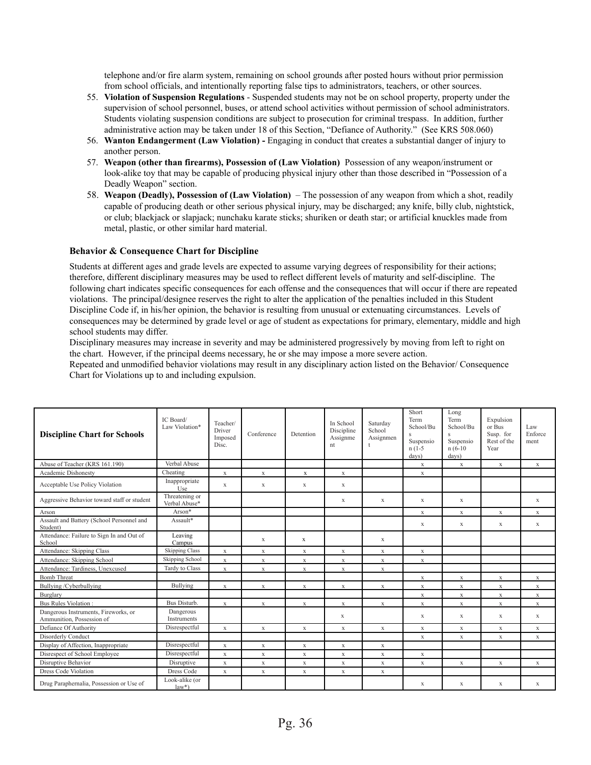telephone and/or fire alarm system, remaining on school grounds after posted hours without prior permission from school officials, and intentionally reporting false tips to administrators, teachers, or other sources.

55. **Violation of Suspension Regulations** - Suspended students may not be on school property, property under the supervision of school personnel, buses, or attend school activities without permission of school administrators. Students violating suspension conditions are subject to prosecution for criminal trespass. In addition, further administrative action may be taken under 18 of this Section, "Defiance of Authority." (See KRS 508.060)
56. **Wanton Endangerment (Law Violation) -** Engaging in conduct that creates a substantial danger of injury to another person.
57. **Weapon (other than firearms), Possession of (Law Violation)** Possession of any weapon/instrument or look-alike toy that may be capable of producing physical injury other than those described in "Possession of a Deadly Weapon" section.
58. **Weapon (Deadly), Possession of (Law Violation)** – The possession of any weapon from which a shot, readily capable of producing death or other serious physical injury, may be discharged; any knife, billy club, nightstick, or club; blackjack or slapjack; nunchaku karate sticks; shuriken or death star; or artificial knuckles made from metal, plastic, or other similar hard material.

### Behavior & Consequence Chart for Discipline

Students at different ages and grade levels are expected to assume varying degrees of responsibility for their actions; therefore, different disciplinary measures may be used to reflect different levels of maturity and self-discipline. The following chart indicates specific consequences for each offense and the consequences that will occur if there are repeated violations. The principal/designee reserves the right to alter the application of the penalties included in this Student Discipline Code if, in his/her opinion, the behavior is resulting from unusual or extenuating circumstances. Levels of consequences may be determined by grade level or age of student as expectations for primary, elementary, middle and high school students may differ.

Disciplinary measures may increase in severity and may be administered progressively by moving from left to right on the chart. However, if the principal deems necessary, he or she may impose a more severe action.

Repeated and unmodified behavior violations may result in any disciplinary action listed on the Behavior/ Consequence Chart for Violations up to and including expulsion.

| **Discipline Chart for Schools** | IC Board/ Law Violation* | Teacher/ Driver Imposed Disc. | Conference | Detention | In School Discipline Assignment | Saturday School Assignment | Short Term School/Bus Suspension (1-5 days) | Long Term School/Bus Suspension (6-10 days) | Expulsion or Bus Susp. for Rest of the Year | Law Enforcement |
|---|---|---|---|---|---|---|---|---|---|---|
| Abuse of Teacher (KRS 161.190) | Verbal Abuse | | | | | | x | x | x | x |
| Academic Dishonesty | Cheating | x | x | x | x | | x | | | |
| Acceptable Use Policy Violation | Inappropriate Use | x | x | x | x | | | | | |
| Aggressive Behavior toward staff or student | Threatening or Verbal Abuse* | | | | x | x | x | x | | x |
| Arson | Arson* | | | | | | x | x | x | x |
| Assault and Battery (School Personnel and Student) | Assault* | | | | | | x | x | x | x |
| Attendance: Failure to Sign In and Out of School | Leaving Campus | | x | x | | x | | | | |
| Attendance: Skipping Class | Skipping Class | x | x | x | x | x | x | | | |
| Attendance: Skipping School | Skipping School | x | x | x | x | x | x | | | |
| Attendance: Tardiness, Unexcused | Tardy to Class | x | x | x | x | x | | | | |
| Bomb Threat | | | | | | | x | x | x | x |
| Bullying /Cyberbullying | Bullying | x | x | x | x | x | x | x | x | x |
| Burglary | | | | | | | x | x | x | x |
| Bus Rules Violation : | Bus Disturb. | x | x | x | x | x | x | x | x | x |
| Dangerous Instruments, Fireworks, or Ammunition, Possession of | Dangerous Instruments | | | | x | | x | x | x | x |
| Defiance Of Authority | Disrespectful | x | x | x | x | x | x | x | x | x |
| Disorderly Conduct | | | | | | | x | x | x | x |
| Display of Affection, Inappropriate | Disrespectful | x | x | x | x | x | | | | |
| Disrespect of School Employee | Disrespectful | x | x | x | x | x | x | | | |
| Disruptive Behavior | Disruptive | x | x | x | x | x | x | x | x | x |
| Dress Code Violation | Dress Code | x | x | x | x | x | | | | |
| Drug Paraphernalia, Possession or Use of | Look-alike (or law*) | | | | | | x | x | x | x |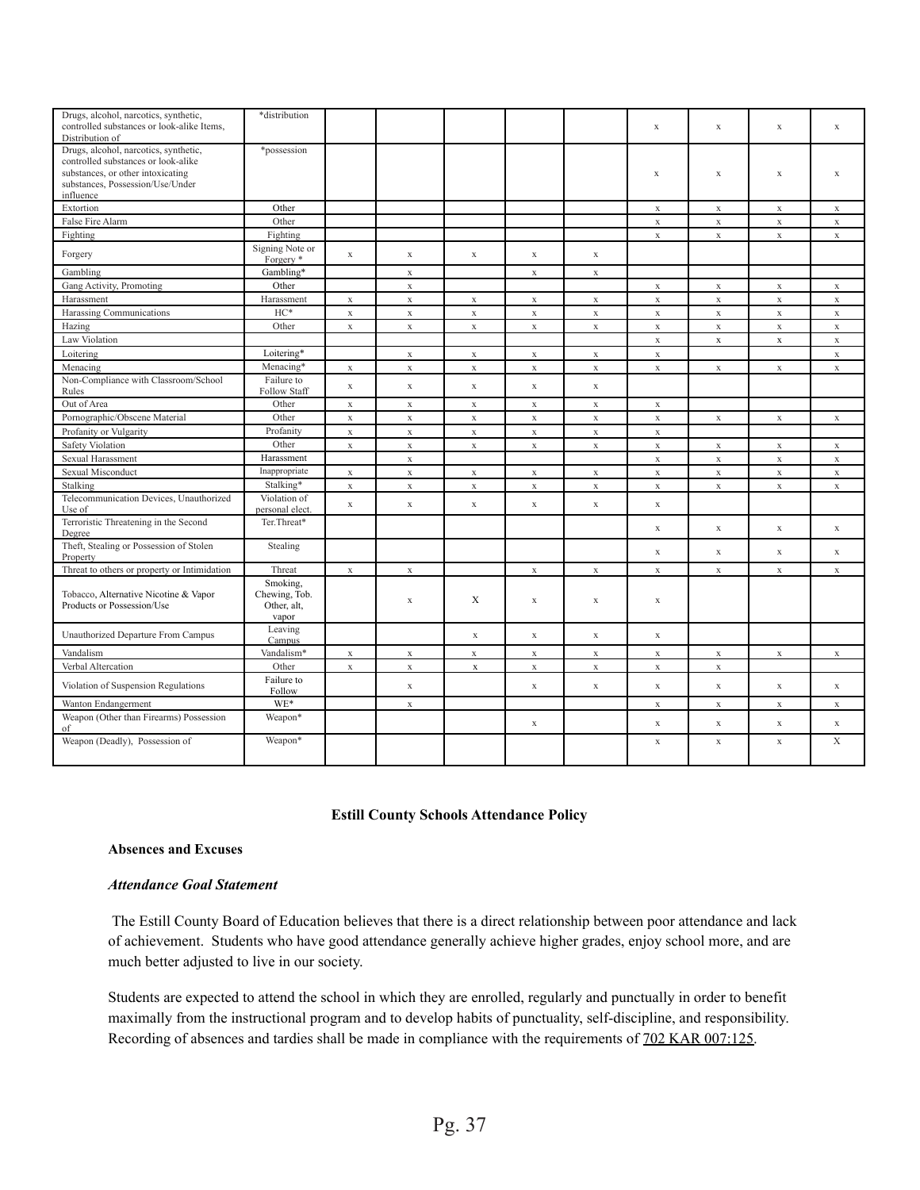| | | | | | | | | | | |
|---|---|---|---|---|---|---|---|---|---|---|
| Drugs, alcohol, narcotics, synthetic, controlled substances or look-alike Items, Distribution of | *distribution | | | | | | x | x | x | x |
| Drugs, alcohol, narcotics, synthetic, controlled substances or look-alike substances, or other intoxicating substances, Possession/Use/Under influence | *possession | | | | | | x | x | x | x |
| Extortion | Other | | | | | | x | x | x | x |
| False Fire Alarm | Other | | | | | | x | x | x | x |
| Fighting | Fighting | | | | | | x | x | x | x |
| Forgery | Signing Note or Forgery * | x | x | x | x | x | | | | |
| Gambling | Gambling* | | x | | x | x | | | | |
| Gang Activity, Promoting | Other | | x | | | | x | x | x | x |
| Harassment | Harassment | x | x | x | x | x | x | x | x | x |
| Harassing Communications | HC* | x | x | x | x | x | x | x | x | x |
| Hazing | Other | x | x | x | x | x | x | x | x | x |
| Law Violation | | | | | | | x | x | x | x |
| Loitering | Loitering* | | x | x | x | x | x | | | x |
| Menacing | Menacing* | x | x | x | x | x | x | x | x | x |
| Non-Compliance with Classroom/School Rules | Failure to Follow Staff | x | x | x | x | x | | | | |
| Out of Area | Other | x | x | x | x | x | x | | | |
| Pornographic/Obscene Material | Other | x | x | x | x | x | x | x | x | x |
| Profanity or Vulgarity | Profanity | x | x | x | x | x | x | | | |
| Safety Violation | Other | x | x | x | x | x | x | x | x | x |
| Sexual Harassment | Harassment | | x | | | | x | x | x | x |
| Sexual Misconduct | Inappropriate | x | x | x | x | x | x | x | x | x |
| Stalking | Stalking* | x | x | x | x | x | x | x | x | x |
| Telecommunication Devices, Unauthorized Use of | Violation of personal elect. | x | x | x | x | x | x | | | |
| Terroristic Threatening in the Second Degree | Ter.Threat* | | | | | | x | x | x | x |
| Theft, Stealing or Possession of Stolen Property | Stealing | | | | | | x | x | x | x |
| Threat to others or property or Intimidation | Threat | x | x | | x | x | x | x | x | x |
| Tobacco, Alternative Nicotine & Vapor Products or Possession/Use | Smoking, Chewing, Tob. Other, alt, vapor | | x | X | x | x | x | | | |
| Unauthorized Departure From Campus | Leaving Campus | | | x | x | x | x | | | |
| Vandalism | Vandalism* | x | x | x | x | x | x | x | x | x |
| Verbal Altercation | Other | x | x | x | x | x | x | x | | |
| Violation of Suspension Regulations | Failure to Follow | | x | | x | x | x | x | x | x |
| Wanton Endangerment | WE* | | x | | | | x | x | x | x |
| Weapon (Other than Firearms) Possession of | Weapon* | | | | x | | x | x | x | x |
| Weapon (Deadly), Possession of | Weapon* | | | | | | x | x | x | X |

## Estill County Schools Attendance Policy

### Absences and Excuses

***Attendance Goal Statement***

The Estill County Board of Education believes that there is a direct relationship between poor attendance and lack of achievement. Students who have good attendance generally achieve higher grades, enjoy school more, and are much better adjusted to live in our society.

Students are expected to attend the school in which they are enrolled, regularly and punctually in order to benefit maximally from the instructional program and to develop habits of punctuality, self-discipline, and responsibility. Recording of absences and tardies shall be made in compliance with the requirements of 702 KAR 007:125.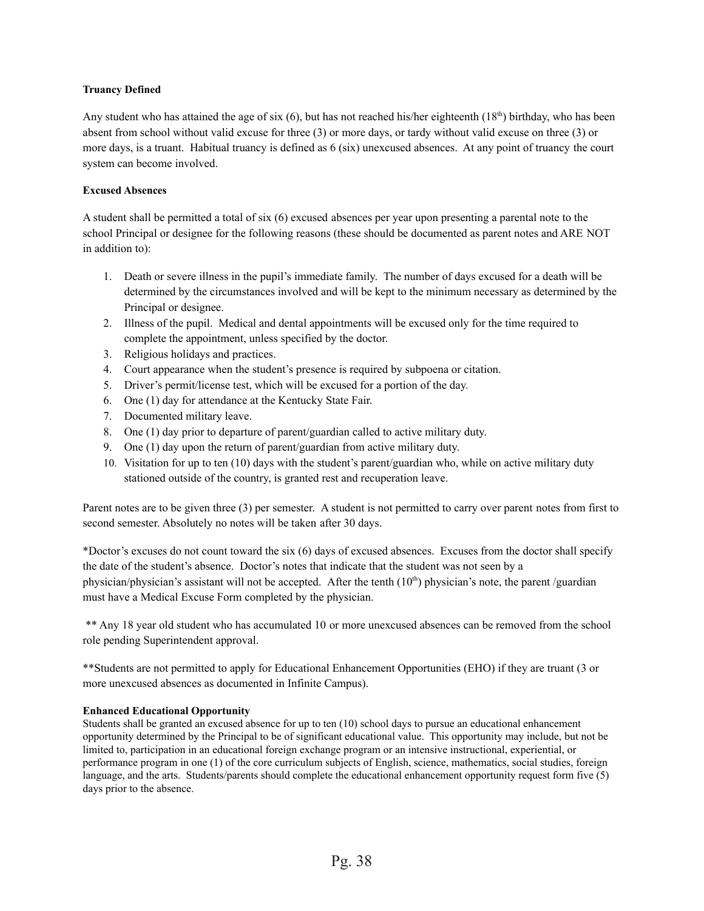**Truancy Defined**

Any student who has attained the age of six (6), but has not reached his/her eighteenth (18th) birthday, who has been absent from school without valid excuse for three (3) or more days, or tardy without valid excuse on three (3) or more days, is a truant. Habitual truancy is defined as 6 (six) unexcused absences. At any point of truancy the court system can become involved.

**Excused Absences**

A student shall be permitted a total of six (6) excused absences per year upon presenting a parental note to the school Principal or designee for the following reasons (these should be documented as parent notes and ARE NOT in addition to):

1. Death or severe illness in the pupil's immediate family. The number of days excused for a death will be determined by the circumstances involved and will be kept to the minimum necessary as determined by the Principal or designee.
2. Illness of the pupil. Medical and dental appointments will be excused only for the time required to complete the appointment, unless specified by the doctor.
3. Religious holidays and practices.
4. Court appearance when the student's presence is required by subpoena or citation.
5. Driver's permit/license test, which will be excused for a portion of the day.
6. One (1) day for attendance at the Kentucky State Fair.
7. Documented military leave.
8. One (1) day prior to departure of parent/guardian called to active military duty.
9. One (1) day upon the return of parent/guardian from active military duty.
10. Visitation for up to ten (10) days with the student's parent/guardian who, while on active military duty stationed outside of the country, is granted rest and recuperation leave.

Parent notes are to be given three (3) per semester. A student is not permitted to carry over parent notes from first to second semester. Absolutely no notes will be taken after 30 days.

*Doctor's excuses do not count toward the six (6) days of excused absences. Excuses from the doctor shall specify the date of the student's absence. Doctor's notes that indicate that the student was not seen by a physician/physician's assistant will not be accepted. After the tenth (10th) physician's note, the parent /guardian must have a Medical Excuse Form completed by the physician.

** Any 18 year old student who has accumulated 10 or more unexcused absences can be removed from the school role pending Superintendent approval.

**Students are not permitted to apply for Educational Enhancement Opportunities (EHO) if they are truant (3 or more unexcused absences as documented in Infinite Campus).

**Enhanced Educational Opportunity**

Students shall be granted an excused absence for up to ten (10) school days to pursue an educational enhancement opportunity determined by the Principal to be of significant educational value. This opportunity may include, but not be limited to, participation in an educational foreign exchange program or an intensive instructional, experiential, or performance program in one (1) of the core curriculum subjects of English, science, mathematics, social studies, foreign language, and the arts. Students/parents should complete the educational enhancement opportunity request form five (5) days prior to the absence.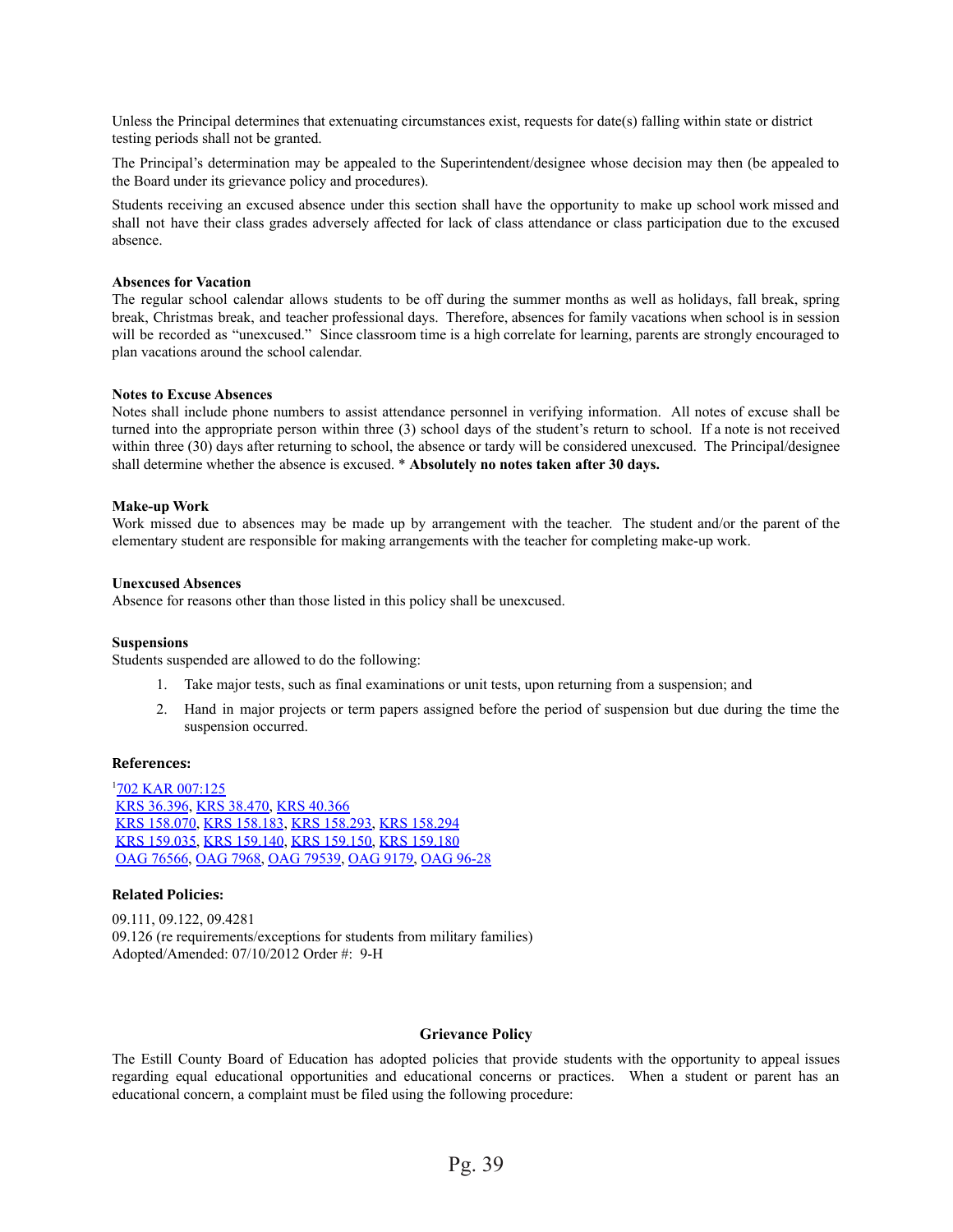Unless the Principal determines that extenuating circumstances exist, requests for date(s) falling within state or district testing periods shall not be granted.

The Principal's determination may be appealed to the Superintendent/designee whose decision may then (be appealed to the Board under its grievance policy and procedures).

Students receiving an excused absence under this section shall have the opportunity to make up school work missed and shall not have their class grades adversely affected for lack of class attendance or class participation due to the excused absence.

**Absences for Vacation**

The regular school calendar allows students to be off during the summer months as well as holidays, fall break, spring break, Christmas break, and teacher professional days. Therefore, absences for family vacations when school is in session will be recorded as "unexcused." Since classroom time is a high correlate for learning, parents are strongly encouraged to plan vacations around the school calendar.

**Notes to Excuse Absences**

Notes shall include phone numbers to assist attendance personnel in verifying information. All notes of excuse shall be turned into the appropriate person within three (3) school days of the student's return to school. If a note is not received within three (30) days after returning to school, the absence or tardy will be considered unexcused. The Principal/designee shall determine whether the absence is excused. * **Absolutely no notes taken after 30 days.**

**Make-up Work**

Work missed due to absences may be made up by arrangement with the teacher. The student and/or the parent of the elementary student are responsible for making arrangements with the teacher for completing make-up work.

**Unexcused Absences**

Absence for reasons other than those listed in this policy shall be unexcused.

**Suspensions**

Students suspended are allowed to do the following:

1. Take major tests, such as final examinations or unit tests, upon returning from a suspension; and
2. Hand in major projects or term papers assigned before the period of suspension but due during the time the suspension occurred.

**References:**

[1]702 KAR 007:125
KRS 36.396, KRS 38.470, KRS 40.366
KRS 158.070, KRS 158.183, KRS 158.293, KRS 158.294
KRS 159.035, KRS 159.140, KRS 159.150, KRS 159.180
OAG 76566, OAG 7968, OAG 79539, OAG 9179, OAG 96-28

**Related Policies:**

09.111, 09.122, 09.4281
09.126 (re requirements/exceptions for students from military families)
Adopted/Amended: 07/10/2012 Order #: 9-H

**Grievance Policy**

The Estill County Board of Education has adopted policies that provide students with the opportunity to appeal issues regarding equal educational opportunities and educational concerns or practices. When a student or parent has an educational concern, a complaint must be filed using the following procedure: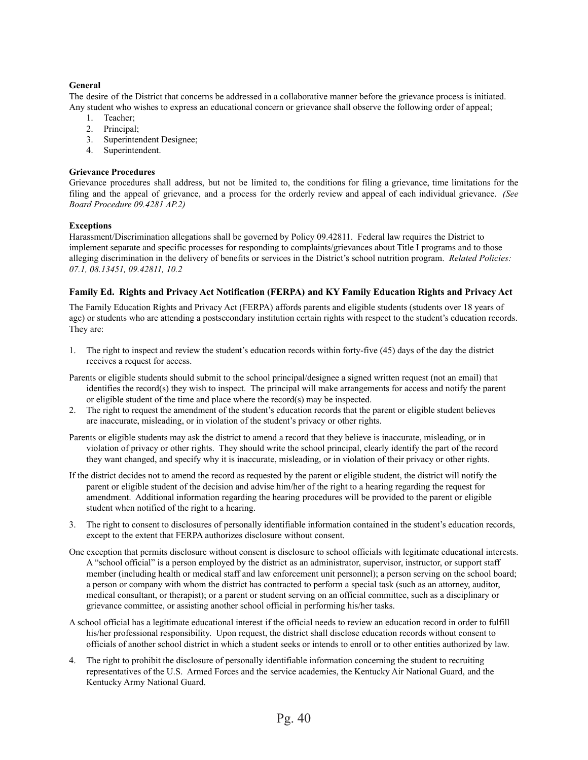**General**

The desire of the District that concerns be addressed in a collaborative manner before the grievance process is initiated. Any student who wishes to express an educational concern or grievance shall observe the following order of appeal;

1. Teacher;
2. Principal;
3. Superintendent Designee;
4. Superintendent.

**Grievance Procedures**

Grievance procedures shall address, but not be limited to, the conditions for filing a grievance, time limitations for the filing and the appeal of grievance, and a process for the orderly review and appeal of each individual grievance. *(See Board Procedure 09.4281 AP.2)*

**Exceptions**

Harassment/Discrimination allegations shall be governed by Policy 09.42811. Federal law requires the District to implement separate and specific processes for responding to complaints/grievances about Title I programs and to those alleging discrimination in the delivery of benefits or services in the District's school nutrition program. *Related Policies: 07.1, 08.13451, 09.42811, 10.2*

### Family Ed. Rights and Privacy Act Notification (FERPA) and KY Family Education Rights and Privacy Act

The Family Education Rights and Privacy Act (FERPA) affords parents and eligible students (students over 18 years of age) or students who are attending a postsecondary institution certain rights with respect to the student's education records. They are:

1. The right to inspect and review the student's education records within forty-five (45) days of the day the district receives a request for access.

Parents or eligible students should submit to the school principal/designee a signed written request (not an email) that identifies the record(s) they wish to inspect. The principal will make arrangements for access and notify the parent or eligible student of the time and place where the record(s) may be inspected.

2. The right to request the amendment of the student's education records that the parent or eligible student believes are inaccurate, misleading, or in violation of the student's privacy or other rights.

Parents or eligible students may ask the district to amend a record that they believe is inaccurate, misleading, or in violation of privacy or other rights. They should write the school principal, clearly identify the part of the record they want changed, and specify why it is inaccurate, misleading, or in violation of their privacy or other rights.

If the district decides not to amend the record as requested by the parent or eligible student, the district will notify the parent or eligible student of the decision and advise him/her of the right to a hearing regarding the request for amendment. Additional information regarding the hearing procedures will be provided to the parent or eligible student when notified of the right to a hearing.

3. The right to consent to disclosures of personally identifiable information contained in the student's education records, except to the extent that FERPA authorizes disclosure without consent.

One exception that permits disclosure without consent is disclosure to school officials with legitimate educational interests. A "school official" is a person employed by the district as an administrator, supervisor, instructor, or support staff member (including health or medical staff and law enforcement unit personnel); a person serving on the school board; a person or company with whom the district has contracted to perform a special task (such as an attorney, auditor, medical consultant, or therapist); or a parent or student serving on an official committee, such as a disciplinary or grievance committee, or assisting another school official in performing his/her tasks.

A school official has a legitimate educational interest if the official needs to review an education record in order to fulfill his/her professional responsibility. Upon request, the district shall disclose education records without consent to officials of another school district in which a student seeks or intends to enroll or to other entities authorized by law.

4. The right to prohibit the disclosure of personally identifiable information concerning the student to recruiting representatives of the U.S. Armed Forces and the service academies, the Kentucky Air National Guard, and the Kentucky Army National Guard.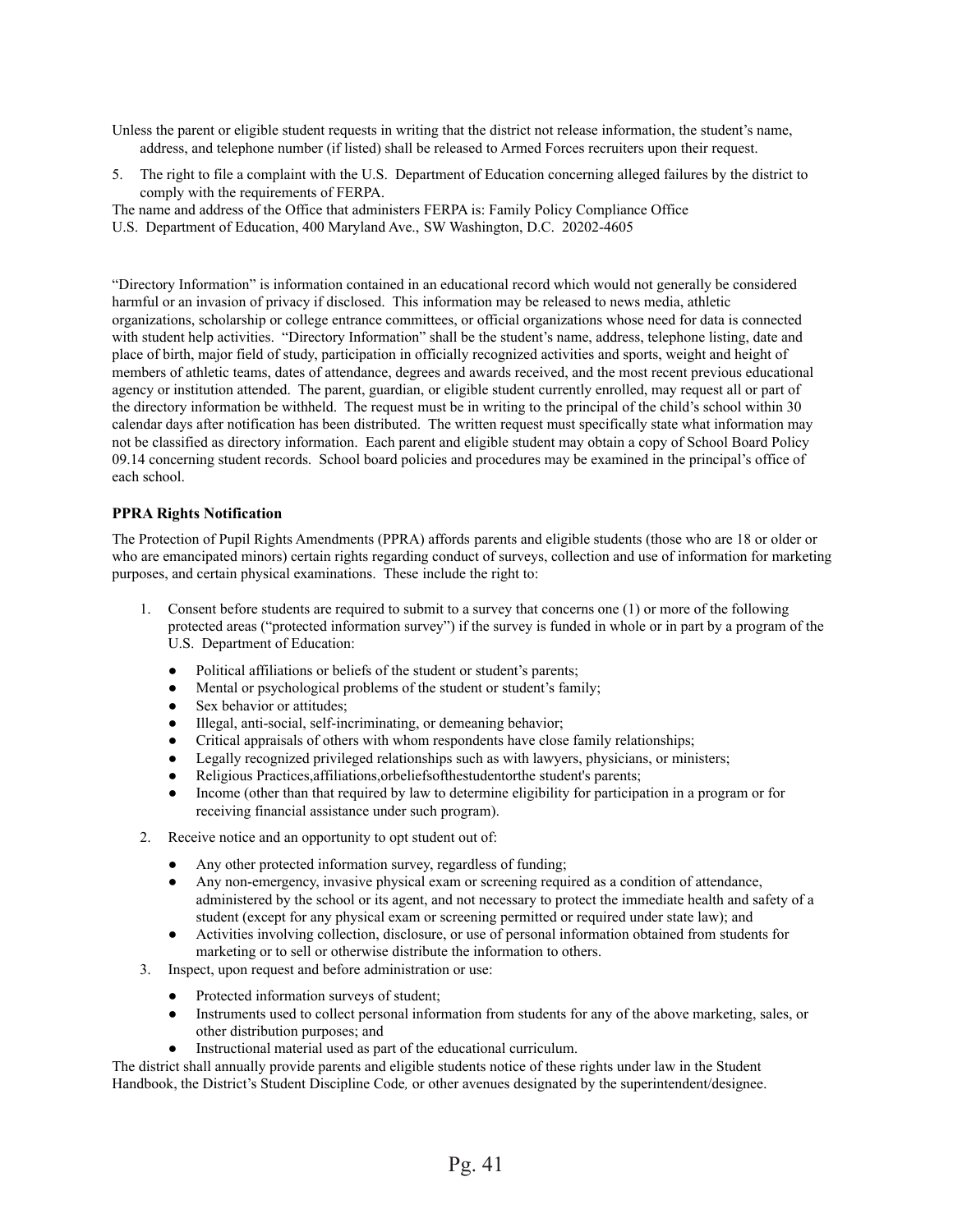Unless the parent or eligible student requests in writing that the district not release information, the student's name, address, and telephone number (if listed) shall be released to Armed Forces recruiters upon their request.

5. The right to file a complaint with the U.S. Department of Education concerning alleged failures by the district to comply with the requirements of FERPA.

The name and address of the Office that administers FERPA is: Family Policy Compliance Office
U.S. Department of Education, 400 Maryland Ave., SW Washington, D.C. 20202-4605

"Directory Information" is information contained in an educational record which would not generally be considered harmful or an invasion of privacy if disclosed. This information may be released to news media, athletic organizations, scholarship or college entrance committees, or official organizations whose need for data is connected with student help activities. "Directory Information" shall be the student's name, address, telephone listing, date and place of birth, major field of study, participation in officially recognized activities and sports, weight and height of members of athletic teams, dates of attendance, degrees and awards received, and the most recent previous educational agency or institution attended. The parent, guardian, or eligible student currently enrolled, may request all or part of the directory information be withheld. The request must be in writing to the principal of the child's school within 30 calendar days after notification has been distributed. The written request must specifically state what information may not be classified as directory information. Each parent and eligible student may obtain a copy of School Board Policy 09.14 concerning student records. School board policies and procedures may be examined in the principal's office of each school.

**PPRA Rights Notification**

The Protection of Pupil Rights Amendments (PPRA) affords parents and eligible students (those who are 18 or older or who are emancipated minors) certain rights regarding conduct of surveys, collection and use of information for marketing purposes, and certain physical examinations. These include the right to:

1. Consent before students are required to submit to a survey that concerns one (1) or more of the following protected areas ("protected information survey") if the survey is funded in whole or in part by a program of the U.S. Department of Education:
   - Political affiliations or beliefs of the student or student's parents;
   - Mental or psychological problems of the student or student's family;
   - Sex behavior or attitudes;
   - Illegal, anti-social, self-incriminating, or demeaning behavior;
   - Critical appraisals of others with whom respondents have close family relationships;
   - Legally recognized privileged relationships such as with lawyers, physicians, or ministers;
   - Religious Practices,affiliations,orbeliefsofthestudentorthe student's parents;
   - Income (other than that required by law to determine eligibility for participation in a program or for receiving financial assistance under such program).
2. Receive notice and an opportunity to opt student out of:
   - Any other protected information survey, regardless of funding;
   - Any non-emergency, invasive physical exam or screening required as a condition of attendance, administered by the school or its agent, and not necessary to protect the immediate health and safety of a student (except for any physical exam or screening permitted or required under state law); and
   - Activities involving collection, disclosure, or use of personal information obtained from students for marketing or to sell or otherwise distribute the information to others.
3. Inspect, upon request and before administration or use:
   - Protected information surveys of student;
   - Instruments used to collect personal information from students for any of the above marketing, sales, or other distribution purposes; and
   - Instructional material used as part of the educational curriculum.

The district shall annually provide parents and eligible students notice of these rights under law in the Student Handbook, the District's Student Discipline Code*,* or other avenues designated by the superintendent/designee.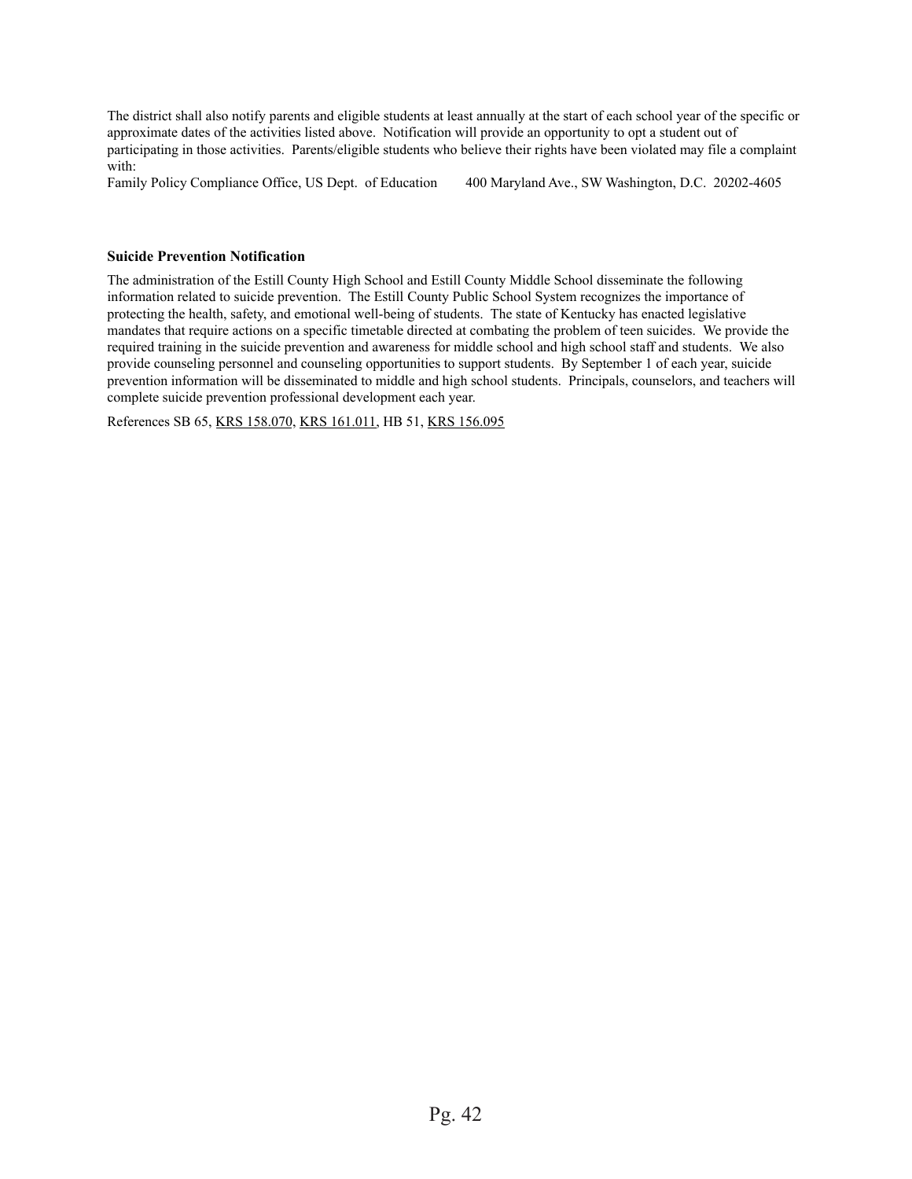The district shall also notify parents and eligible students at least annually at the start of each school year of the specific or approximate dates of the activities listed above. Notification will provide an opportunity to opt a student out of participating in those activities. Parents/eligible students who believe their rights have been violated may file a complaint with:

Family Policy Compliance Office, US Dept. of Education 400 Maryland Ave., SW Washington, D.C. 20202-4605

**Suicide Prevention Notification**

The administration of the Estill County High School and Estill County Middle School disseminate the following information related to suicide prevention. The Estill County Public School System recognizes the importance of protecting the health, safety, and emotional well-being of students. The state of Kentucky has enacted legislative mandates that require actions on a specific timetable directed at combating the problem of teen suicides. We provide the required training in the suicide prevention and awareness for middle school and high school staff and students. We also provide counseling personnel and counseling opportunities to support students. By September 1 of each year, suicide prevention information will be disseminated to middle and high school students. Principals, counselors, and teachers will complete suicide prevention professional development each year.

References SB 65, KRS 158.070, KRS 161.011, HB 51, KRS 156.095